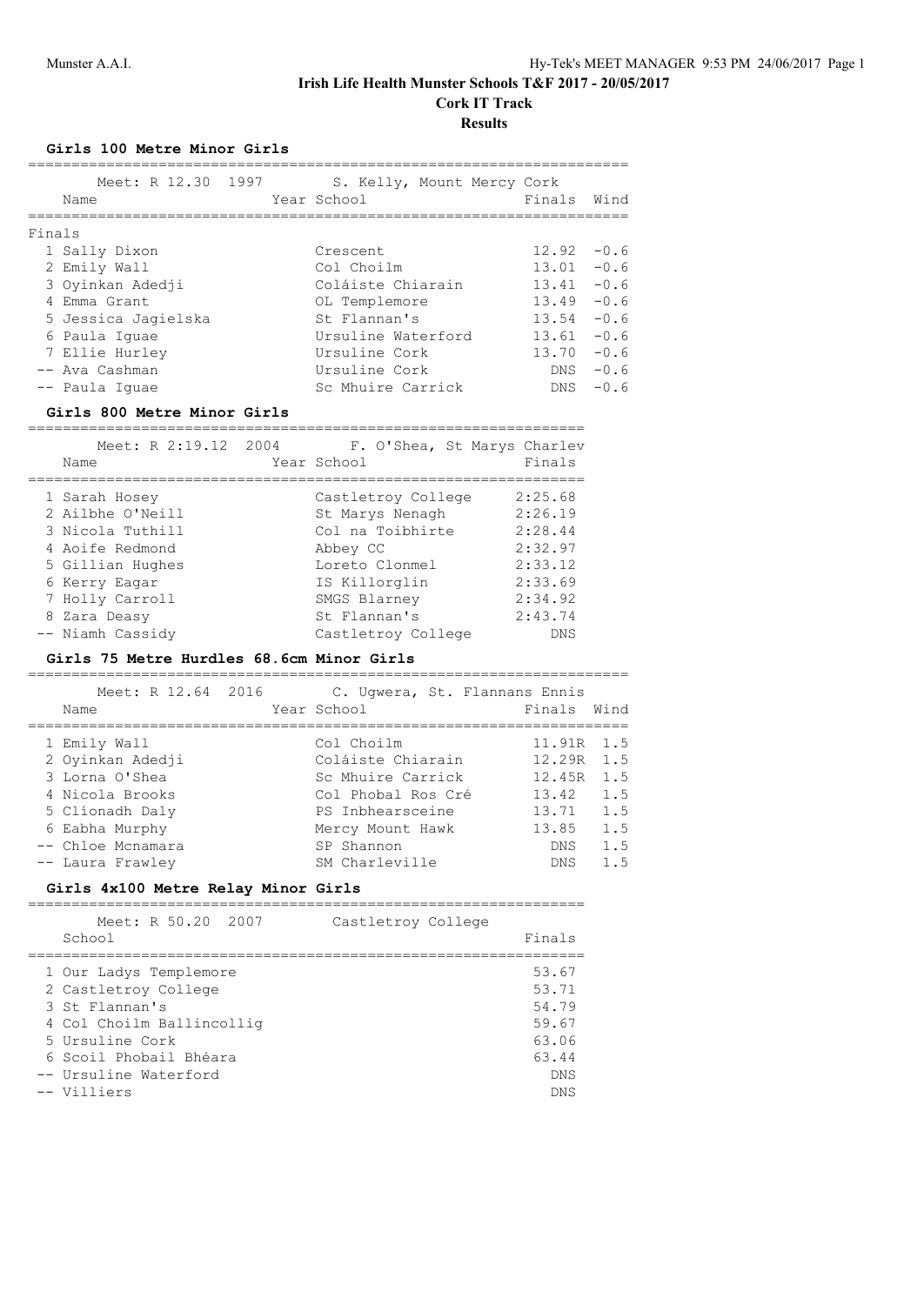# Irish Life Health Munster Schools T&F 2017 - 20/05/2017

## Cork IT Track

### Results

#### Girls 100 Metre Minor Girls

Meet: R 12.30 1997 S. Kelly, Mount Mercy Cork

Finals

| | Name | Year | School | Finals | Wind |
|---|---|---|---|---|---|
| 1 | Sally Dixon | | Crescent | 12.92 | -0.6 |
| 2 | Emily Wall | | Col Choilm | 13.01 | -0.6 |
| 3 | Oyinkan Adedji | | Coláiste Chiarain | 13.41 | -0.6 |
| 4 | Emma Grant | | OL Templemore | 13.49 | -0.6 |
| 5 | Jessica Jagielska | | St Flannan's | 13.54 | -0.6 |
| 6 | Paula Iguae | | Ursuline Waterford | 13.61 | -0.6 |
| 7 | Ellie Hurley | | Ursuline Cork | 13.70 | -0.6 |
| -- | Ava Cashman | | Ursuline Cork | DNS | -0.6 |
| -- | Paula Iguae | | Sc Mhuire Carrick | DNS | -0.6 |

#### Girls 800 Metre Minor Girls

Meet: R 2:19.12 2004 F. O'Shea, St Marys Charlev

| | Name | Year | School | Finals |
|---|---|---|---|---|
| 1 | Sarah Hosey | | Castletroy College | 2:25.68 |
| 2 | Ailbhe O'Neill | | St Marys Nenagh | 2:26.19 |
| 3 | Nicola Tuthill | | Col na Toibhirte | 2:28.44 |
| 4 | Aoife Redmond | | Abbey CC | 2:32.97 |
| 5 | Gillian Hughes | | Loreto Clonmel | 2:33.12 |
| 6 | Kerry Eagar | | IS Killorglin | 2:33.69 |
| 7 | Holly Carroll | | SMGS Blarney | 2:34.92 |
| 8 | Zara Deasy | | St Flannan's | 2:43.74 |
| -- | Niamh Cassidy | | Castletroy College | DNS |

#### Girls 75 Metre Hurdles 68.6cm Minor Girls

Meet: R 12.64 2016 C. Ugwera, St. Flannans Ennis

| | Name | Year | School | Finals | Wind |
|---|---|---|---|---|---|
| 1 | Emily Wall | | Col Choilm | 11.91R | 1.5 |
| 2 | Oyinkan Adedji | | Coláiste Chiarain | 12.29R | 1.5 |
| 3 | Lorna O'Shea | | Sc Mhuire Carrick | 12.45R | 1.5 |
| 4 | Nicola Brooks | | Col Phobal Ros Cré | 13.42 | 1.5 |
| 5 | Clíonadh Daly | | PS Inbhearsceine | 13.71 | 1.5 |
| 6 | Eabha Murphy | | Mercy Mount Hawk | 13.85 | 1.5 |
| -- | Chloe Mcnamara | | SP Shannon | DNS | 1.5 |
| -- | Laura Frawley | | SM Charleville | DNS | 1.5 |

#### Girls 4x100 Metre Relay Minor Girls

Meet: R 50.20 2007 Castletroy College

| | School | Finals |
|---|---|---|
| 1 | Our Ladys Templemore | 53.67 |
| 2 | Castletroy College | 53.71 |
| 3 | St Flannan's | 54.79 |
| 4 | Col Choilm Ballincollig | 59.67 |
| 5 | Ursuline Cork | 63.06 |
| 6 | Scoil Phobail Bhéara | 63.44 |
| -- | Ursuline Waterford | DNS |
| -- | Villiers | DNS |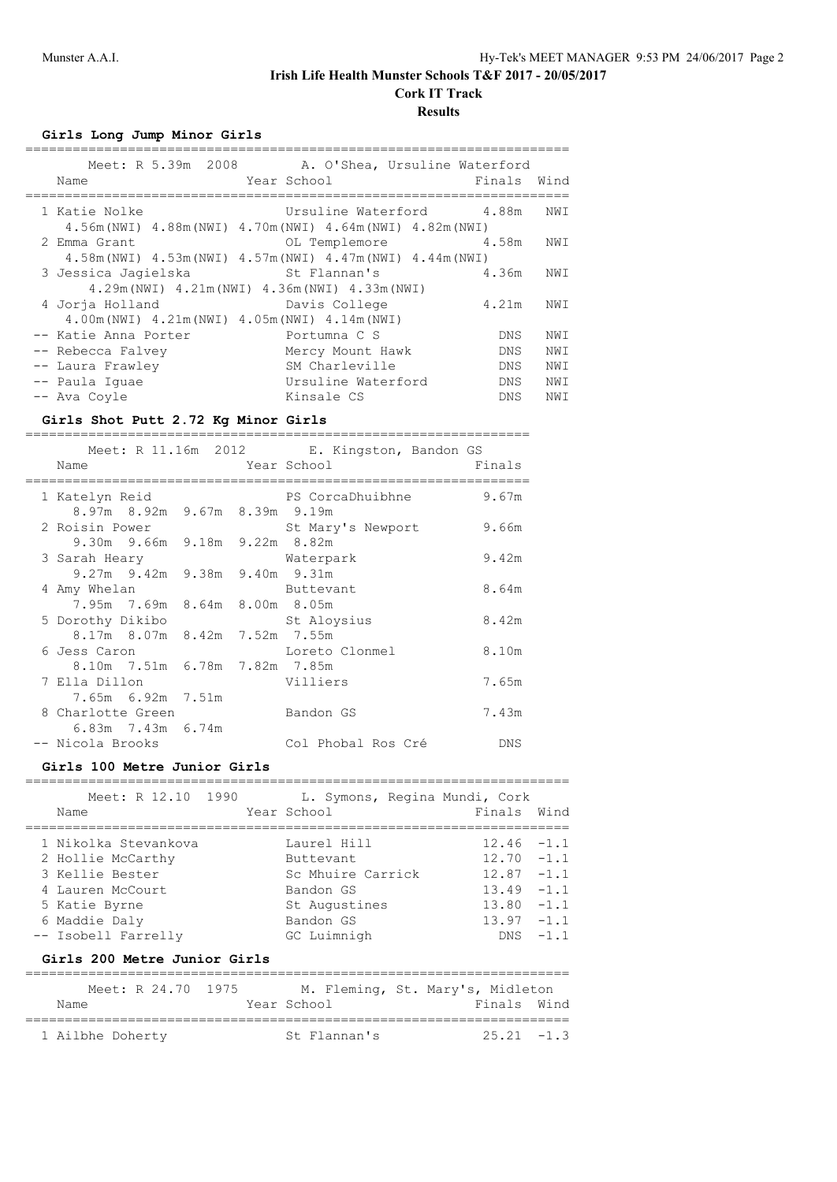# Irish Life Health Munster Schools T&F 2017 - 20/05/2017

## Cork IT Track

### Results

**Girls Long Jump Minor Girls**

Meet: R 5.39m 2008 — A. O'Shea, Ursuline Waterford

| Name | Year School | Finals | Wind |
| --- | --- | --- | --- |
| 1 Katie Nolke | Ursuline Waterford | 4.88m | NWI |
| 4.56m(NWI) 4.88m(NWI) 4.70m(NWI) 4.64m(NWI) 4.82m(NWI) | | | |
| 2 Emma Grant | OL Templemore | 4.58m | NWI |
| 4.58m(NWI) 4.53m(NWI) 4.57m(NWI) 4.47m(NWI) 4.44m(NWI) | | | |
| 3 Jessica Jagielska | St Flannan's | 4.36m | NWI |
| 4.29m(NWI) 4.21m(NWI) 4.36m(NWI) 4.33m(NWI) | | | |
| 4 Jorja Holland | Davis College | 4.21m | NWI |
| 4.00m(NWI) 4.21m(NWI) 4.05m(NWI) 4.14m(NWI) | | | |
| -- Katie Anna Porter | Portumna C S | DNS | NWI |
| -- Rebecca Falvey | Mercy Mount Hawk | DNS | NWI |
| -- Laura Frawley | SM Charleville | DNS | NWI |
| -- Paula Iguae | Ursuline Waterford | DNS | NWI |
| -- Ava Coyle | Kinsale CS | DNS | NWI |

**Girls Shot Putt 2.72 Kg Minor Girls**

Meet: R 11.16m 2012 — E. Kingston, Bandon GS

| Name | Year School | Finals |
| --- | --- | --- |
| 1 Katelyn Reid | PS CorcaDhuibhne | 9.67m |
| 8.97m 8.92m 9.67m 8.39m 9.19m | | |
| 2 Roisin Power | St Mary's Newport | 9.66m |
| 9.30m 9.66m 9.18m 9.22m 8.82m | | |
| 3 Sarah Heary | Waterpark | 9.42m |
| 9.27m 9.42m 9.38m 9.40m 9.31m | | |
| 4 Amy Whelan | Buttevant | 8.64m |
| 7.95m 7.69m 8.64m 8.00m 8.05m | | |
| 5 Dorothy Dikibo | St Aloysius | 8.42m |
| 8.17m 8.07m 8.42m 7.52m 7.55m | | |
| 6 Jess Caron | Loreto Clonmel | 8.10m |
| 8.10m 7.51m 6.78m 7.82m 7.85m | | |
| 7 Ella Dillon | Villiers | 7.65m |
| 7.65m 6.92m 7.51m | | |
| 8 Charlotte Green | Bandon GS | 7.43m |
| 6.83m 7.43m 6.74m | | |
| -- Nicola Brooks | Col Phobal Ros Cré | DNS |

**Girls 100 Metre Junior Girls**

Meet: R 12.10 1990 — L. Symons, Regina Mundi, Cork

| Name | Year School | Finals | Wind |
| --- | --- | --- | --- |
| 1 Nikolka Stevankova | Laurel Hill | 12.46 | -1.1 |
| 2 Hollie McCarthy | Buttevant | 12.70 | -1.1 |
| 3 Kellie Bester | Sc Mhuire Carrick | 12.87 | -1.1 |
| 4 Lauren McCourt | Bandon GS | 13.49 | -1.1 |
| 5 Katie Byrne | St Augustines | 13.80 | -1.1 |
| 6 Maddie Daly | Bandon GS | 13.97 | -1.1 |
| -- Isobell Farrelly | GC Luimnigh | DNS | -1.1 |

**Girls 200 Metre Junior Girls**

Meet: R 24.70 1975 — M. Fleming, St. Mary's, Midleton

| Name | Year School | Finals | Wind |
| --- | --- | --- | --- |
| 1 Ailbhe Doherty | St Flannan's | 25.21 | -1.3 |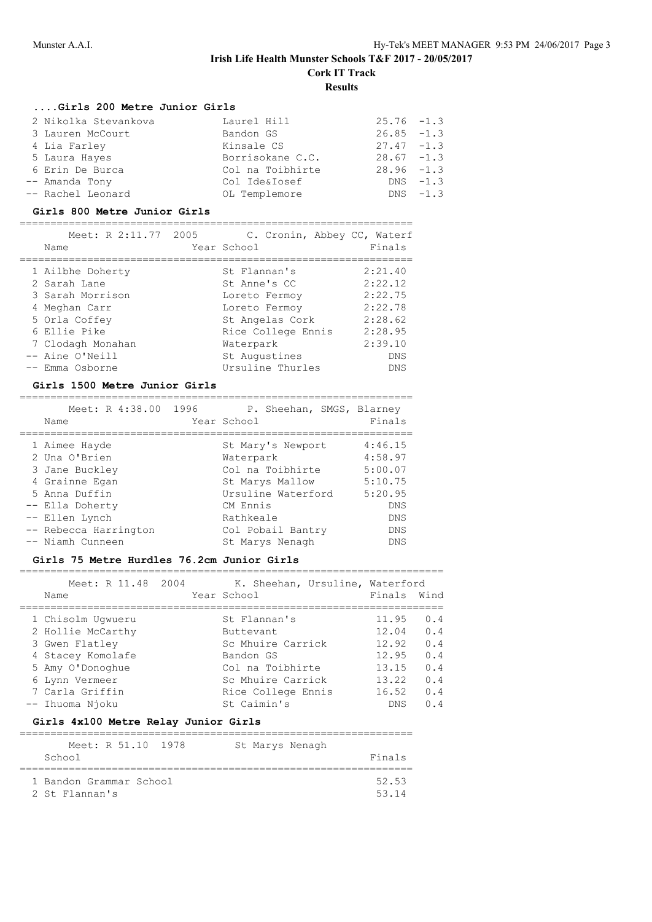## Irish Life Health Munster Schools T&F 2017 - 20/05/2017

**Cork IT Track**

**Results**

### ....Girls 200 Metre Junior Girls

| | Name | School | Finals | Wind |
|---|---|---|---|---|
| 2 | Nikolka Stevankova | Laurel Hill | 25.76 | -1.3 |
| 3 | Lauren McCourt | Bandon GS | 26.85 | -1.3 |
| 4 | Lia Farley | Kinsale CS | 27.47 | -1.3 |
| 5 | Laura Hayes | Borrisokane C.C. | 28.67 | -1.3 |
| 6 | Erin De Burca | Col na Toibhirte | 28.96 | -1.3 |
| -- | Amanda Tony | Col Ide&Iosef | DNS | -1.3 |
| -- | Rachel Leonard | OL Templemore | DNS | -1.3 |

### Girls 800 Metre Junior Girls

Meet: R 2:11.77 2005 C. Cronin, Abbey CC, Waterf

| | Name | Year School | Finals |
|---|---|---|---|
| 1 | Ailbhe Doherty | St Flannan's | 2:21.40 |
| 2 | Sarah Lane | St Anne's CC | 2:22.12 |
| 3 | Sarah Morrison | Loreto Fermoy | 2:22.75 |
| 4 | Meghan Carr | Loreto Fermoy | 2:22.78 |
| 5 | Orla Coffey | St Angelas Cork | 2:28.62 |
| 6 | Ellie Pike | Rice College Ennis | 2:28.95 |
| 7 | Clodagh Monahan | Waterpark | 2:39.10 |
| -- | Aine O'Neill | St Augustines | DNS |
| -- | Emma Osborne | Ursuline Thurles | DNS |

### Girls 1500 Metre Junior Girls

Meet: R 4:38.00 1996 P. Sheehan, SMGS, Blarney

| | Name | Year School | Finals |
|---|---|---|---|
| 1 | Aimee Hayde | St Mary's Newport | 4:46.15 |
| 2 | Una O'Brien | Waterpark | 4:58.97 |
| 3 | Jane Buckley | Col na Toibhirte | 5:00.07 |
| 4 | Grainne Egan | St Marys Mallow | 5:10.75 |
| 5 | Anna Duffin | Ursuline Waterford | 5:20.95 |
| -- | Ella Doherty | CM Ennis | DNS |
| -- | Ellen Lynch | Rathkeale | DNS |
| -- | Rebecca Harrington | Col Pobail Bantry | DNS |
| -- | Niamh Cunneen | St Marys Nenagh | DNS |

### Girls 75 Metre Hurdles 76.2cm Junior Girls

Meet: R 11.48 2004 K. Sheehan, Ursuline, Waterford

| | Name | Year School | Finals | Wind |
|---|---|---|---|---|
| 1 | Chisolm Ugwueru | St Flannan's | 11.95 | 0.4 |
| 2 | Hollie McCarthy | Buttevant | 12.04 | 0.4 |
| 3 | Gwen Flatley | Sc Mhuire Carrick | 12.92 | 0.4 |
| 4 | Stacey Komolafe | Bandon GS | 12.95 | 0.4 |
| 5 | Amy O'Donoghue | Col na Toibhirte | 13.15 | 0.4 |
| 6 | Lynn Vermeer | Sc Mhuire Carrick | 13.22 | 0.4 |
| 7 | Carla Griffin | Rice College Ennis | 16.52 | 0.4 |
| -- | Ihuoma Njoku | St Caimin's | DNS | 0.4 |

### Girls 4x100 Metre Relay Junior Girls

Meet: R 51.10 1978 St Marys Nenagh

| | School | Finals |
|---|---|---|
| 1 | Bandon Grammar School | 52.53 |
| 2 | St Flannan's | 53.14 |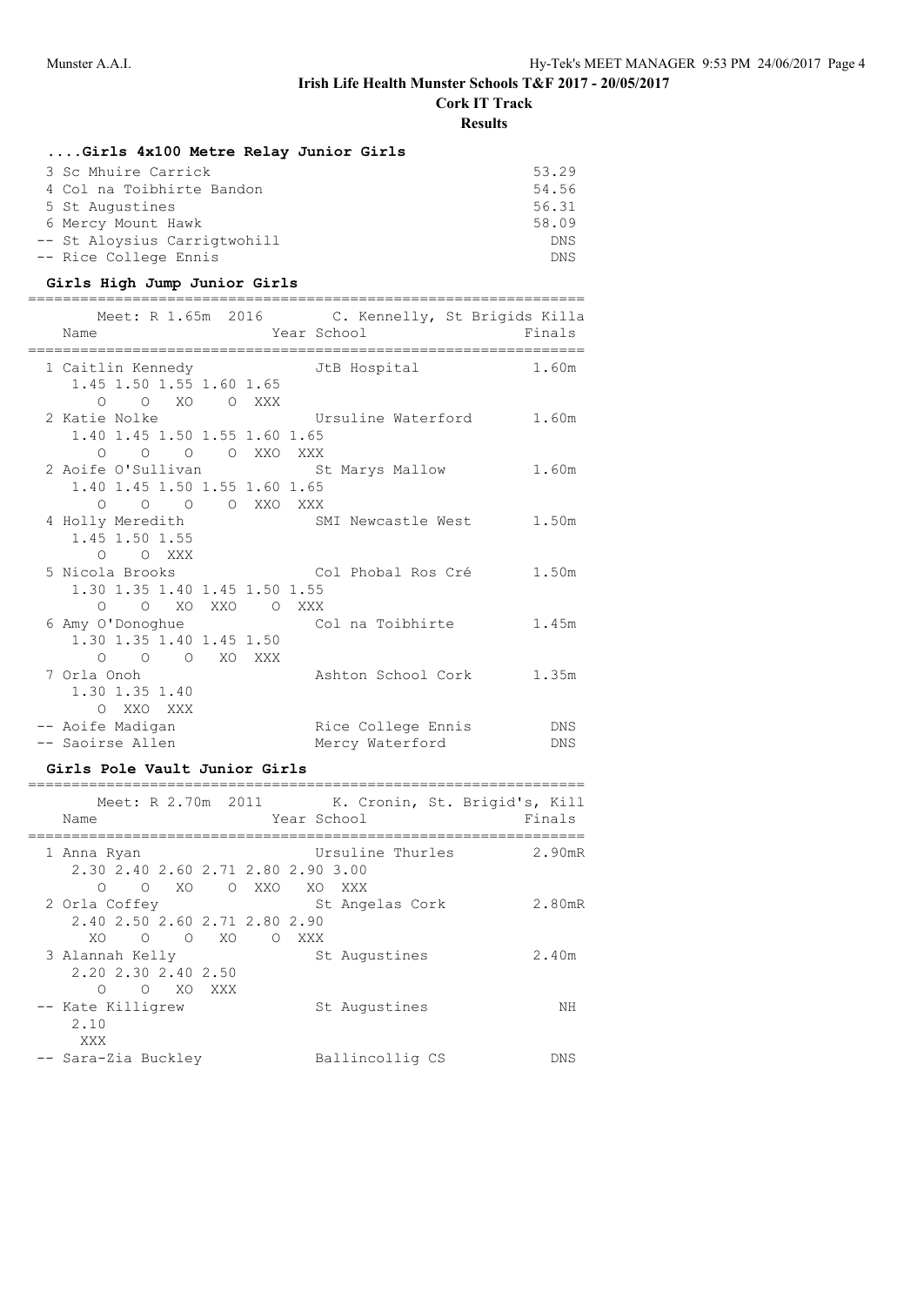## Irish Life Health Munster Schools T&F 2017 - 20/05/2017

**Cork IT Track**

**Results**

### ....Girls 4x100 Metre Relay Junior Girls

```
 3 Sc Mhuire Carrick                                     53.29
 4 Col na Toibhirte Bandon                               54.56
 5 St Augustines                                         56.31
 6 Mercy Mount Hawk                                      58.09
-- St Aloysius Carrigtwohill                               DNS
-- Rice College Ennis                                      DNS
```

### Girls High Jump Junior Girls

```
================================================================
      Meet: R 1.65m  2016       C. Kennelly, St Brigids Killa
   Name                      Year School                Finals
================================================================
  1 Caitlin Kennedy              JtB Hospital             1.60m
     1.45 1.50 1.55 1.60 1.65
        O    O   XO    O  XXX
  2 Katie Nolke                  Ursuline Waterford       1.60m
     1.40 1.45 1.50 1.55 1.60 1.65
        O    O    O    O  XXO  XXX
  2 Aoife O'Sullivan             St Marys Mallow          1.60m
     1.40 1.45 1.50 1.55 1.60 1.65
        O    O    O    O  XXO  XXX
  4 Holly Meredith               SMI Newcastle West       1.50m
     1.45 1.50 1.55
        O    O  XXX
  5 Nicola Brooks                Col Phobal Ros Cré       1.50m
     1.30 1.35 1.40 1.45 1.50 1.55
        O    O   XO  XXO    O  XXX
  6 Amy O'Donoghue               Col na Toibhirte         1.45m
     1.30 1.35 1.40 1.45 1.50
        O    O    O   XO  XXX
  7 Orla Onoh                    Ashton School Cork       1.35m
     1.30 1.35 1.40
        O  XXO  XXX
 -- Aoife Madigan                Rice College Ennis         DNS
 -- Saoirse Allen                Mercy Waterford            DNS
```

### Girls Pole Vault Junior Girls

```
================================================================
      Meet: R 2.70m  2011       K. Cronin, St. Brigid's, Kill
   Name                      Year School                Finals
================================================================
  1 Anna Ryan                    Ursuline Thurles        2.90mR
     2.30 2.40 2.60 2.71 2.80 2.90 3.00
        O    O   XO    O  XXO   XO  XXX
  2 Orla Coffey                  St Angelas Cork         2.80mR
     2.40 2.50 2.60 2.71 2.80 2.90
       XO    O    O   XO    O  XXX
  3 Alannah Kelly                St Augustines            2.40m
     2.20 2.30 2.40 2.50
        O    O   XO  XXX
 -- Kate Killigrew               St Augustines               NH
     2.10
      XXX
 -- Sara-Zia Buckley             Ballincollig CS            DNS
```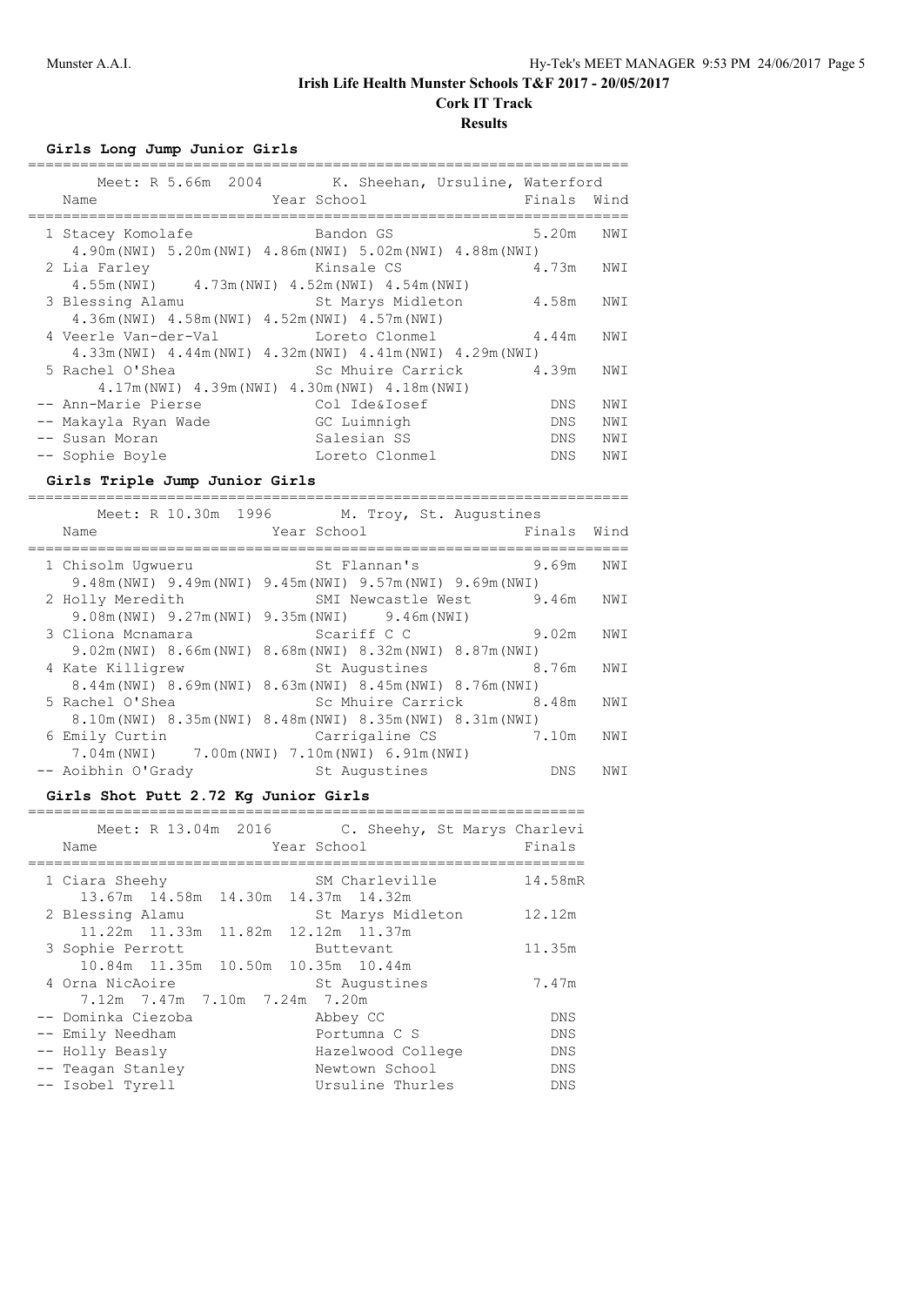# Irish Life Health Munster Schools T&F 2017 - 20/05/2017

## Cork IT Track

## Results

### Girls Long Jump Junior Girls

Meet: R 5.66m 2004 K. Sheehan, Ursuline, Waterford

| | Name | Year School | Finals | Wind |
|---|---|---|---|---|
| 1 | Stacey Komolafe | Bandon GS | 5.20m | NWI |
| | 4.90m(NWI) 5.20m(NWI) 4.86m(NWI) 5.02m(NWI) 4.88m(NWI) | | | |
| 2 | Lia Farley | Kinsale CS | 4.73m | NWI |
| | 4.55m(NWI) 4.73m(NWI) 4.52m(NWI) 4.54m(NWI) | | | |
| 3 | Blessing Alamu | St Marys Midleton | 4.58m | NWI |
| | 4.36m(NWI) 4.58m(NWI) 4.52m(NWI) 4.57m(NWI) | | | |
| 4 | Veerle Van-der-Val | Loreto Clonmel | 4.44m | NWI |
| | 4.33m(NWI) 4.44m(NWI) 4.32m(NWI) 4.41m(NWI) 4.29m(NWI) | | | |
| 5 | Rachel O'Shea | Sc Mhuire Carrick | 4.39m | NWI |
| | 4.17m(NWI) 4.39m(NWI) 4.30m(NWI) 4.18m(NWI) | | | |
| -- | Ann-Marie Pierse | Col Ide&Iosef | DNS | NWI |
| -- | Makayla Ryan Wade | GC Luimnigh | DNS | NWI |
| -- | Susan Moran | Salesian SS | DNS | NWI |
| -- | Sophie Boyle | Loreto Clonmel | DNS | NWI |

### Girls Triple Jump Junior Girls

Meet: R 10.30m 1996 M. Troy, St. Augustines

| | Name | Year School | Finals | Wind |
|---|---|---|---|---|
| 1 | Chisolm Ugwueru | St Flannan's | 9.69m | NWI |
| | 9.48m(NWI) 9.49m(NWI) 9.45m(NWI) 9.57m(NWI) 9.69m(NWI) | | | |
| 2 | Holly Meredith | SMI Newcastle West | 9.46m | NWI |
| | 9.08m(NWI) 9.27m(NWI) 9.35m(NWI) 9.46m(NWI) | | | |
| 3 | Cliona Mcnamara | Scariff C C | 9.02m | NWI |
| | 9.02m(NWI) 8.66m(NWI) 8.68m(NWI) 8.32m(NWI) 8.87m(NWI) | | | |
| 4 | Kate Killigrew | St Augustines | 8.76m | NWI |
| | 8.44m(NWI) 8.69m(NWI) 8.63m(NWI) 8.45m(NWI) 8.76m(NWI) | | | |
| 5 | Rachel O'Shea | Sc Mhuire Carrick | 8.48m | NWI |
| | 8.10m(NWI) 8.35m(NWI) 8.48m(NWI) 8.35m(NWI) 8.31m(NWI) | | | |
| 6 | Emily Curtin | Carrigaline CS | 7.10m | NWI |
| | 7.04m(NWI) 7.00m(NWI) 7.10m(NWI) 6.91m(NWI) | | | |
| -- | Aoibhin O'Grady | St Augustines | DNS | NWI |

### Girls Shot Putt 2.72 Kg Junior Girls

Meet: R 13.04m 2016 C. Sheehy, St Marys Charlevi

| | Name | Year School | Finals |
|---|---|---|---|
| 1 | Ciara Sheehy | SM Charleville | 14.58mR |
| | 13.67m 14.58m 14.30m 14.37m 14.32m | | |
| 2 | Blessing Alamu | St Marys Midleton | 12.12m |
| | 11.22m 11.33m 11.82m 12.12m 11.37m | | |
| 3 | Sophie Perrott | Buttevant | 11.35m |
| | 10.84m 11.35m 10.50m 10.35m 10.44m | | |
| 4 | Orna NicAoire | St Augustines | 7.47m |
| | 7.12m 7.47m 7.10m 7.24m 7.20m | | |
| -- | Dominka Ciezoba | Abbey CC | DNS |
| -- | Emily Needham | Portumna C S | DNS |
| -- | Holly Beasly | Hazelwood College | DNS |
| -- | Teagan Stanley | Newtown School | DNS |
| -- | Isobel Tyrell | Ursuline Thurles | DNS |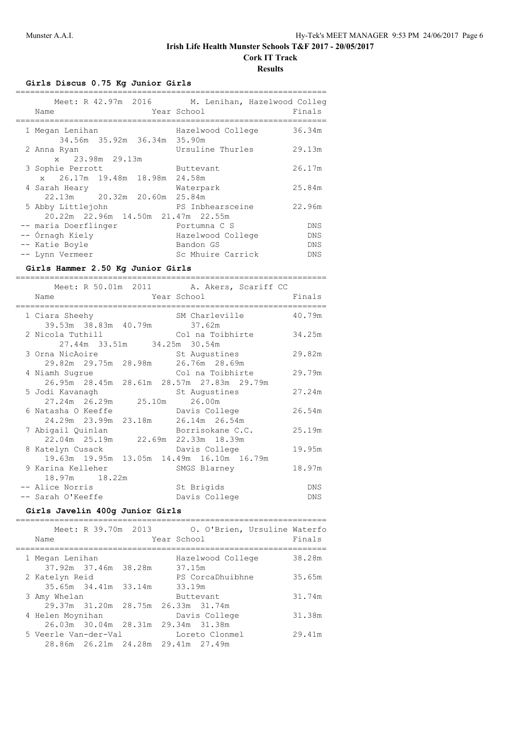# Irish Life Health Munster Schools T&F 2017 - 20/05/2017

## Cork IT Track

### Results

#### Girls Discus 0.75 Kg Junior Girls

Meet: R 42.97m 2016 M. Lenihan, Hazelwood Colleg

| Name | Year School | Finals |
|---|---|---|
| 1 Megan Lenihan | Hazelwood College | 36.34m |
| 34.56m 35.92m 36.34m 35.90m | | |
| 2 Anna Ryan | Ursuline Thurles | 29.13m |
| x 23.98m 29.13m | | |
| 3 Sophie Perrott | Buttevant | 26.17m |
| x 26.17m 19.48m 18.98m 24.58m | | |
| 4 Sarah Heary | Waterpark | 25.84m |
| 22.13m 20.32m 20.60m 25.84m | | |
| 5 Abby Littlejohn | PS Inbhearsceine | 22.96m |
| 20.22m 22.96m 14.50m 21.47m 22.55m | | |
| -- maria Doerflinger | Portumna C S | DNS |
| -- Órnagh Kiely | Hazelwood College | DNS |
| -- Katie Boyle | Bandon GS | DNS |
| -- Lynn Vermeer | Sc Mhuire Carrick | DNS |

#### Girls Hammer 2.50 Kg Junior Girls

Meet: R 50.01m 2011 A. Akers, Scariff CC

| Name | Year School | Finals |
|---|---|---|
| 1 Ciara Sheehy | SM Charleville | 40.79m |
| 39.53m 38.83m 40.79m 37.62m | | |
| 2 Nicola Tuthill | Col na Toibhirte | 34.25m |
| 27.44m 33.51m 34.25m 30.54m | | |
| 3 Orna NicAoire | St Augustines | 29.82m |
| 29.82m 29.75m 28.98m 26.76m 28.69m | | |
| 4 Niamh Sugrue | Col na Toibhirte | 29.79m |
| 26.95m 28.45m 28.61m 28.57m 27.83m 29.79m | | |
| 5 Jodi Kavanagh | St Augustines | 27.24m |
| 27.24m 26.29m 25.10m 26.00m | | |
| 6 Natasha O Keeffe | Davis College | 26.54m |
| 24.29m 23.99m 23.18m 26.14m 26.54m | | |
| 7 Abigail Quinlan | Borrisokane C.C. | 25.19m |
| 22.04m 25.19m 22.69m 22.33m 18.39m | | |
| 8 Katelyn Cusack | Davis College | 19.95m |
| 19.63m 19.95m 13.05m 14.49m 16.10m 16.79m | | |
| 9 Karina Kelleher | SMGS Blarney | 18.97m |
| 18.97m 18.22m | | |
| -- Alice Norris | St Brigids | DNS |
| -- Sarah O'Keeffe | Davis College | DNS |

#### Girls Javelin 400g Junior Girls

Meet: R 39.70m 2013 O. O'Brien, Ursuline Waterfo

| Name | Year School | Finals |
|---|---|---|
| 1 Megan Lenihan | Hazelwood College | 38.28m |
| 37.92m 37.46m 38.28m 37.15m | | |
| 2 Katelyn Reid | PS CorcaDhuibhne | 35.65m |
| 35.65m 34.41m 33.14m 33.19m | | |
| 3 Amy Whelan | Buttevant | 31.74m |
| 29.37m 31.20m 28.75m 26.33m 31.74m | | |
| 4 Helen Moynihan | Davis College | 31.38m |
| 26.03m 30.04m 28.31m 29.34m 31.38m | | |
| 5 Veerle Van-der-Val | Loreto Clonmel | 29.41m |
| 28.86m 26.21m 24.28m 29.41m 27.49m | | |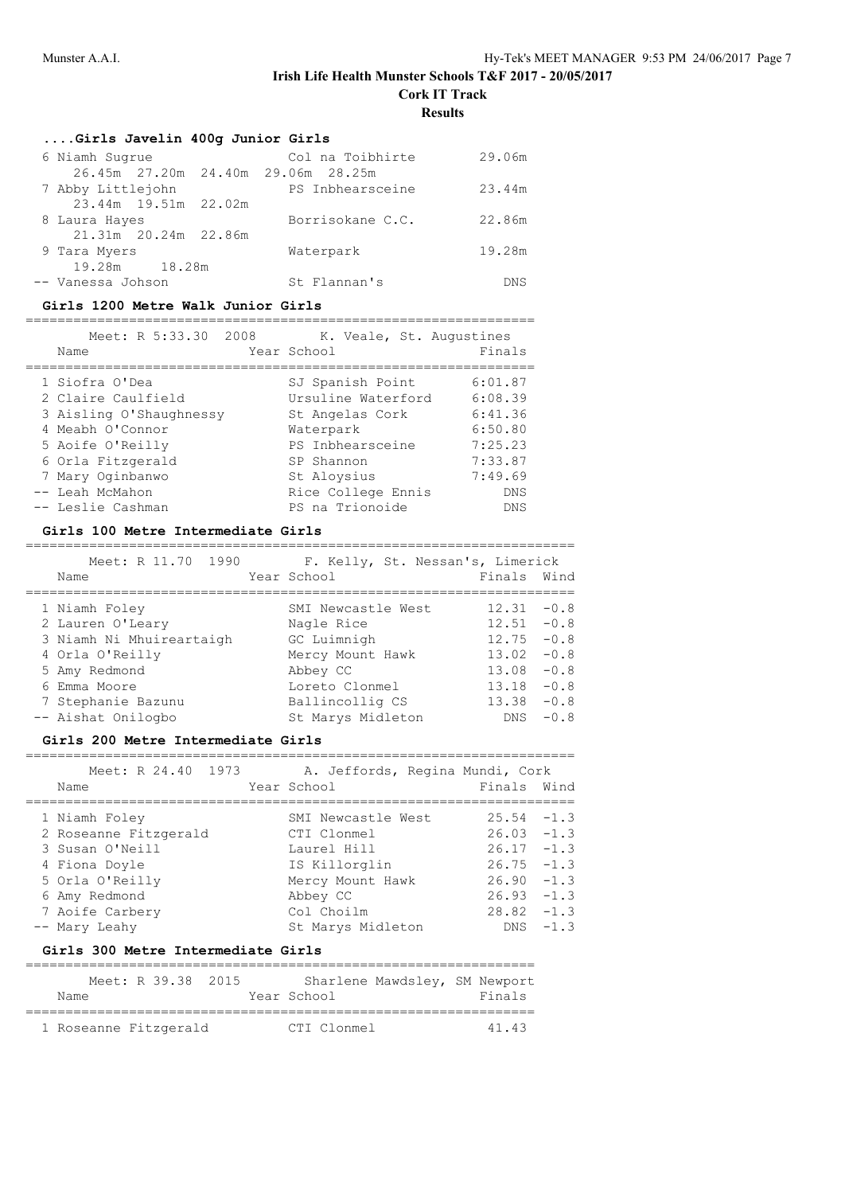## Irish Life Health Munster Schools T&F 2017 - 20/05/2017

**Cork IT Track**

**Results**

### ....Girls Javelin 400g Junior Girls

| | | | |
|---|---|---|---|
| 6 | Niamh Sugrue | Col na Toibhirte | 29.06m |
| | 26.45m 27.20m 24.40m 29.06m 28.25m | | |
| 7 | Abby Littlejohn | PS Inbhearsceine | 23.44m |
| | 23.44m 19.51m 22.02m | | |
| 8 | Laura Hayes | Borrisokane C.C. | 22.86m |
| | 21.31m 20.24m 22.86m | | |
| 9 | Tara Myers | Waterpark | 19.28m |
| | 19.28m 18.28m | | |
| -- | Vanessa Johson | St Flannan's | DNS |

### Girls 1200 Metre Walk Junior Girls

Meet: R 5:33.30 2008 K. Veale, St. Augustines

| | Name | Year School | Finals |
|---|---|---|---|
| 1 | Siofra O'Dea | SJ Spanish Point | 6:01.87 |
| 2 | Claire Caulfield | Ursuline Waterford | 6:08.39 |
| 3 | Aisling O'Shaughnessy | St Angelas Cork | 6:41.36 |
| 4 | Meabh O'Connor | Waterpark | 6:50.80 |
| 5 | Aoife O'Reilly | PS Inbhearsceine | 7:25.23 |
| 6 | Orla Fitzgerald | SP Shannon | 7:33.87 |
| 7 | Mary Oginbanwo | St Aloysius | 7:49.69 |
| -- | Leah McMahon | Rice College Ennis | DNS |
| -- | Leslie Cashman | PS na Trionoide | DNS |

### Girls 100 Metre Intermediate Girls

Meet: R 11.70 1990 F. Kelly, St. Nessan's, Limerick

| | Name | Year School | Finals | Wind |
|---|---|---|---|---|
| 1 | Niamh Foley | SMI Newcastle West | 12.31 | -0.8 |
| 2 | Lauren O'Leary | Nagle Rice | 12.51 | -0.8 |
| 3 | Niamh Ni Mhuireartaigh | GC Luimnigh | 12.75 | -0.8 |
| 4 | Orla O'Reilly | Mercy Mount Hawk | 13.02 | -0.8 |
| 5 | Amy Redmond | Abbey CC | 13.08 | -0.8 |
| 6 | Emma Moore | Loreto Clonmel | 13.18 | -0.8 |
| 7 | Stephanie Bazunu | Ballincollig CS | 13.38 | -0.8 |
| -- | Aishat Onilogbo | St Marys Midleton | DNS | -0.8 |

### Girls 200 Metre Intermediate Girls

Meet: R 24.40 1973 A. Jeffords, Regina Mundi, Cork

| | Name | Year School | Finals | Wind |
|---|---|---|---|---|
| 1 | Niamh Foley | SMI Newcastle West | 25.54 | -1.3 |
| 2 | Roseanne Fitzgerald | CTI Clonmel | 26.03 | -1.3 |
| 3 | Susan O'Neill | Laurel Hill | 26.17 | -1.3 |
| 4 | Fiona Doyle | IS Killorglin | 26.75 | -1.3 |
| 5 | Orla O'Reilly | Mercy Mount Hawk | 26.90 | -1.3 |
| 6 | Amy Redmond | Abbey CC | 26.93 | -1.3 |
| 7 | Aoife Carbery | Col Choilm | 28.82 | -1.3 |
| -- | Mary Leahy | St Marys Midleton | DNS | -1.3 |

### Girls 300 Metre Intermediate Girls

Meet: R 39.38 2015 Sharlene Mawdsley, SM Newport

| | Name | Year School | Finals |
|---|---|---|---|
| 1 | Roseanne Fitzgerald | CTI Clonmel | 41.43 |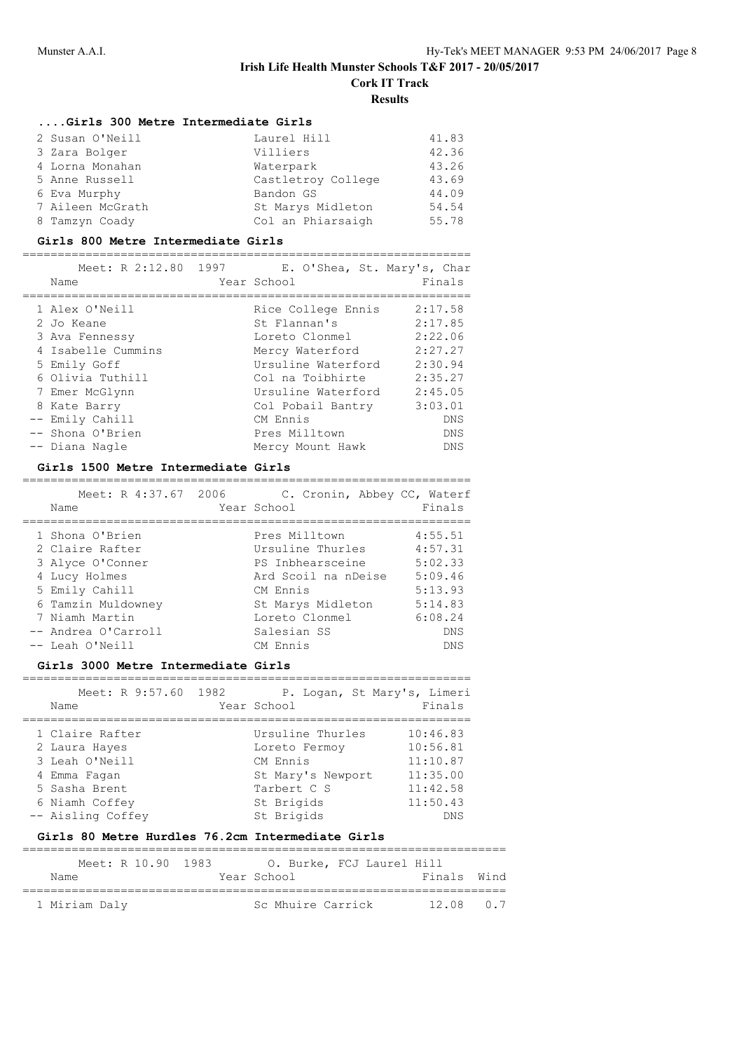# Irish Life Health Munster Schools T&F 2017 - 20/05/2017

**Cork IT Track**

**Results**

### ....Girls 300 Metre Intermediate Girls

| | | | |
|---|---|---|---|
| 2 | Susan O'Neill | Laurel Hill | 41.83 |
| 3 | Zara Bolger | Villiers | 42.36 |
| 4 | Lorna Monahan | Waterpark | 43.26 |
| 5 | Anne Russell | Castletroy College | 43.69 |
| 6 | Eva Murphy | Bandon GS | 44.09 |
| 7 | Aileen McGrath | St Marys Midleton | 54.54 |
| 8 | Tamzyn Coady | Col an Phiarsaigh | 55.78 |

### Girls 800 Metre Intermediate Girls

Meet: R 2:12.80 1997 E. O'Shea, St. Mary's, Char

| | Name | Year School | Finals |
|---|---|---|---|
| 1 | Alex O'Neill | Rice College Ennis | 2:17.58 |
| 2 | Jo Keane | St Flannan's | 2:17.85 |
| 3 | Ava Fennessy | Loreto Clonmel | 2:22.06 |
| 4 | Isabelle Cummins | Mercy Waterford | 2:27.27 |
| 5 | Emily Goff | Ursuline Waterford | 2:30.94 |
| 6 | Olivia Tuthill | Col na Toibhirte | 2:35.27 |
| 7 | Emer McGlynn | Ursuline Waterford | 2:45.05 |
| 8 | Kate Barry | Col Pobail Bantry | 3:03.01 |
| -- | Emily Cahill | CM Ennis | DNS |
| -- | Shona O'Brien | Pres Milltown | DNS |
| -- | Diana Nagle | Mercy Mount Hawk | DNS |

### Girls 1500 Metre Intermediate Girls

Meet: R 4:37.67 2006 C. Cronin, Abbey CC, Waterf

| | Name | Year School | Finals |
|---|---|---|---|
| 1 | Shona O'Brien | Pres Milltown | 4:55.51 |
| 2 | Claire Rafter | Ursuline Thurles | 4:57.31 |
| 3 | Alyce O'Conner | PS Inbhearsceine | 5:02.33 |
| 4 | Lucy Holmes | Ard Scoil na nDeise | 5:09.46 |
| 5 | Emily Cahill | CM Ennis | 5:13.93 |
| 6 | Tamzin Muldowney | St Marys Midleton | 5:14.83 |
| 7 | Niamh Martin | Loreto Clonmel | 6:08.24 |
| -- | Andrea O'Carroll | Salesian SS | DNS |
| -- | Leah O'Neill | CM Ennis | DNS |

### Girls 3000 Metre Intermediate Girls

Meet: R 9:57.60 1982 P. Logan, St Mary's, Limeri

| | Name | Year School | Finals |
|---|---|---|---|
| 1 | Claire Rafter | Ursuline Thurles | 10:46.83 |
| 2 | Laura Hayes | Loreto Fermoy | 10:56.81 |
| 3 | Leah O'Neill | CM Ennis | 11:10.87 |
| 4 | Emma Fagan | St Mary's Newport | 11:35.00 |
| 5 | Sasha Brent | Tarbert C S | 11:42.58 |
| 6 | Niamh Coffey | St Brigids | 11:50.43 |
| -- | Aisling Coffey | St Brigids | DNS |

### Girls 80 Metre Hurdles 76.2cm Intermediate Girls

Meet: R 10.90 1983 O. Burke, FCJ Laurel Hill

| | Name | Year School | Finals | Wind |
|---|---|---|---|---|
| 1 | Miriam Daly | Sc Mhuire Carrick | 12.08 | 0.7 |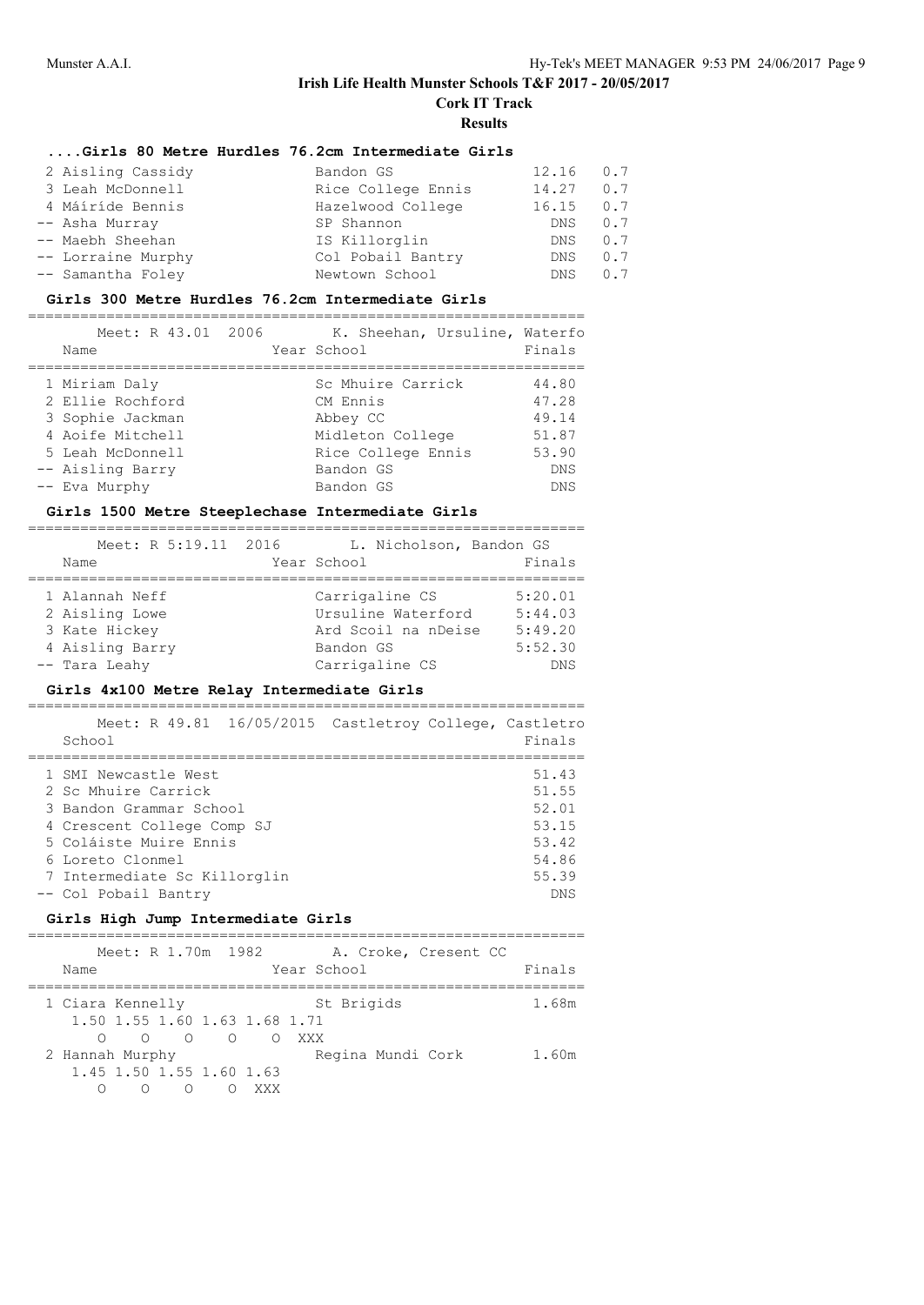## Irish Life Health Munster Schools T&F 2017 - 20/05/2017

### Cork IT Track

### Results

#### ....Girls 80 Metre Hurdles 76.2cm Intermediate Girls

| | Name | School | Finals | Wind |
|---|---|---|---|---|
| 2 | Aisling Cassidy | Bandon GS | 12.16 | 0.7 |
| 3 | Leah McDonnell | Rice College Ennis | 14.27 | 0.7 |
| 4 | Máiríde Bennis | Hazelwood College | 16.15 | 0.7 |
| -- | Asha Murray | SP Shannon | DNS | 0.7 |
| -- | Maebh Sheehan | IS Killorglin | DNS | 0.7 |
| -- | Lorraine Murphy | Col Pobail Bantry | DNS | 0.7 |
| -- | Samantha Foley | Newtown School | DNS | 0.7 |

#### Girls 300 Metre Hurdles 76.2cm Intermediate Girls

Meet: R 43.01 2006 K. Sheehan, Ursuline, Waterfo

| | Name | Year School | Finals |
|---|---|---|---|
| 1 | Miriam Daly | Sc Mhuire Carrick | 44.80 |
| 2 | Ellie Rochford | CM Ennis | 47.28 |
| 3 | Sophie Jackman | Abbey CC | 49.14 |
| 4 | Aoife Mitchell | Midleton College | 51.87 |
| 5 | Leah McDonnell | Rice College Ennis | 53.90 |
| -- | Aisling Barry | Bandon GS | DNS |
| -- | Eva Murphy | Bandon GS | DNS |

#### Girls 1500 Metre Steeplechase Intermediate Girls

Meet: R 5:19.11 2016 L. Nicholson, Bandon GS

| | Name | Year School | Finals |
|---|---|---|---|
| 1 | Alannah Neff | Carrigaline CS | 5:20.01 |
| 2 | Aisling Lowe | Ursuline Waterford | 5:44.03 |
| 3 | Kate Hickey | Ard Scoil na nDeise | 5:49.20 |
| 4 | Aisling Barry | Bandon GS | 5:52.30 |
| -- | Tara Leahy | Carrigaline CS | DNS |

#### Girls 4x100 Metre Relay Intermediate Girls

Meet: R 49.81 16/05/2015 Castletroy College, Castletro

| | School | Finals |
|---|---|---|
| 1 | SMI Newcastle West | 51.43 |
| 2 | Sc Mhuire Carrick | 51.55 |
| 3 | Bandon Grammar School | 52.01 |
| 4 | Crescent College Comp SJ | 53.15 |
| 5 | Coláiste Muire Ennis | 53.42 |
| 6 | Loreto Clonmel | 54.86 |
| 7 | Intermediate Sc Killorglin | 55.39 |
| -- | Col Pobail Bantry | DNS |

#### Girls High Jump Intermediate Girls

Meet: R 1.70m 1982 A. Croke, Cresent CC

| | Name | Year School | Finals |
|---|---|---|---|
| 1 | Ciara Kennelly | St Brigids | 1.68m |
| | 1.50 1.55 1.60 1.63 1.68 1.71 | | |
| | O O O O O XXX | | |
| 2 | Hannah Murphy | Regina Mundi Cork | 1.60m |
| | 1.45 1.50 1.55 1.60 1.63 | | |
| | O O O O XXX | | |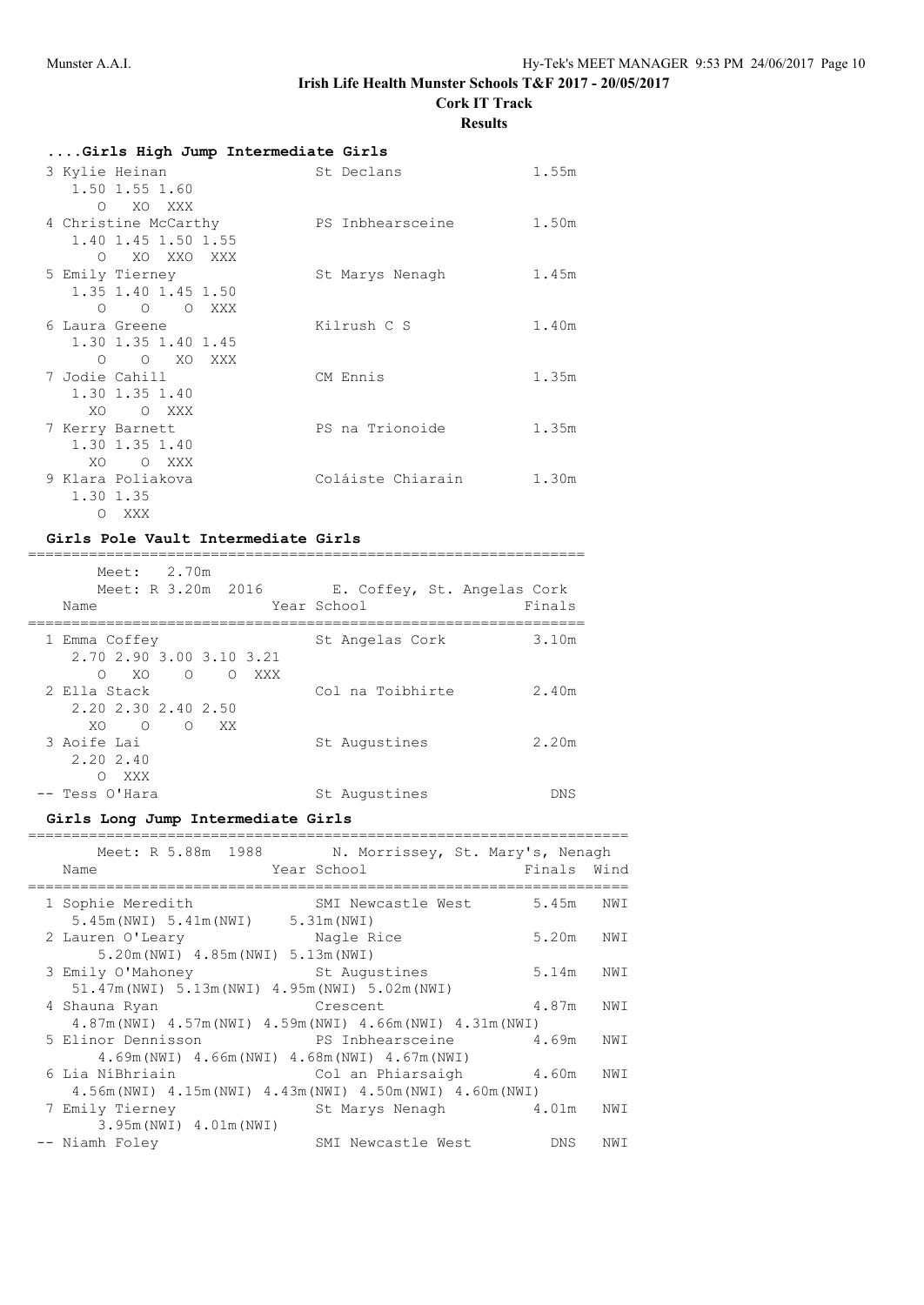# Irish Life Health Munster Schools T&F 2017 - 20/05/2017

## Cork IT Track

## Results

### ....Girls High Jump Intermediate Girls

```
  3 Kylie Heinan                 St Declans                1.55m
     1.50 1.55 1.60
        O   XO  XXX
  4 Christine McCarthy           PS Inbhearsceine          1.50m
     1.40 1.45 1.50 1.55
        O   XO  XXO  XXX
  5 Emily Tierney                St Marys Nenagh           1.45m
     1.35 1.40 1.45 1.50
        O    O    O  XXX
  6 Laura Greene                 Kilrush C S               1.40m
     1.30 1.35 1.40 1.45
        O    O   XO  XXX
  7 Jodie Cahill                 CM Ennis                  1.35m
     1.30 1.35 1.40
       XO    O  XXX
  7 Kerry Barnett                PS na Trionoide           1.35m
     1.30 1.35 1.40
       XO    O  XXX
  9 Klara Poliakova              Coláiste Chiarain         1.30m
     1.30 1.35
        O  XXX
```

### Girls Pole Vault Intermediate Girls

```
==============================================================
        Meet:  2.70m
      Meet: R 3.20m  2016        E. Coffey, St. Angelas Cork
   Name                    Year School                  Finals
==============================================================
  1 Emma Coffey                  St Angelas Cork           3.10m
     2.70 2.90 3.00 3.10 3.21
        O   XO    O    O  XXX
  2 Ella Stack                   Col na Toibhirte          2.40m
     2.20 2.30 2.40 2.50
       XO    O    O   XX
  3 Aoife Lai                    St Augustines             2.20m
     2.20 2.40
        O  XXX
 -- Tess O'Hara                  St Augustines               DNS
```

### Girls Long Jump Intermediate Girls

```
====================================================================
      Meet: R 5.88m  1988       N. Morrissey, St. Mary's, Nenagh
   Name                    Year School                 Finals  Wind
====================================================================
  1 Sophie Meredith              SMI Newcastle West       5.45m   NWI
     5.45m(NWI) 5.41m(NWI)    5.31m(NWI)
  2 Lauren O'Leary               Nagle Rice               5.20m   NWI
     5.20m(NWI) 4.85m(NWI) 5.13m(NWI)
  3 Emily O'Mahoney              St Augustines            5.14m   NWI
     51.47m(NWI) 5.13m(NWI) 4.95m(NWI) 5.02m(NWI)
  4 Shauna Ryan                  Crescent                 4.87m   NWI
     4.87m(NWI) 4.57m(NWI) 4.59m(NWI) 4.66m(NWI) 4.31m(NWI)
  5 Elinor Dennisson             PS Inbhearsceine         4.69m   NWI
     4.69m(NWI) 4.66m(NWI) 4.68m(NWI) 4.67m(NWI)
  6 Lia NíBhriain                Col an Phiarsaigh        4.60m   NWI
     4.56m(NWI) 4.15m(NWI) 4.43m(NWI) 4.50m(NWI) 4.60m(NWI)
  7 Emily Tierney                St Marys Nenagh          4.01m   NWI
     3.95m(NWI) 4.01m(NWI)
 -- Niamh Foley                  SMI Newcastle West         DNS   NWI
```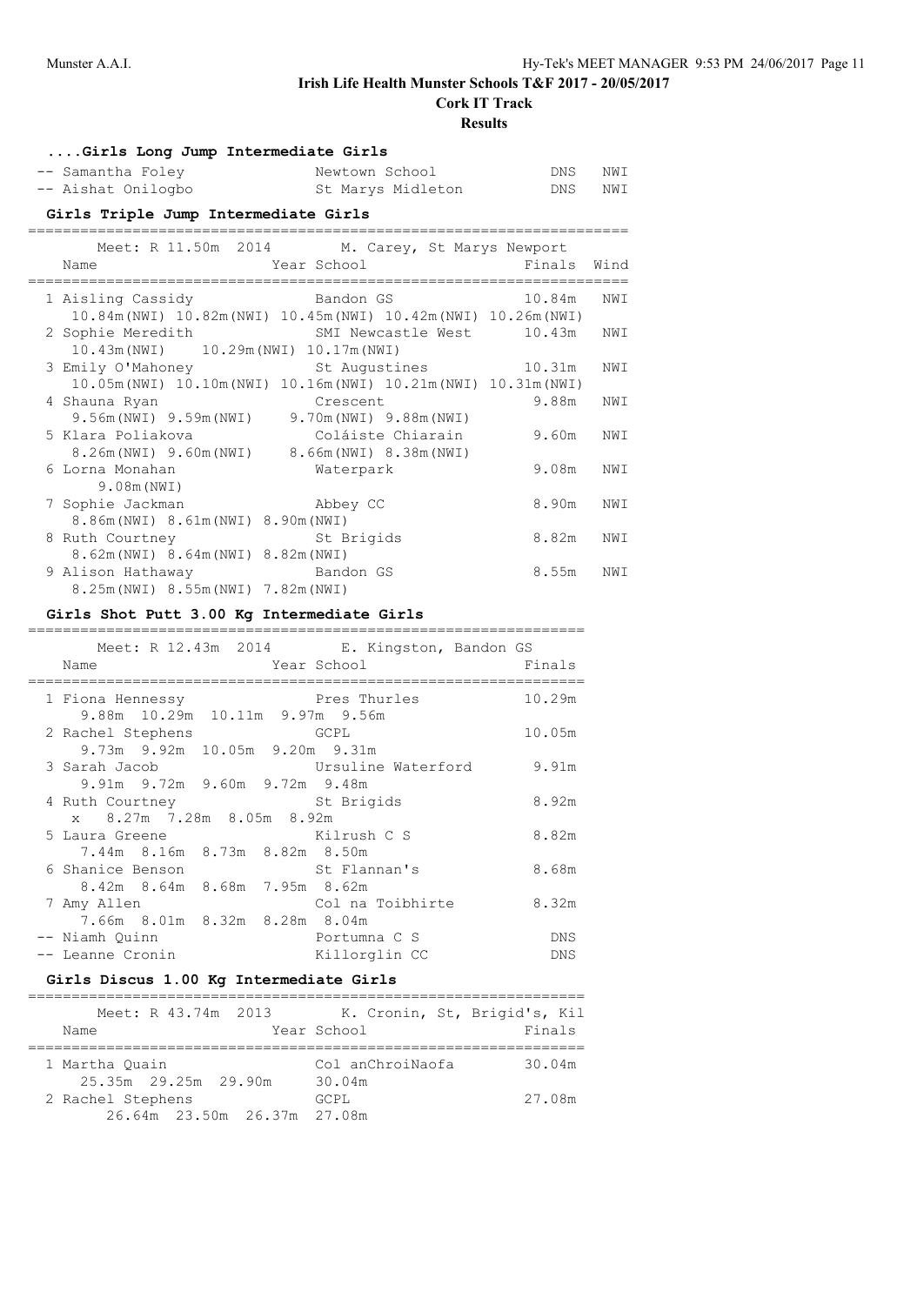### Irish Life Health Munster Schools T&F 2017 - 20/05/2017

**Cork IT Track**

**Results**

#### ....Girls Long Jump Intermediate Girls

| Place | Name | School | Finals | Wind |
|---|---|---|---|---|
| -- | Samantha Foley | Newtown School | DNS | NWI |
| -- | Aishat Onilogbo | St Marys Midleton | DNS | NWI |

#### Girls Triple Jump Intermediate Girls

Meet: R 11.50m 2014 M. Carey, St Marys Newport

| Place | Name | Year | School | Finals | Wind |
|---|---|---|---|---|---|
| 1 | Aisling Cassidy | | Bandon GS | 10.84m | NWI |
| | 10.84m(NWI) 10.82m(NWI) 10.45m(NWI) 10.42m(NWI) 10.26m(NWI) | | | | |
| 2 | Sophie Meredith | | SMI Newcastle West | 10.43m | NWI |
| | 10.43m(NWI) 10.29m(NWI) 10.17m(NWI) | | | | |
| 3 | Emily O'Mahoney | | St Augustines | 10.31m | NWI |
| | 10.05m(NWI) 10.10m(NWI) 10.16m(NWI) 10.21m(NWI) 10.31m(NWI) | | | | |
| 4 | Shauna Ryan | | Crescent | 9.88m | NWI |
| | 9.56m(NWI) 9.59m(NWI) 9.70m(NWI) 9.88m(NWI) | | | | |
| 5 | Klara Poliakova | | Coláiste Chiarain | 9.60m | NWI |
| | 8.26m(NWI) 9.60m(NWI) 8.66m(NWI) 8.38m(NWI) | | | | |
| 6 | Lorna Monahan | | Waterpark | 9.08m | NWI |
| | 9.08m(NWI) | | | | |
| 7 | Sophie Jackman | | Abbey CC | 8.90m | NWI |
| | 8.86m(NWI) 8.61m(NWI) 8.90m(NWI) | | | | |
| 8 | Ruth Courtney | | St Brigids | 8.82m | NWI |
| | 8.62m(NWI) 8.64m(NWI) 8.82m(NWI) | | | | |
| 9 | Alison Hathaway | | Bandon GS | 8.55m | NWI |
| | 8.25m(NWI) 8.55m(NWI) 7.82m(NWI) | | | | |

#### Girls Shot Putt 3.00 Kg Intermediate Girls

Meet: R 12.43m 2014 E. Kingston, Bandon GS

| Place | Name | Year | School | Finals |
|---|---|---|---|---|
| 1 | Fiona Hennessy | | Pres Thurles | 10.29m |
| | 9.88m 10.29m 10.11m 9.97m 9.56m | | | |
| 2 | Rachel Stephens | | GCPL | 10.05m |
| | 9.73m 9.92m 10.05m 9.20m 9.31m | | | |
| 3 | Sarah Jacob | | Ursuline Waterford | 9.91m |
| | 9.91m 9.72m 9.60m 9.72m 9.48m | | | |
| 4 | Ruth Courtney | | St Brigids | 8.92m |
| | x 8.27m 7.28m 8.05m 8.92m | | | |
| 5 | Laura Greene | | Kilrush C S | 8.82m |
| | 7.44m 8.16m 8.73m 8.82m 8.50m | | | |
| 6 | Shanice Benson | | St Flannan's | 8.68m |
| | 8.42m 8.64m 8.68m 7.95m 8.62m | | | |
| 7 | Amy Allen | | Col na Toibhirte | 8.32m |
| | 7.66m 8.01m 8.32m 8.28m 8.04m | | | |
| -- | Niamh Quinn | | Portumna C S | DNS |
| -- | Leanne Cronin | | Killorglin CC | DNS |

#### Girls Discus 1.00 Kg Intermediate Girls

Meet: R 43.74m 2013 K. Cronin, St, Brigid's, Kil

| Place | Name | Year | School | Finals |
|---|---|---|---|---|
| 1 | Martha Quain | | Col anChroiNaofa | 30.04m |
| | 25.35m 29.25m 29.90m 30.04m | | | |
| 2 | Rachel Stephens | | GCPL | 27.08m |
| | 26.64m 23.50m 26.37m 27.08m | | | |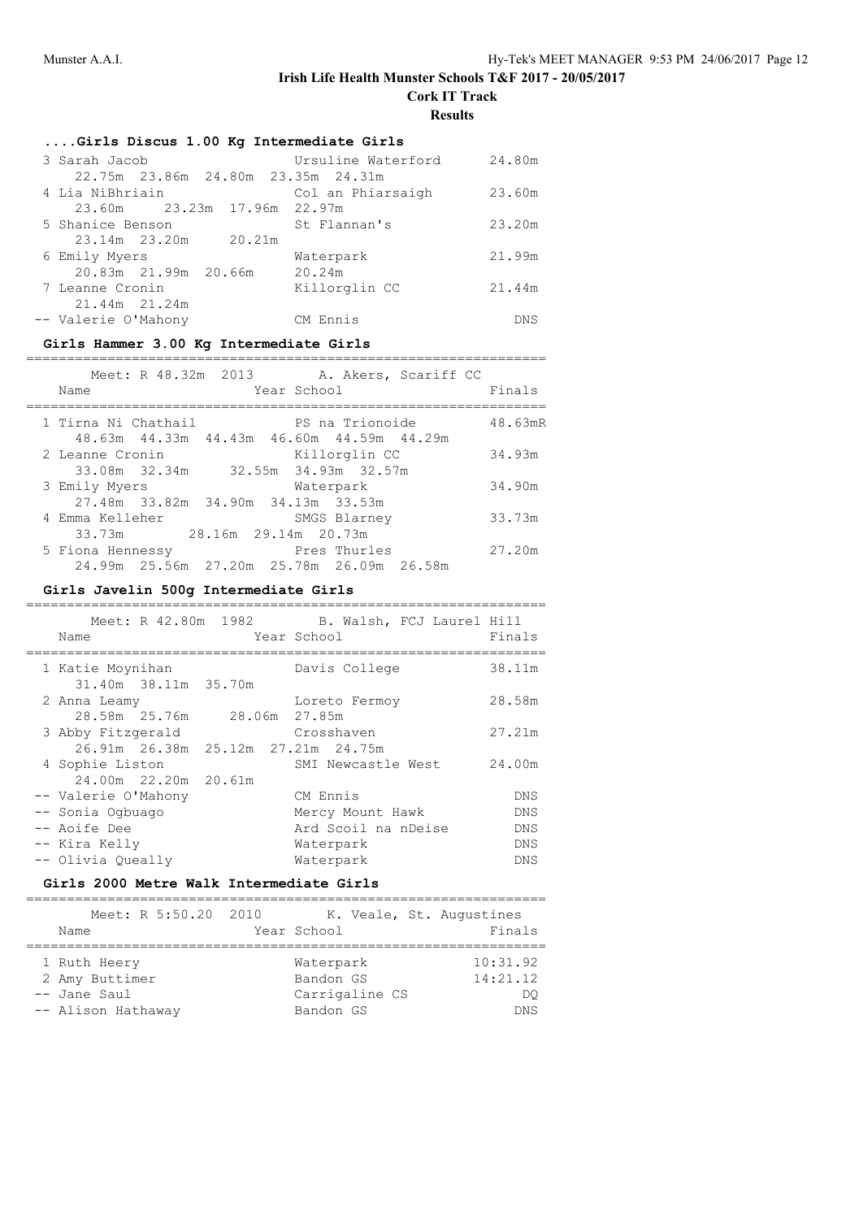**Irish Life Health Munster Schools T&F 2017 - 20/05/2017**

**Cork IT Track**

**Results**

### ....Girls Discus 1.00 Kg Intermediate Girls

| Place | Name | School | Finals |
|---|---|---|---|
| 3 | Sarah Jacob | Ursuline Waterford | 24.80m |
| | 22.75m 23.86m 24.80m 23.35m 24.31m | | |
| 4 | Lia NíBhriain | Col an Phiarsaigh | 23.60m |
| | 23.60m 23.23m 17.96m 22.97m | | |
| 5 | Shanice Benson | St Flannan's | 23.20m |
| | 23.14m 23.20m 20.21m | | |
| 6 | Emily Myers | Waterpark | 21.99m |
| | 20.83m 21.99m 20.66m 20.24m | | |
| 7 | Leanne Cronin | Killorglin CC | 21.44m |
| | 21.44m 21.24m | | |
| -- | Valerie O'Mahony | CM Ennis | DNS |

### Girls Hammer 3.00 Kg Intermediate Girls

Meet: R 48.32m 2013 A. Akers, Scariff CC

| Place | Name | Year School | Finals |
|---|---|---|---|
| 1 | Tirna Ni Chathail | PS na Trionoide | 48.63mR |
| | 48.63m 44.33m 44.43m 46.60m 44.59m 44.29m | | |
| 2 | Leanne Cronin | Killorglin CC | 34.93m |
| | 33.08m 32.34m 32.55m 34.93m 32.57m | | |
| 3 | Emily Myers | Waterpark | 34.90m |
| | 27.48m 33.82m 34.90m 34.13m 33.53m | | |
| 4 | Emma Kelleher | SMGS Blarney | 33.73m |
| | 33.73m 28.16m 29.14m 20.73m | | |
| 5 | Fiona Hennessy | Pres Thurles | 27.20m |
| | 24.99m 25.56m 27.20m 25.78m 26.09m 26.58m | | |

### Girls Javelin 500g Intermediate Girls

Meet: R 42.80m 1982 B. Walsh, FCJ Laurel Hill

| Place | Name | Year School | Finals |
|---|---|---|---|
| 1 | Katie Moynihan | Davis College | 38.11m |
| | 31.40m 38.11m 35.70m | | |
| 2 | Anna Leamy | Loreto Fermoy | 28.58m |
| | 28.58m 25.76m 28.06m 27.85m | | |
| 3 | Abby Fitzgerald | Crosshaven | 27.21m |
| | 26.91m 26.38m 25.12m 27.21m 24.75m | | |
| 4 | Sophie Liston | SMI Newcastle West | 24.00m |
| | 24.00m 22.20m 20.61m | | |
| -- | Valerie O'Mahony | CM Ennis | DNS |
| -- | Sonia Ogbuago | Mercy Mount Hawk | DNS |
| -- | Aoife Dee | Ard Scoil na nDeise | DNS |
| -- | Kira Kelly | Waterpark | DNS |
| -- | Olivia Queally | Waterpark | DNS |

### Girls 2000 Metre Walk Intermediate Girls

Meet: R 5:50.20 2010 K. Veale, St. Augustines

| Place | Name | Year School | Finals |
|---|---|---|---|
| 1 | Ruth Heery | Waterpark | 10:31.92 |
| 2 | Amy Buttimer | Bandon GS | 14:21.12 |
| -- | Jane Saul | Carrigaline CS | DQ |
| -- | Alison Hathaway | Bandon GS | DNS |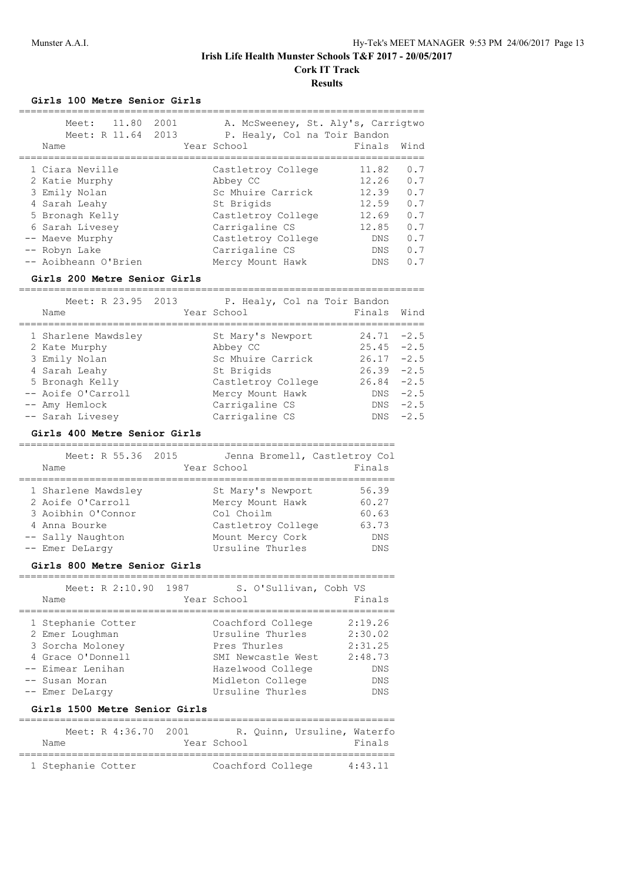# Irish Life Health Munster Schools T&F 2017 - 20/05/2017

## Cork IT Track

### Results

#### Girls 100 Metre Senior Girls

Meet: 11.80 2001 A. McSweeney, St. Aly's, Carrigtwo
Meet: R 11.64 2013 P. Healy, Col na Toir Bandon

| | Name | Year | School | Finals | Wind |
|---|---|---|---|---|---|
| 1 | Ciara Neville | | Castletroy College | 11.82 | 0.7 |
| 2 | Katie Murphy | | Abbey CC | 12.26 | 0.7 |
| 3 | Emily Nolan | | Sc Mhuire Carrick | 12.39 | 0.7 |
| 4 | Sarah Leahy | | St Brigids | 12.59 | 0.7 |
| 5 | Bronagh Kelly | | Castletroy College | 12.69 | 0.7 |
| 6 | Sarah Livesey | | Carrigaline CS | 12.85 | 0.7 |
| -- | Maeve Murphy | | Castletroy College | DNS | 0.7 |
| -- | Robyn Lake | | Carrigaline CS | DNS | 0.7 |
| -- | Aoibheann O'Brien | | Mercy Mount Hawk | DNS | 0.7 |

#### Girls 200 Metre Senior Girls

Meet: R 23.95 2013 P. Healy, Col na Toir Bandon

| | Name | Year | School | Finals | Wind |
|---|---|---|---|---|---|
| 1 | Sharlene Mawdsley | | St Mary's Newport | 24.71 | -2.5 |
| 2 | Kate Murphy | | Abbey CC | 25.45 | -2.5 |
| 3 | Emily Nolan | | Sc Mhuire Carrick | 26.17 | -2.5 |
| 4 | Sarah Leahy | | St Brigids | 26.39 | -2.5 |
| 5 | Bronagh Kelly | | Castletroy College | 26.84 | -2.5 |
| -- | Aoife O'Carroll | | Mercy Mount Hawk | DNS | -2.5 |
| -- | Amy Hemlock | | Carrigaline CS | DNS | -2.5 |
| -- | Sarah Livesey | | Carrigaline CS | DNS | -2.5 |

#### Girls 400 Metre Senior Girls

Meet: R 55.36 2015 Jenna Bromell, Castletroy Col

| | Name | Year | School | Finals |
|---|---|---|---|---|
| 1 | Sharlene Mawdsley | | St Mary's Newport | 56.39 |
| 2 | Aoife O'Carroll | | Mercy Mount Hawk | 60.27 |
| 3 | Aoibhin O'Connor | | Col Choilm | 60.63 |
| 4 | Anna Bourke | | Castletroy College | 63.73 |
| -- | Sally Naughton | | Mount Mercy Cork | DNS |
| -- | Emer DeLargy | | Ursuline Thurles | DNS |

#### Girls 800 Metre Senior Girls

Meet: R 2:10.90 1987 S. O'Sullivan, Cobh VS

| | Name | Year | School | Finals |
|---|---|---|---|---|
| 1 | Stephanie Cotter | | Coachford College | 2:19.26 |
| 2 | Emer Loughman | | Ursuline Thurles | 2:30.02 |
| 3 | Sorcha Moloney | | Pres Thurles | 2:31.25 |
| 4 | Grace O'Donnell | | SMI Newcastle West | 2:48.73 |
| -- | Eimear Lenihan | | Hazelwood College | DNS |
| -- | Susan Moran | | Midleton College | DNS |
| -- | Emer DeLargy | | Ursuline Thurles | DNS |

#### Girls 1500 Metre Senior Girls

Meet: R 4:36.70 2001 R. Quinn, Ursuline, Waterfo

| | Name | Year | School | Finals |
|---|---|---|---|---|
| 1 | Stephanie Cotter | | Coachford College | 4:43.11 |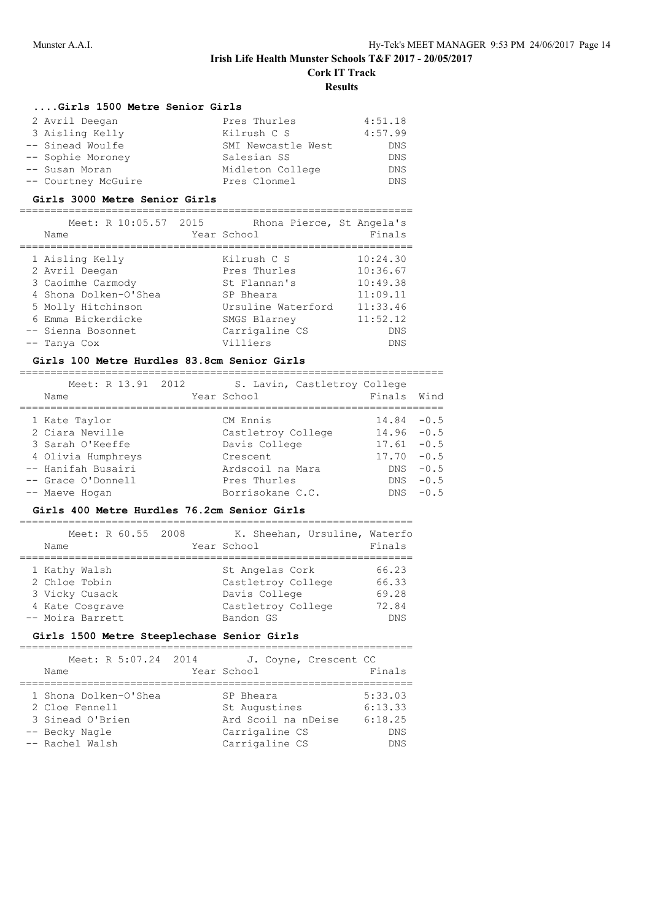### ....Girls 1500 Metre Senior Girls

| | | | |
|---|---|---|---|
| 2 | Avril Deegan | Pres Thurles | 4:51.18 |
| 3 | Aisling Kelly | Kilrush C S | 4:57.99 |
| -- | Sinead Woulfe | SMI Newcastle West | DNS |
| -- | Sophie Moroney | Salesian SS | DNS |
| -- | Susan Moran | Midleton College | DNS |
| -- | Courtney McGuire | Pres Clonmel | DNS |

### Girls 3000 Metre Senior Girls

Meet: R 10:05.57 2015 Rhona Pierce, St Angela's

| | Name | Year School | Finals |
|---|---|---|---|
| 1 | Aisling Kelly | Kilrush C S | 10:24.30 |
| 2 | Avril Deegan | Pres Thurles | 10:36.67 |
| 3 | Caoimhe Carmody | St Flannan's | 10:49.38 |
| 4 | Shona Dolken-O'Shea | SP Bheara | 11:09.11 |
| 5 | Molly Hitchinson | Ursuline Waterford | 11:33.46 |
| 6 | Emma Bickerdicke | SMGS Blarney | 11:52.12 |
| -- | Sienna Bosonnet | Carrigaline CS | DNS |
| -- | Tanya Cox | Villiers | DNS |

### Girls 100 Metre Hurdles 83.8cm Senior Girls

Meet: R 13.91 2012 S. Lavin, Castletroy College

| | Name | Year School | Finals | Wind |
|---|---|---|---|---|
| 1 | Kate Taylor | CM Ennis | 14.84 | -0.5 |
| 2 | Ciara Neville | Castletroy College | 14.96 | -0.5 |
| 3 | Sarah O'Keeffe | Davis College | 17.61 | -0.5 |
| 4 | Olivia Humphreys | Crescent | 17.70 | -0.5 |
| -- | Hanifah Busairi | Ardscoil na Mara | DNS | -0.5 |
| -- | Grace O'Donnell | Pres Thurles | DNS | -0.5 |
| -- | Maeve Hogan | Borrisokane C.C. | DNS | -0.5 |

### Girls 400 Metre Hurdles 76.2cm Senior Girls

Meet: R 60.55 2008 K. Sheehan, Ursuline, Waterfo

| | Name | Year School | Finals |
|---|---|---|---|
| 1 | Kathy Walsh | St Angelas Cork | 66.23 |
| 2 | Chloe Tobin | Castletroy College | 66.33 |
| 3 | Vicky Cusack | Davis College | 69.28 |
| 4 | Kate Cosgrave | Castletroy College | 72.84 |
| -- | Moira Barrett | Bandon GS | DNS |

### Girls 1500 Metre Steeplechase Senior Girls

Meet: R 5:07.24 2014 J. Coyne, Crescent CC

| | Name | Year School | Finals |
|---|---|---|---|
| 1 | Shona Dolken-O'Shea | SP Bheara | 5:33.03 |
| 2 | Cloe Fennell | St Augustines | 6:13.33 |
| 3 | Sinead O'Brien | Ard Scoil na nDeise | 6:18.25 |
| -- | Becky Nagle | Carrigaline CS | DNS |
| -- | Rachel Walsh | Carrigaline CS | DNS |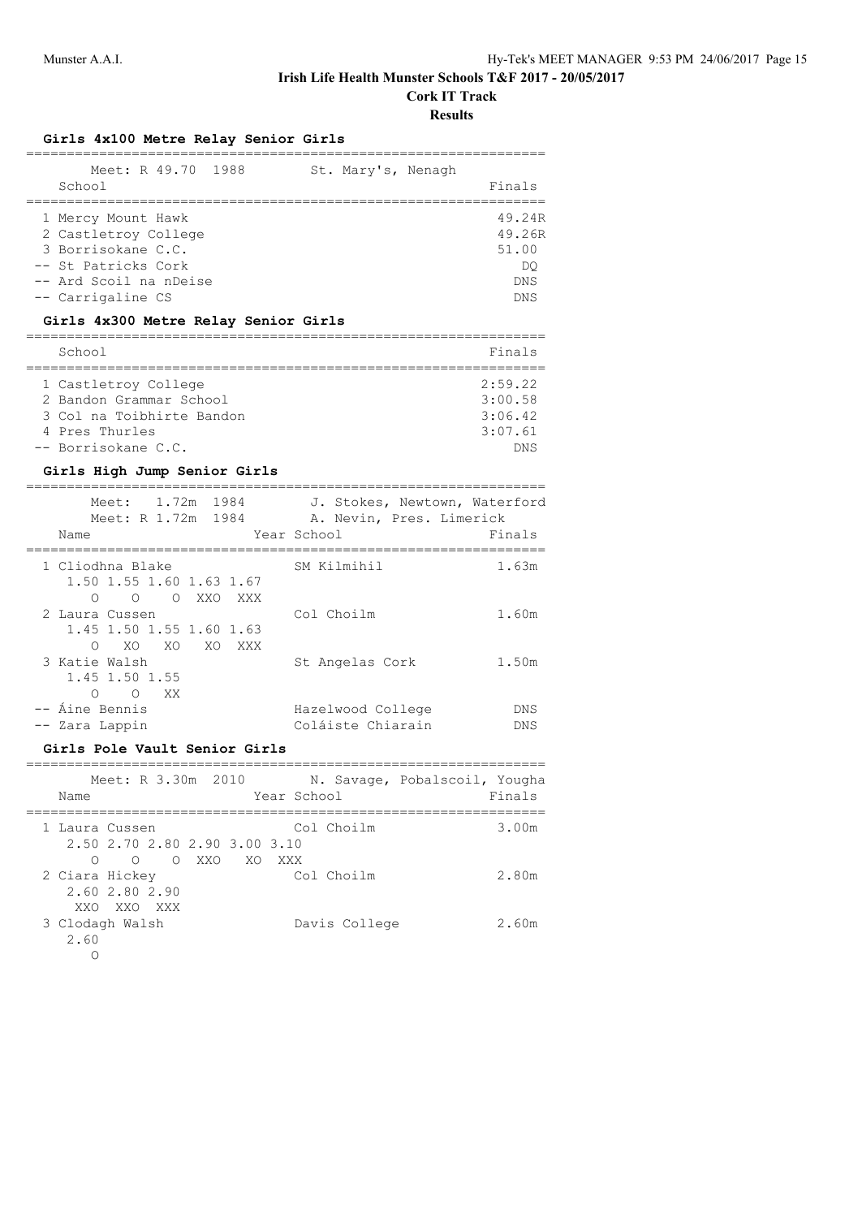# Irish Life Health Munster Schools T&F 2017 - 20/05/2017

## Cork IT Track

### Results

#### Girls 4x100 Metre Relay Senior Girls

Meet: R 49.70 1988 St. Mary's, Nenagh

| | School | Finals |
|---|---|---|
| 1 | Mercy Mount Hawk | 49.24R |
| 2 | Castletroy College | 49.26R |
| 3 | Borrisokane C.C. | 51.00 |
| -- | St Patricks Cork | DQ |
| -- | Ard Scoil na nDeise | DNS |
| -- | Carrigaline CS | DNS |

#### Girls 4x300 Metre Relay Senior Girls

| | School | Finals |
|---|---|---|
| 1 | Castletroy College | 2:59.22 |
| 2 | Bandon Grammar School | 3:00.58 |
| 3 | Col na Toibhirte Bandon | 3:06.42 |
| 4 | Pres Thurles | 3:07.61 |
| -- | Borrisokane C.C. | DNS |

#### Girls High Jump Senior Girls

Meet: 1.72m 1984 J. Stokes, Newtown, Waterford
Meet: R 1.72m 1984 A. Nevin, Pres. Limerick

| | Name | Year School | Finals |
|---|---|---|---|
| 1 | Cliodhna Blake | SM Kilmihil | 1.63m |
| | 1.50 1.55 1.60 1.63 1.67 | | |
| | O O O XXO XXX | | |
| 2 | Laura Cussen | Col Choilm | 1.60m |
| | 1.45 1.50 1.55 1.60 1.63 | | |
| | O XO XO XO XXX | | |
| 3 | Katie Walsh | St Angelas Cork | 1.50m |
| | 1.45 1.50 1.55 | | |
| | O O XX | | |
| -- | Áine Bennis | Hazelwood College | DNS |
| -- | Zara Lappin | Coláiste Chiarain | DNS |

#### Girls Pole Vault Senior Girls

Meet: R 3.30m 2010 N. Savage, Pobalscoil, Yougha

| | Name | Year School | Finals |
|---|---|---|---|
| 1 | Laura Cussen | Col Choilm | 3.00m |
| | 2.50 2.70 2.80 2.90 3.00 3.10 | | |
| | O O O XXO XO XXX | | |
| 2 | Ciara Hickey | Col Choilm | 2.80m |
| | 2.60 2.80 2.90 | | |
| | XXO XXO XXX | | |
| 3 | Clodagh Walsh | Davis College | 2.60m |
| | 2.60 | | |
| | O | | |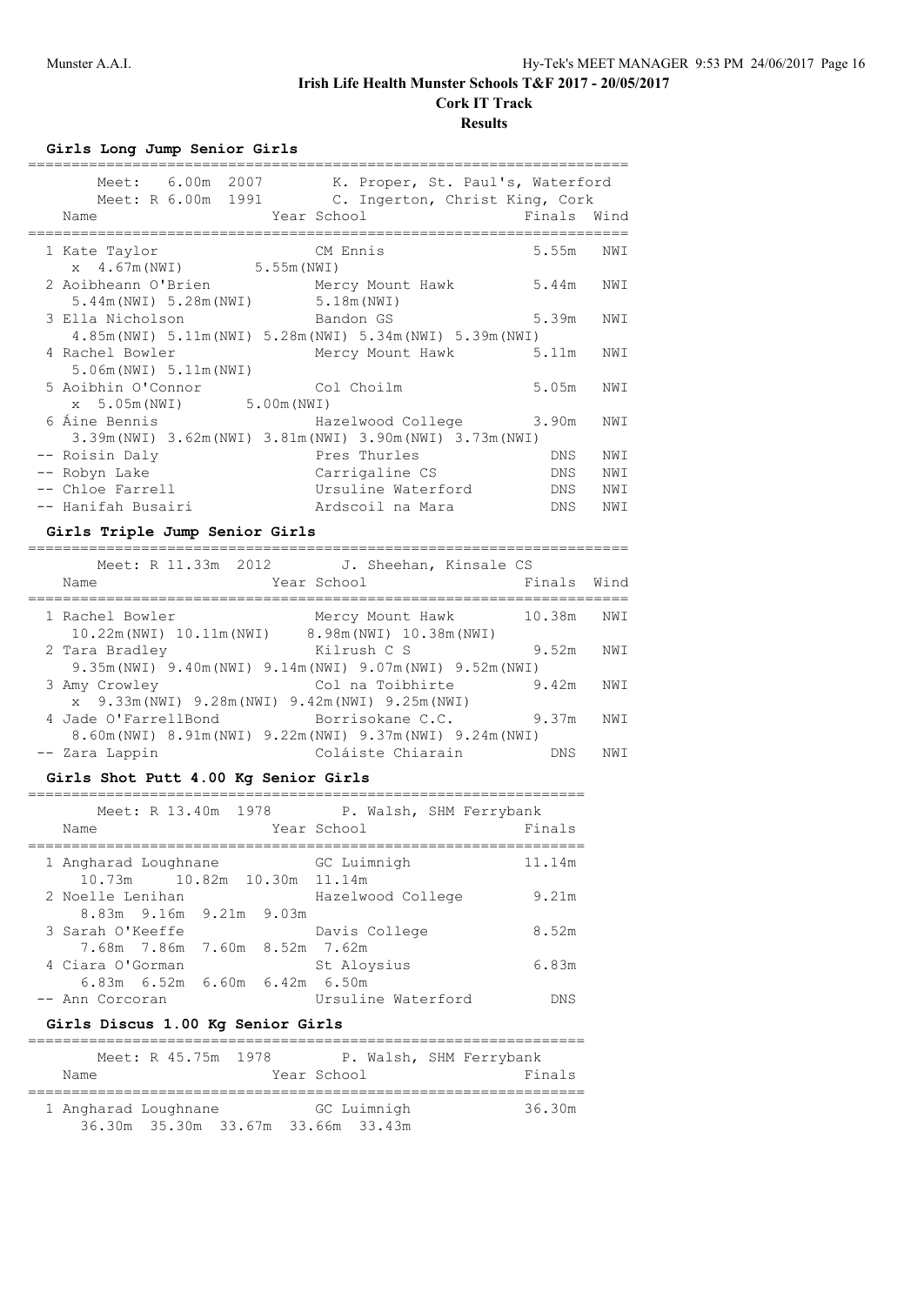Irish Life Health Munster Schools T&F 2017 - 20/05/2017

Cork IT Track

Results

### Girls Long Jump Senior Girls

Meet: 6.00m 2007 K. Proper, St. Paul's, Waterford
Meet: R 6.00m 1991 C. Ingerton, Christ King, Cork

| | Name | Year School | Finals | Wind |
|---|---|---|---|---|
| 1 | Kate Taylor | CM Ennis | 5.55m | NWI |
| | x 4.67m(NWI) 5.55m(NWI) | | | |
| 2 | Aoibheann O'Brien | Mercy Mount Hawk | 5.44m | NWI |
| | 5.44m(NWI) 5.28m(NWI) 5.18m(NWI) | | | |
| 3 | Ella Nicholson | Bandon GS | 5.39m | NWI |
| | 4.85m(NWI) 5.11m(NWI) 5.28m(NWI) 5.34m(NWI) 5.39m(NWI) | | | |
| 4 | Rachel Bowler | Mercy Mount Hawk | 5.11m | NWI |
| | 5.06m(NWI) 5.11m(NWI) | | | |
| 5 | Aoibhin O'Connor | Col Choilm | 5.05m | NWI |
| | x 5.05m(NWI) 5.00m(NWI) | | | |
| 6 | Áine Bennis | Hazelwood College | 3.90m | NWI |
| | 3.39m(NWI) 3.62m(NWI) 3.81m(NWI) 3.90m(NWI) 3.73m(NWI) | | | |
| -- | Roisin Daly | Pres Thurles | DNS | NWI |
| -- | Robyn Lake | Carrigaline CS | DNS | NWI |
| -- | Chloe Farrell | Ursuline Waterford | DNS | NWI |
| -- | Hanifah Busairi | Ardscoil na Mara | DNS | NWI |

### Girls Triple Jump Senior Girls

Meet: R 11.33m 2012 J. Sheehan, Kinsale CS

| | Name | Year School | Finals | Wind |
|---|---|---|---|---|
| 1 | Rachel Bowler | Mercy Mount Hawk | 10.38m | NWI |
| | 10.22m(NWI) 10.11m(NWI) 8.98m(NWI) 10.38m(NWI) | | | |
| 2 | Tara Bradley | Kilrush C S | 9.52m | NWI |
| | 9.35m(NWI) 9.40m(NWI) 9.14m(NWI) 9.07m(NWI) 9.52m(NWI) | | | |
| 3 | Amy Crowley | Col na Toibhirte | 9.42m | NWI |
| | x 9.33m(NWI) 9.28m(NWI) 9.42m(NWI) 9.25m(NWI) | | | |
| 4 | Jade O'FarrellBond | Borrisokane C.C. | 9.37m | NWI |
| | 8.60m(NWI) 8.91m(NWI) 9.22m(NWI) 9.37m(NWI) 9.24m(NWI) | | | |
| -- | Zara Lappin | Coláiste Chiarain | DNS | NWI |

### Girls Shot Putt 4.00 Kg Senior Girls

Meet: R 13.40m 1978 P. Walsh, SHM Ferrybank

| | Name | Year School | Finals |
|---|---|---|---|
| 1 | Angharad Loughnane | GC Luimnigh | 11.14m |
| | 10.73m 10.82m 10.30m 11.14m | | |
| 2 | Noelle Lenihan | Hazelwood College | 9.21m |
| | 8.83m 9.16m 9.21m 9.03m | | |
| 3 | Sarah O'Keeffe | Davis College | 8.52m |
| | 7.68m 7.86m 7.60m 8.52m 7.62m | | |
| 4 | Ciara O'Gorman | St Aloysius | 6.83m |
| | 6.83m 6.52m 6.60m 6.42m 6.50m | | |
| -- | Ann Corcoran | Ursuline Waterford | DNS |

### Girls Discus 1.00 Kg Senior Girls

Meet: R 45.75m 1978 P. Walsh, SHM Ferrybank

| | Name | Year School | Finals |
|---|---|---|---|
| 1 | Angharad Loughnane | GC Luimnigh | 36.30m |
| | 36.30m 35.30m 33.67m 33.66m 33.43m | | |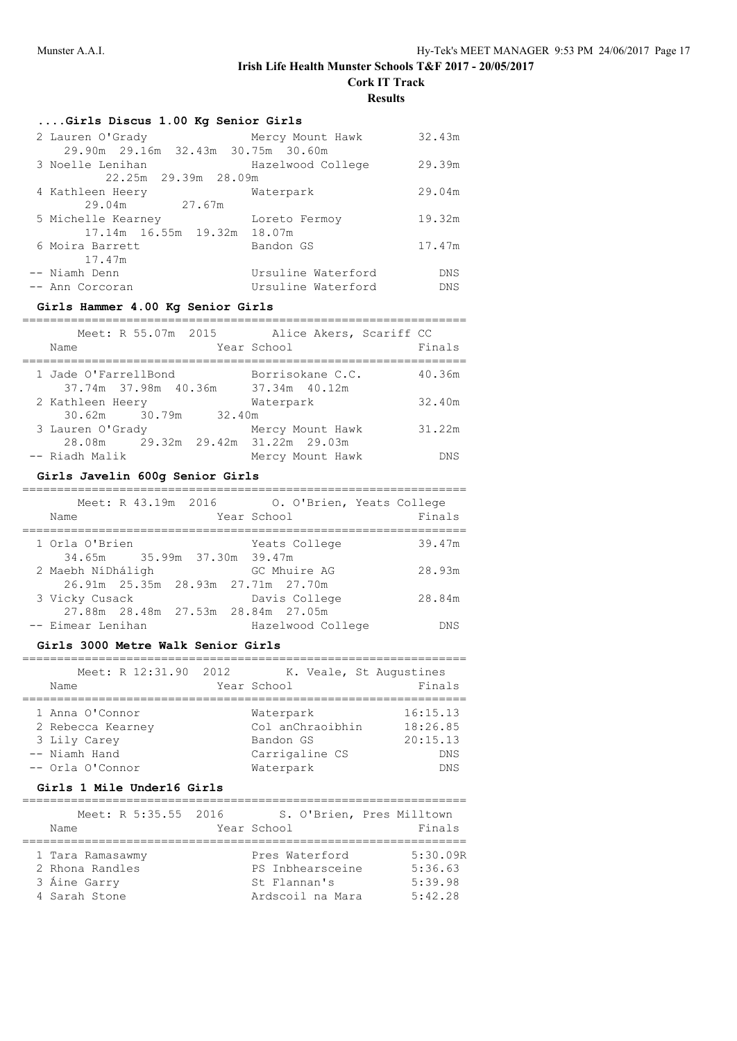## Irish Life Health Munster Schools T&F 2017 - 20/05/2017

**Cork IT Track**

**Results**

### ....Girls Discus 1.00 Kg Senior Girls

| Name | Year School | Finals |
|---|---|---|
| 2 Lauren O'Grady | Mercy Mount Hawk | 32.43m |
| 29.90m 29.16m 32.43m 30.75m 30.60m | | |
| 3 Noelle Lenihan | Hazelwood College | 29.39m |
| 22.25m 29.39m 28.09m | | |
| 4 Kathleen Heery | Waterpark | 29.04m |
| 29.04m 27.67m | | |
| 5 Michelle Kearney | Loreto Fermoy | 19.32m |
| 17.14m 16.55m 19.32m 18.07m | | |
| 6 Moira Barrett | Bandon GS | 17.47m |
| 17.47m | | |
| -- Niamh Denn | Ursuline Waterford | DNS |
| -- Ann Corcoran | Ursuline Waterford | DNS |

### Girls Hammer 4.00 Kg Senior Girls

Meet: R 55.07m 2015 Alice Akers, Scariff CC

| Name | Year School | Finals |
|---|---|---|
| 1 Jade O'FarrellBond | Borrisokane C.C. | 40.36m |
| 37.74m 37.98m 40.36m 37.34m 40.12m | | |
| 2 Kathleen Heery | Waterpark | 32.40m |
| 30.62m 30.79m 32.40m | | |
| 3 Lauren O'Grady | Mercy Mount Hawk | 31.22m |
| 28.08m 29.32m 29.42m 31.22m 29.03m | | |
| -- Riadh Malik | Mercy Mount Hawk | DNS |

### Girls Javelin 600g Senior Girls

Meet: R 43.19m 2016 O. O'Brien, Yeats College

| Name | Year School | Finals |
|---|---|---|
| 1 Orla O'Brien | Yeats College | 39.47m |
| 34.65m 35.99m 37.30m 39.47m | | |
| 2 Maebh NíDháligh | GC Mhuire AG | 28.93m |
| 26.91m 25.35m 28.93m 27.71m 27.70m | | |
| 3 Vicky Cusack | Davis College | 28.84m |
| 27.88m 28.48m 27.53m 28.84m 27.05m | | |
| -- Eimear Lenihan | Hazelwood College | DNS |

### Girls 3000 Metre Walk Senior Girls

Meet: R 12:31.90 2012 K. Veale, St Augustines

| Name | Year School | Finals |
|---|---|---|
| 1 Anna O'Connor | Waterpark | 16:15.13 |
| 2 Rebecca Kearney | Col anChraoibhin | 18:26.85 |
| 3 Lily Carey | Bandon GS | 20:15.13 |
| -- Niamh Hand | Carrigaline CS | DNS |
| -- Orla O'Connor | Waterpark | DNS |

### Girls 1 Mile Under16 Girls

Meet: R 5:35.55 2016 S. O'Brien, Pres Milltown

| Name | Year School | Finals |
|---|---|---|
| 1 Tara Ramasawmy | Pres Waterford | 5:30.09R |
| 2 Rhona Randles | PS Inbhearsceine | 5:36.63 |
| 3 Áine Garry | St Flannan's | 5:39.98 |
| 4 Sarah Stone | Ardscoil na Mara | 5:42.28 |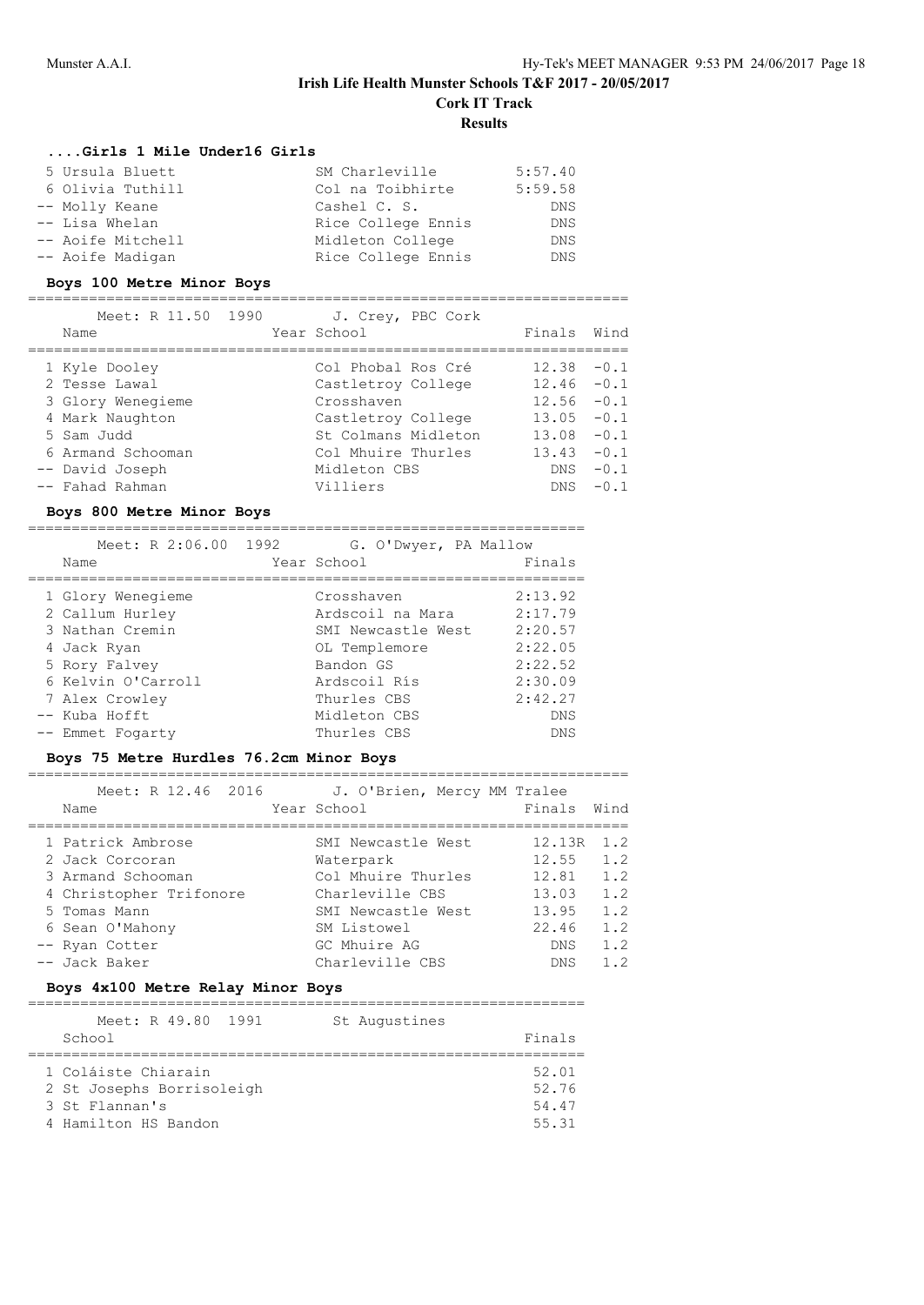## ....Girls 1 Mile Under16 Girls

| | | | |
|---|---|---|---|
| 5 | Ursula Bluett | SM Charleville | 5:57.40 |
| 6 | Olivia Tuthill | Col na Toibhirte | 5:59.58 |
| -- | Molly Keane | Cashel C. S. | DNS |
| -- | Lisa Whelan | Rice College Ennis | DNS |
| -- | Aoife Mitchell | Midleton College | DNS |
| -- | Aoife Madigan | Rice College Ennis | DNS |

## Boys 100 Metre Minor Boys

Meet: R 11.50 1990 J. Crey, PBC Cork

| | Name | Year School | Finals | Wind |
|---|---|---|---|---|
| 1 | Kyle Dooley | Col Phobal Ros Cré | 12.38 | -0.1 |
| 2 | Tesse Lawal | Castletroy College | 12.46 | -0.1 |
| 3 | Glory Wenegieme | Crosshaven | 12.56 | -0.1 |
| 4 | Mark Naughton | Castletroy College | 13.05 | -0.1 |
| 5 | Sam Judd | St Colmans Midleton | 13.08 | -0.1 |
| 6 | Armand Schooman | Col Mhuire Thurles | 13.43 | -0.1 |
| -- | David Joseph | Midleton CBS | DNS | -0.1 |
| -- | Fahad Rahman | Villiers | DNS | -0.1 |

## Boys 800 Metre Minor Boys

Meet: R 2:06.00 1992 G. O'Dwyer, PA Mallow

| | Name | Year School | Finals |
|---|---|---|---|
| 1 | Glory Wenegieme | Crosshaven | 2:13.92 |
| 2 | Callum Hurley | Ardscoil na Mara | 2:17.79 |
| 3 | Nathan Cremin | SMI Newcastle West | 2:20.57 |
| 4 | Jack Ryan | OL Templemore | 2:22.05 |
| 5 | Rory Falvey | Bandon GS | 2:22.52 |
| 6 | Kelvin O'Carroll | Ardscoil Rís | 2:30.09 |
| 7 | Alex Crowley | Thurles CBS | 2:42.27 |
| -- | Kuba Hofft | Midleton CBS | DNS |
| -- | Emmet Fogarty | Thurles CBS | DNS |

## Boys 75 Metre Hurdles 76.2cm Minor Boys

Meet: R 12.46 2016 J. O'Brien, Mercy MM Tralee

| | Name | Year School | Finals | Wind |
|---|---|---|---|---|
| 1 | Patrick Ambrose | SMI Newcastle West | 12.13R | 1.2 |
| 2 | Jack Corcoran | Waterpark | 12.55 | 1.2 |
| 3 | Armand Schooman | Col Mhuire Thurles | 12.81 | 1.2 |
| 4 | Christopher Trifonore | Charleville CBS | 13.03 | 1.2 |
| 5 | Tomas Mann | SMI Newcastle West | 13.95 | 1.2 |
| 6 | Sean O'Mahony | SM Listowel | 22.46 | 1.2 |
| -- | Ryan Cotter | GC Mhuire AG | DNS | 1.2 |
| -- | Jack Baker | Charleville CBS | DNS | 1.2 |

## Boys 4x100 Metre Relay Minor Boys

Meet: R 49.80 1991 St Augustines

| | School | Finals |
|---|---|---|
| 1 | Coláiste Chiarain | 52.01 |
| 2 | St Josephs Borrisoleigh | 52.76 |
| 3 | St Flannan's | 54.47 |
| 4 | Hamilton HS Bandon | 55.31 |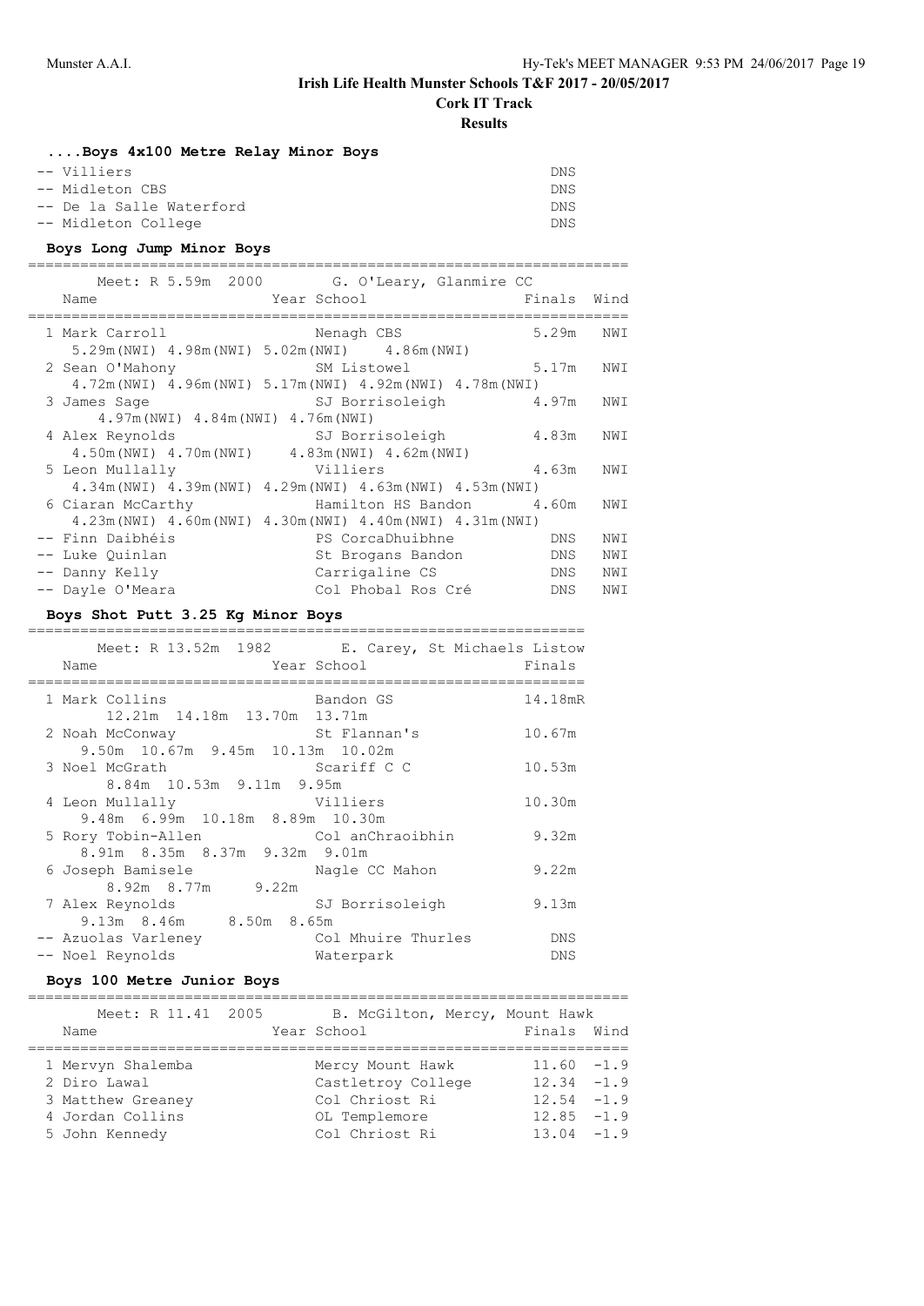**Irish Life Health Munster Schools T&F 2017 - 20/05/2017**

**Cork IT Track**

**Results**

### ....Boys 4x100 Metre Relay Minor Boys

| | | |
|---|---|---|
| -- | Villiers | DNS |
| -- | Midleton CBS | DNS |
| -- | De la Salle Waterford | DNS |
| -- | Midleton College | DNS |

### Boys Long Jump Minor Boys

Meet: R 5.59m 2000 G. O'Leary, Glanmire CC

| | Name | Year | School | Finals | Wind |
|---|---|---|---|---|---|
| 1 | Mark Carroll | | Nenagh CBS | 5.29m | NWI |
| | 5.29m(NWI) 4.98m(NWI) 5.02m(NWI) 4.86m(NWI) | | | | |
| 2 | Sean O'Mahony | | SM Listowel | 5.17m | NWI |
| | 4.72m(NWI) 4.96m(NWI) 5.17m(NWI) 4.92m(NWI) 4.78m(NWI) | | | | |
| 3 | James Sage | | SJ Borrisoleigh | 4.97m | NWI |
| | 4.97m(NWI) 4.84m(NWI) 4.76m(NWI) | | | | |
| 4 | Alex Reynolds | | SJ Borrisoleigh | 4.83m | NWI |
| | 4.50m(NWI) 4.70m(NWI) 4.83m(NWI) 4.62m(NWI) | | | | |
| 5 | Leon Mullally | | Villiers | 4.63m | NWI |
| | 4.34m(NWI) 4.39m(NWI) 4.29m(NWI) 4.63m(NWI) 4.53m(NWI) | | | | |
| 6 | Ciaran McCarthy | | Hamilton HS Bandon | 4.60m | NWI |
| | 4.23m(NWI) 4.60m(NWI) 4.30m(NWI) 4.40m(NWI) 4.31m(NWI) | | | | |
| -- | Finn Daibhéis | | PS CorcaDhuibhne | DNS | NWI |
| -- | Luke Quinlan | | St Brogans Bandon | DNS | NWI |
| -- | Danny Kelly | | Carrigaline CS | DNS | NWI |
| -- | Dayle O'Meara | | Col Phobal Ros Cré | DNS | NWI |

### Boys Shot Putt 3.25 Kg Minor Boys

Meet: R 13.52m 1982 E. Carey, St Michaels Listow

| | Name | Year | School | Finals |
|---|---|---|---|---|
| 1 | Mark Collins | | Bandon GS | 14.18mR |
| | 12.21m 14.18m 13.70m 13.71m | | | |
| 2 | Noah McConway | | St Flannan's | 10.67m |
| | 9.50m 10.67m 9.45m 10.13m 10.02m | | | |
| 3 | Noel McGrath | | Scariff C C | 10.53m |
| | 8.84m 10.53m 9.11m 9.95m | | | |
| 4 | Leon Mullally | | Villiers | 10.30m |
| | 9.48m 6.99m 10.18m 8.89m 10.30m | | | |
| 5 | Rory Tobin-Allen | | Col anChraoibhin | 9.32m |
| | 8.91m 8.35m 8.37m 9.32m 9.01m | | | |
| 6 | Joseph Bamisele | | Nagle CC Mahon | 9.22m |
| | 8.92m 8.77m 9.22m | | | |
| 7 | Alex Reynolds | | SJ Borrisoleigh | 9.13m |
| | 9.13m 8.46m 8.50m 8.65m | | | |
| -- | Azuolas Varleney | | Col Mhuire Thurles | DNS |
| -- | Noel Reynolds | | Waterpark | DNS |

### Boys 100 Metre Junior Boys

Meet: R 11.41 2005 B. McGilton, Mercy, Mount Hawk

| | Name | Year | School | Finals | Wind |
|---|---|---|---|---|---|
| 1 | Mervyn Shalemba | | Mercy Mount Hawk | 11.60 | -1.9 |
| 2 | Diro Lawal | | Castletroy College | 12.34 | -1.9 |
| 3 | Matthew Greaney | | Col Chriost Ri | 12.54 | -1.9 |
| 4 | Jordan Collins | | OL Templemore | 12.85 | -1.9 |
| 5 | John Kennedy | | Col Chriost Ri | 13.04 | -1.9 |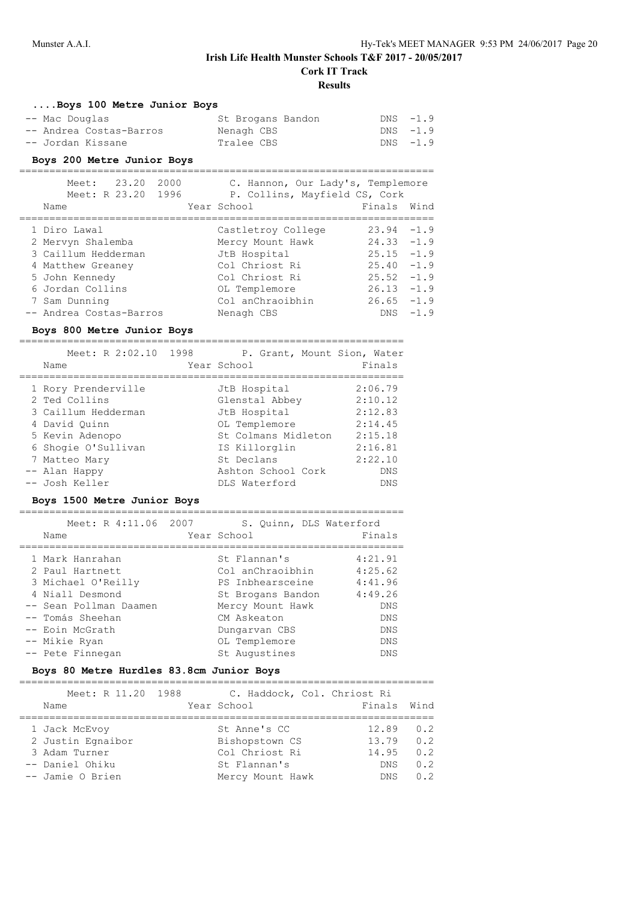### ....Boys 100 Metre Junior Boys

| Name | School | Finals | Wind |
|---|---|---|---|
| -- Mac Douglas | St Brogans Bandon | DNS | -1.9 |
| -- Andrea Costas-Barros | Nenagh CBS | DNS | -1.9 |
| -- Jordan Kissane | Tralee CBS | DNS | -1.9 |

### Boys 200 Metre Junior Boys

Meet: 23.20 2000 C. Hannon, Our Lady's, Templemore
Meet: R 23.20 1996 P. Collins, Mayfield CS, Cork

| Name | Year School | Finals | Wind |
|---|---|---|---|
| 1 Diro Lawal | Castletroy College | 23.94 | -1.9 |
| 2 Mervyn Shalemba | Mercy Mount Hawk | 24.33 | -1.9 |
| 3 Caillum Hedderman | JtB Hospital | 25.15 | -1.9 |
| 4 Matthew Greaney | Col Chriost Ri | 25.40 | -1.9 |
| 5 John Kennedy | Col Chriost Ri | 25.52 | -1.9 |
| 6 Jordan Collins | OL Templemore | 26.13 | -1.9 |
| 7 Sam Dunning | Col anChraoibhin | 26.65 | -1.9 |
| -- Andrea Costas-Barros | Nenagh CBS | DNS | -1.9 |

### Boys 800 Metre Junior Boys

Meet: R 2:02.10 1998 P. Grant, Mount Sion, Water

| Name | Year School | Finals |
|---|---|---|
| 1 Rory Prenderville | JtB Hospital | 2:06.79 |
| 2 Ted Collins | Glenstal Abbey | 2:10.12 |
| 3 Caillum Hedderman | JtB Hospital | 2:12.83 |
| 4 David Quinn | OL Templemore | 2:14.45 |
| 5 Kevin Adenopo | St Colmans Midleton | 2:15.18 |
| 6 Shogie O'Sullivan | IS Killorglin | 2:16.81 |
| 7 Matteo Mary | St Declans | 2:22.10 |
| -- Alan Happy | Ashton School Cork | DNS |
| -- Josh Keller | DLS Waterford | DNS |

### Boys 1500 Metre Junior Boys

Meet: R 4:11.06 2007 S. Quinn, DLS Waterford

| Name | Year School | Finals |
|---|---|---|
| 1 Mark Hanrahan | St Flannan's | 4:21.91 |
| 2 Paul Hartnett | Col anChraoibhin | 4:25.62 |
| 3 Michael O'Reilly | PS Inbhearsceine | 4:41.96 |
| 4 Niall Desmond | St Brogans Bandon | 4:49.26 |
| -- Sean Pollman Daamen | Mercy Mount Hawk | DNS |
| -- Tomás Sheehan | CM Askeaton | DNS |
| -- Eoin McGrath | Dungarvan CBS | DNS |
| -- Mikie Ryan | OL Templemore | DNS |
| -- Pete Finnegan | St Augustines | DNS |

### Boys 80 Metre Hurdles 83.8cm Junior Boys

Meet: R 11.20 1988 C. Haddock, Col. Chriost Ri

| Name | Year School | Finals | Wind |
|---|---|---|---|
| 1 Jack McEvoy | St Anne's CC | 12.89 | 0.2 |
| 2 Justin Egnaibor | Bishopstown CS | 13.79 | 0.2 |
| 3 Adam Turner | Col Chriost Ri | 14.95 | 0.2 |
| -- Daniel Ohiku | St Flannan's | DNS | 0.2 |
| -- Jamie O Brien | Mercy Mount Hawk | DNS | 0.2 |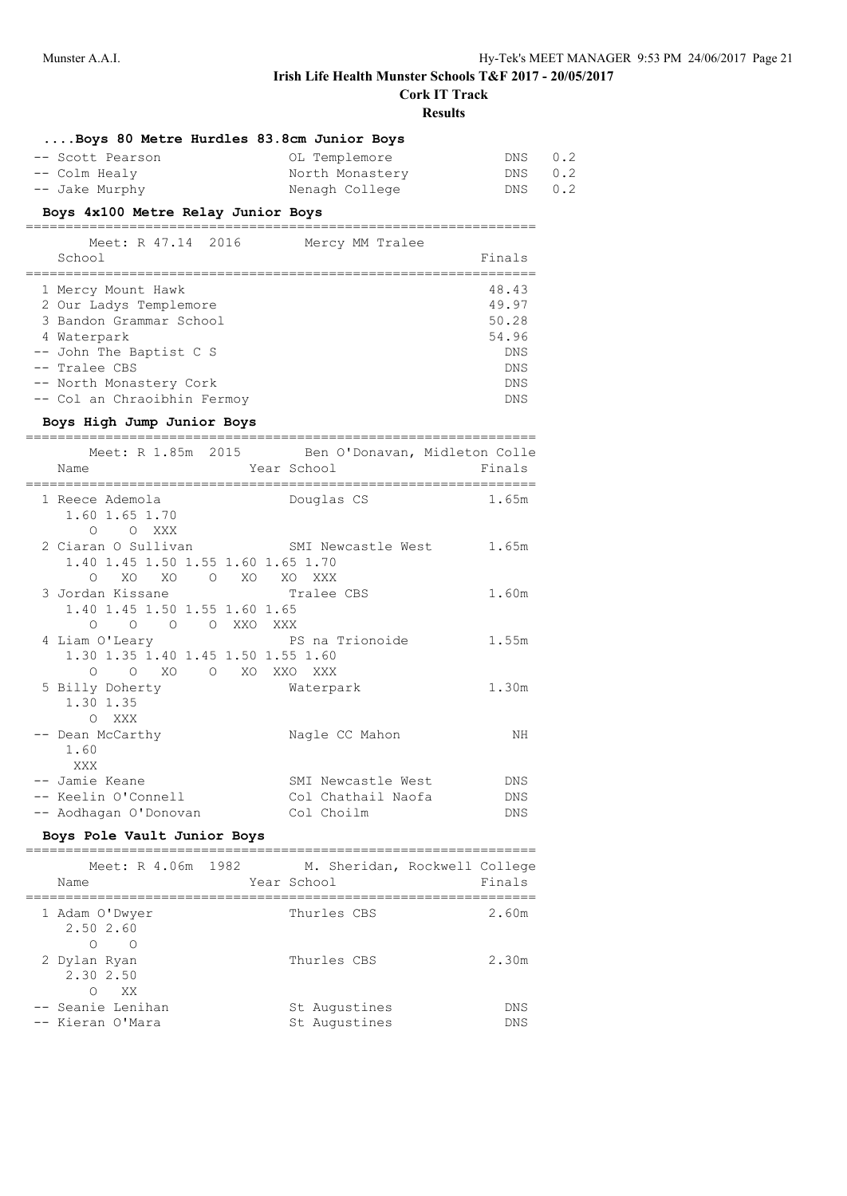# Irish Life Health Munster Schools T&F 2017 - 20/05/2017

**Cork IT Track**

**Results**

### ....Boys 80 Metre Hurdles 83.8cm Junior Boys

| Place | Name | School | Finals | Wind |
|---|---|---|---|---|
| -- | Scott Pearson | OL Templemore | DNS | 0.2 |
| -- | Colm Healy | North Monastery | DNS | 0.2 |
| -- | Jake Murphy | Nenagh College | DNS | 0.2 |

### Boys 4x100 Metre Relay Junior Boys

Meet: R 47.14 2016 Mercy MM Tralee

| Place | School | Finals |
|---|---|---|
| 1 | Mercy Mount Hawk | 48.43 |
| 2 | Our Ladys Templemore | 49.97 |
| 3 | Bandon Grammar School | 50.28 |
| 4 | Waterpark | 54.96 |
| -- | John The Baptist C S | DNS |
| -- | Tralee CBS | DNS |
| -- | North Monastery Cork | DNS |
| -- | Col an Chraoibhin Fermoy | DNS |

### Boys High Jump Junior Boys

Meet: R 1.85m 2015 Ben O'Donavan, Midleton Colle

| Place | Name | Year | School | Finals |
|---|---|---|---|---|
| 1 | Reece Ademola | | Douglas CS | 1.65m |
| | 1.60 1.65 1.70 | | | |
| | O O XXX | | | |
| 2 | Ciaran O Sullivan | | SMI Newcastle West | 1.65m |
| | 1.40 1.45 1.50 1.55 1.60 1.65 1.70 | | | |
| | O XO XO O XO XO XXX | | | |
| 3 | Jordan Kissane | | Tralee CBS | 1.60m |
| | 1.40 1.45 1.50 1.55 1.60 1.65 | | | |
| | O O O O XXO XXX | | | |
| 4 | Liam O'Leary | | PS na Trionoide | 1.55m |
| | 1.30 1.35 1.40 1.45 1.50 1.55 1.60 | | | |
| | O O XO O XO XXO XXX | | | |
| 5 | Billy Doherty | | Waterpark | 1.30m |
| | 1.30 1.35 | | | |
| | O XXX | | | |
| -- | Dean McCarthy | | Nagle CC Mahon | NH |
| | 1.60 | | | |
| | XXX | | | |
| -- | Jamie Keane | | SMI Newcastle West | DNS |
| -- | Keelin O'Connell | | Col Chathail Naofa | DNS |
| -- | Aodhagan O'Donovan | | Col Choilm | DNS |

### Boys Pole Vault Junior Boys

Meet: R 4.06m 1982 M. Sheridan, Rockwell College

| Place | Name | Year | School | Finals |
|---|---|---|---|---|
| 1 | Adam O'Dwyer | | Thurles CBS | 2.60m |
| | 2.50 2.60 | | | |
| | O O | | | |
| 2 | Dylan Ryan | | Thurles CBS | 2.30m |
| | 2.30 2.50 | | | |
| | O XX | | | |
| -- | Seanie Lenihan | | St Augustines | DNS |
| -- | Kieran O'Mara | | St Augustines | DNS |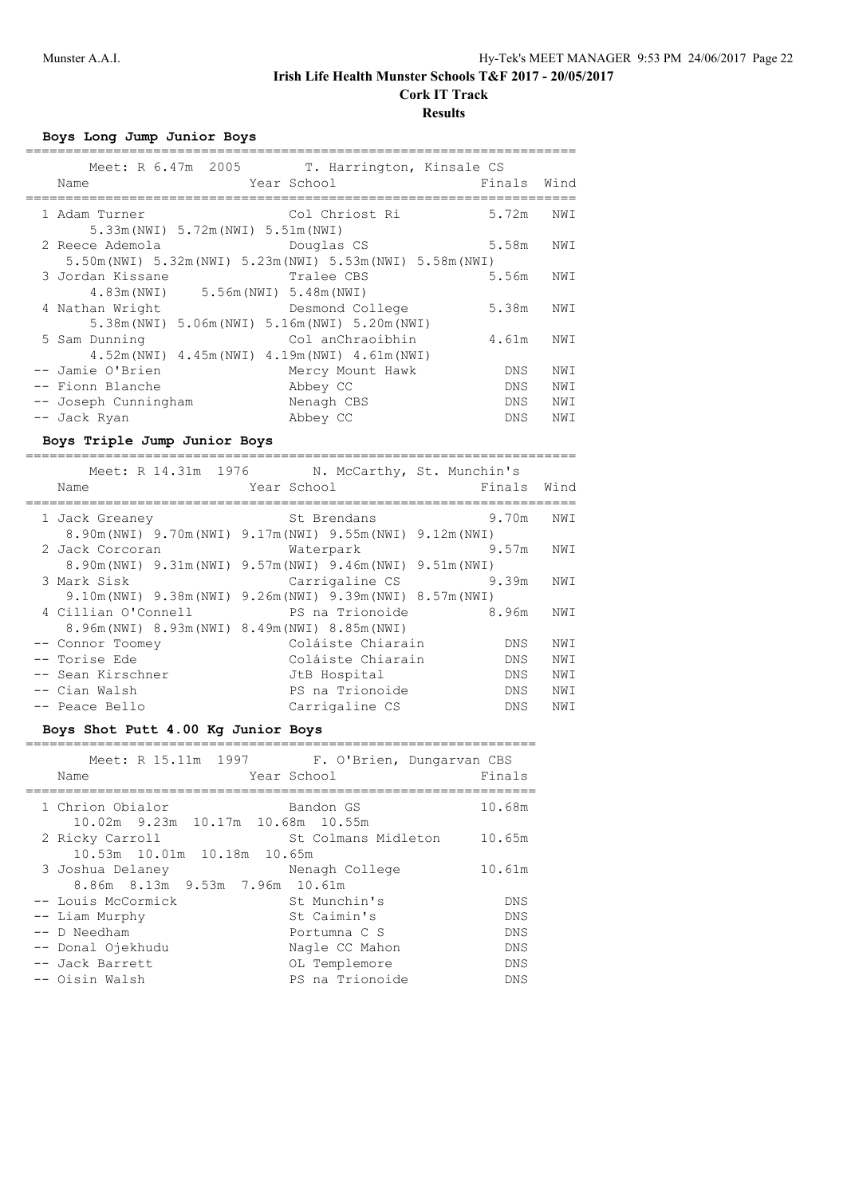# Irish Life Health Munster Schools T&F 2017 - 20/05/2017

**Cork IT Track**

**Results**

### Boys Long Jump Junior Boys

Meet: R 6.47m 2005 T. Harrington, Kinsale CS

| Name | Year School | Finals | Wind |
|---|---|---|---|
| 1 Adam Turner | Col Chriost Ri | 5.72m | NWI |
| 5.33m(NWI) 5.72m(NWI) 5.51m(NWI) | | | |
| 2 Reece Ademola | Douglas CS | 5.58m | NWI |
| 5.50m(NWI) 5.32m(NWI) 5.23m(NWI) 5.53m(NWI) 5.58m(NWI) | | | |
| 3 Jordan Kissane | Tralee CBS | 5.56m | NWI |
| 4.83m(NWI) 5.56m(NWI) 5.48m(NWI) | | | |
| 4 Nathan Wright | Desmond College | 5.38m | NWI |
| 5.38m(NWI) 5.06m(NWI) 5.16m(NWI) 5.20m(NWI) | | | |
| 5 Sam Dunning | Col anChraoibhin | 4.61m | NWI |
| 4.52m(NWI) 4.45m(NWI) 4.19m(NWI) 4.61m(NWI) | | | |
| -- Jamie O'Brien | Mercy Mount Hawk | DNS | NWI |
| -- Fionn Blanche | Abbey CC | DNS | NWI |
| -- Joseph Cunningham | Nenagh CBS | DNS | NWI |
| -- Jack Ryan | Abbey CC | DNS | NWI |

### Boys Triple Jump Junior Boys

Meet: R 14.31m 1976 N. McCarthy, St. Munchin's

| Name | Year School | Finals | Wind |
|---|---|---|---|
| 1 Jack Greaney | St Brendans | 9.70m | NWI |
| 8.90m(NWI) 9.70m(NWI) 9.17m(NWI) 9.55m(NWI) 9.12m(NWI) | | | |
| 2 Jack Corcoran | Waterpark | 9.57m | NWI |
| 8.90m(NWI) 9.31m(NWI) 9.57m(NWI) 9.46m(NWI) 9.51m(NWI) | | | |
| 3 Mark Sisk | Carrigaline CS | 9.39m | NWI |
| 9.10m(NWI) 9.38m(NWI) 9.26m(NWI) 9.39m(NWI) 8.57m(NWI) | | | |
| 4 Cillian O'Connell | PS na Trionoide | 8.96m | NWI |
| 8.96m(NWI) 8.93m(NWI) 8.49m(NWI) 8.85m(NWI) | | | |
| -- Connor Toomey | Coláiste Chiarain | DNS | NWI |
| -- Torise Ede | Coláiste Chiarain | DNS | NWI |
| -- Sean Kirschner | JtB Hospital | DNS | NWI |
| -- Cian Walsh | PS na Trionoide | DNS | NWI |
| -- Peace Bello | Carrigaline CS | DNS | NWI |

### Boys Shot Putt 4.00 Kg Junior Boys

Meet: R 15.11m 1997 F. O'Brien, Dungarvan CBS

| Name | Year School | Finals |
|---|---|---|
| 1 Chrion Obialor | Bandon GS | 10.68m |
| 10.02m 9.23m 10.17m 10.68m 10.55m | | |
| 2 Ricky Carroll | St Colmans Midleton | 10.65m |
| 10.53m 10.01m 10.18m 10.65m | | |
| 3 Joshua Delaney | Nenagh College | 10.61m |
| 8.86m 8.13m 9.53m 7.96m 10.61m | | |
| -- Louis McCormick | St Munchin's | DNS |
| -- Liam Murphy | St Caimin's | DNS |
| -- D Needham | Portumna C S | DNS |
| -- Donal Ojekhudu | Nagle CC Mahon | DNS |
| -- Jack Barrett | OL Templemore | DNS |
| -- Oisin Walsh | PS na Trionoide | DNS |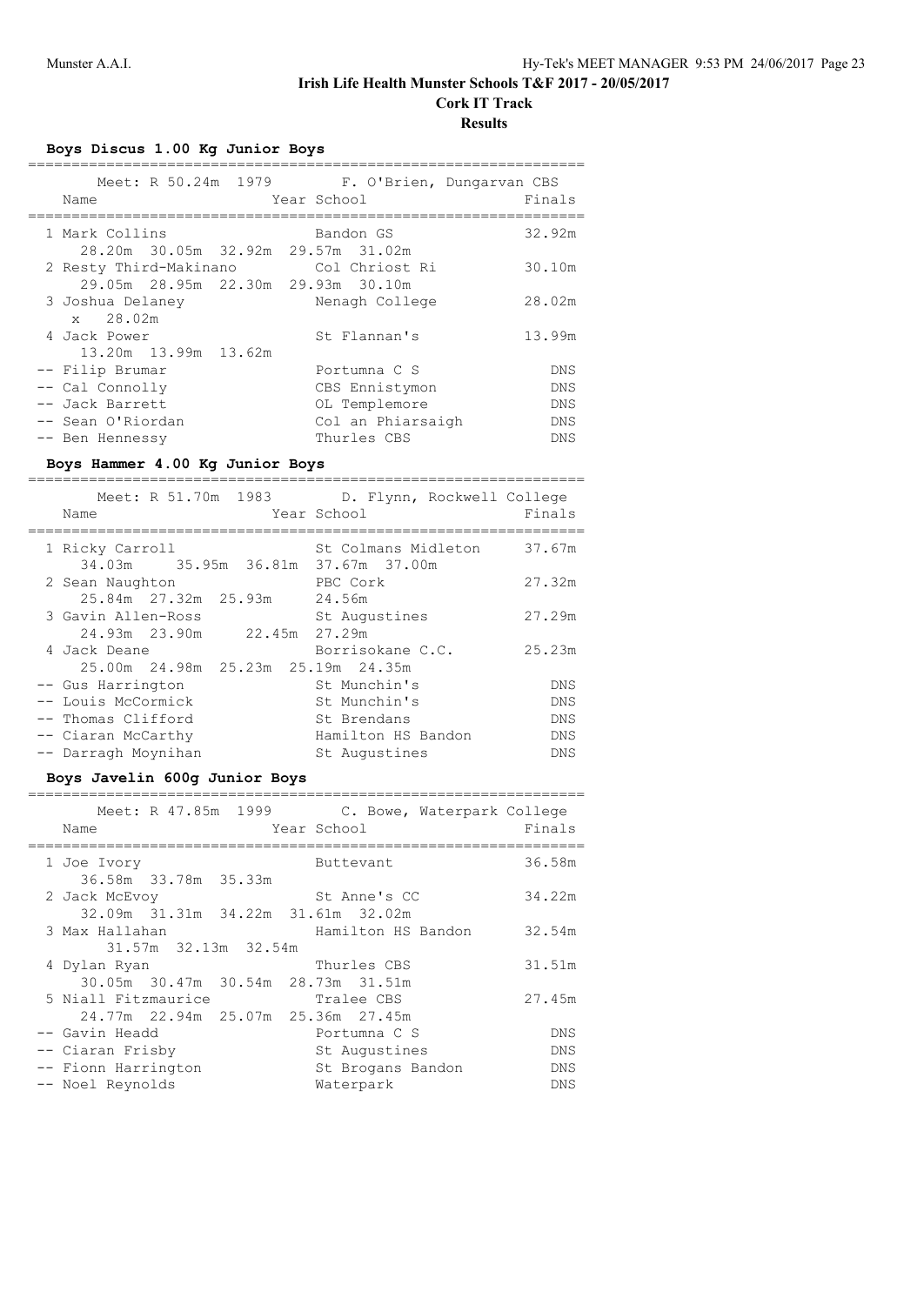# Irish Life Health Munster Schools T&F 2017 - 20/05/2017

## Cork IT Track

### Results

**Boys Discus 1.00 Kg Junior Boys**

Meet: R 50.24m 1979 F. O'Brien, Dungarvan CBS

| | Name | Year School | Finals |
|---|---|---|---|
| 1 | Mark Collins | Bandon GS | 32.92m |
| | 28.20m 30.05m 32.92m 29.57m 31.02m | | |
| 2 | Resty Third-Makinano | Col Chriost Ri | 30.10m |
| | 29.05m 28.95m 22.30m 29.93m 30.10m | | |
| 3 | Joshua Delaney | Nenagh College | 28.02m |
| | x 28.02m | | |
| 4 | Jack Power | St Flannan's | 13.99m |
| | 13.20m 13.99m 13.62m | | |
| -- | Filip Brumar | Portumna C S | DNS |
| -- | Cal Connolly | CBS Ennistymon | DNS |
| -- | Jack Barrett | OL Templemore | DNS |
| -- | Sean O'Riordan | Col an Phiarsaigh | DNS |
| -- | Ben Hennessy | Thurles CBS | DNS |

**Boys Hammer 4.00 Kg Junior Boys**

Meet: R 51.70m 1983 D. Flynn, Rockwell College

| | Name | Year School | Finals |
|---|---|---|---|
| 1 | Ricky Carroll | St Colmans Midleton | 37.67m |
| | 34.03m 35.95m 36.81m 37.67m 37.00m | | |
| 2 | Sean Naughton | PBC Cork | 27.32m |
| | 25.84m 27.32m 25.93m 24.56m | | |
| 3 | Gavin Allen-Ross | St Augustines | 27.29m |
| | 24.93m 23.90m 22.45m 27.29m | | |
| 4 | Jack Deane | Borrisokane C.C. | 25.23m |
| | 25.00m 24.98m 25.23m 25.19m 24.35m | | |
| -- | Gus Harrington | St Munchin's | DNS |
| -- | Louis McCormick | St Munchin's | DNS |
| -- | Thomas Clifford | St Brendans | DNS |
| -- | Ciaran McCarthy | Hamilton HS Bandon | DNS |
| -- | Darragh Moynihan | St Augustines | DNS |

**Boys Javelin 600g Junior Boys**

Meet: R 47.85m 1999 C. Bowe, Waterpark College

| | Name | Year School | Finals |
|---|---|---|---|
| 1 | Joe Ivory | Buttevant | 36.58m |
| | 36.58m 33.78m 35.33m | | |
| 2 | Jack McEvoy | St Anne's CC | 34.22m |
| | 32.09m 31.31m 34.22m 31.61m 32.02m | | |
| 3 | Max Hallahan | Hamilton HS Bandon | 32.54m |
| | 31.57m 32.13m 32.54m | | |
| 4 | Dylan Ryan | Thurles CBS | 31.51m |
| | 30.05m 30.47m 30.54m 28.73m 31.51m | | |
| 5 | Niall Fitzmaurice | Tralee CBS | 27.45m |
| | 24.77m 22.94m 25.07m 25.36m 27.45m | | |
| -- | Gavin Headd | Portumna C S | DNS |
| -- | Ciaran Frisby | St Augustines | DNS |
| -- | Fionn Harrington | St Brogans Bandon | DNS |
| -- | Noel Reynolds | Waterpark | DNS |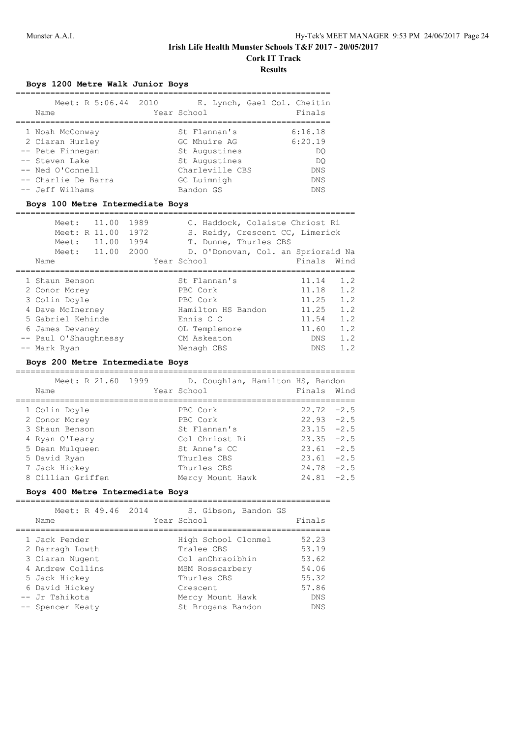# Irish Life Health Munster Schools T&F 2017 - 20/05/2017

## Cork IT Track

### Results

#### Boys 1200 Metre Walk Junior Boys

Meet: R 5:06.44 2010 E. Lynch, Gael Col. Cheitin

| | Name | Year School | Finals |
|---|---|---|---|
| 1 | Noah McConway | St Flannan's | 6:16.18 |
| 2 | Ciaran Hurley | GC Mhuire AG | 6:20.19 |
| -- | Pete Finnegan | St Augustines | DQ |
| -- | Steven Lake | St Augustines | DQ |
| -- | Ned O'Connell | Charleville CBS | DNS |
| -- | Charlie De Barra | GC Luimnigh | DNS |
| -- | Jeff Wilhams | Bandon GS | DNS |

#### Boys 100 Metre Intermediate Boys

Meet: 11.00 1989 C. Haddock, Colaiste Chriost Ri
Meet: R 11.00 1972 S. Reidy, Crescent CC, Limerick
Meet: 11.00 1994 T. Dunne, Thurles CBS
Meet: 11.00 2000 D. O'Donovan, Col. an Sprioraid Na

| | Name | Year School | Finals | Wind |
|---|---|---|---|---|
| 1 | Shaun Benson | St Flannan's | 11.14 | 1.2 |
| 2 | Conor Morey | PBC Cork | 11.18 | 1.2 |
| 3 | Colin Doyle | PBC Cork | 11.25 | 1.2 |
| 4 | Dave McInerney | Hamilton HS Bandon | 11.25 | 1.2 |
| 5 | Gabriel Kehinde | Ennis C C | 11.54 | 1.2 |
| 6 | James Devaney | OL Templemore | 11.60 | 1.2 |
| -- | Paul O'Shaughnessy | CM Askeaton | DNS | 1.2 |
| -- | Mark Ryan | Nenagh CBS | DNS | 1.2 |

#### Boys 200 Metre Intermediate Boys

Meet: R 21.60 1999 D. Coughlan, Hamilton HS, Bandon

| | Name | Year School | Finals | Wind |
|---|---|---|---|---|
| 1 | Colin Doyle | PBC Cork | 22.72 | -2.5 |
| 2 | Conor Morey | PBC Cork | 22.93 | -2.5 |
| 3 | Shaun Benson | St Flannan's | 23.15 | -2.5 |
| 4 | Ryan O'Leary | Col Chriost Ri | 23.35 | -2.5 |
| 5 | Dean Mulqueen | St Anne's CC | 23.61 | -2.5 |
| 5 | David Ryan | Thurles CBS | 23.61 | -2.5 |
| 7 | Jack Hickey | Thurles CBS | 24.78 | -2.5 |
| 8 | Cillian Griffen | Mercy Mount Hawk | 24.81 | -2.5 |

#### Boys 400 Metre Intermediate Boys

Meet: R 49.46 2014 S. Gibson, Bandon GS

| | Name | Year School | Finals |
|---|---|---|---|
| 1 | Jack Pender | High School Clonmel | 52.23 |
| 2 | Darragh Lowth | Tralee CBS | 53.19 |
| 3 | Ciaran Nugent | Col anChraoibhin | 53.62 |
| 4 | Andrew Collins | MSM Rosscarbery | 54.06 |
| 5 | Jack Hickey | Thurles CBS | 55.32 |
| 6 | David Hickey | Crescent | 57.86 |
| -- | Jr Tshikota | Mercy Mount Hawk | DNS |
| -- | Spencer Keaty | St Brogans Bandon | DNS |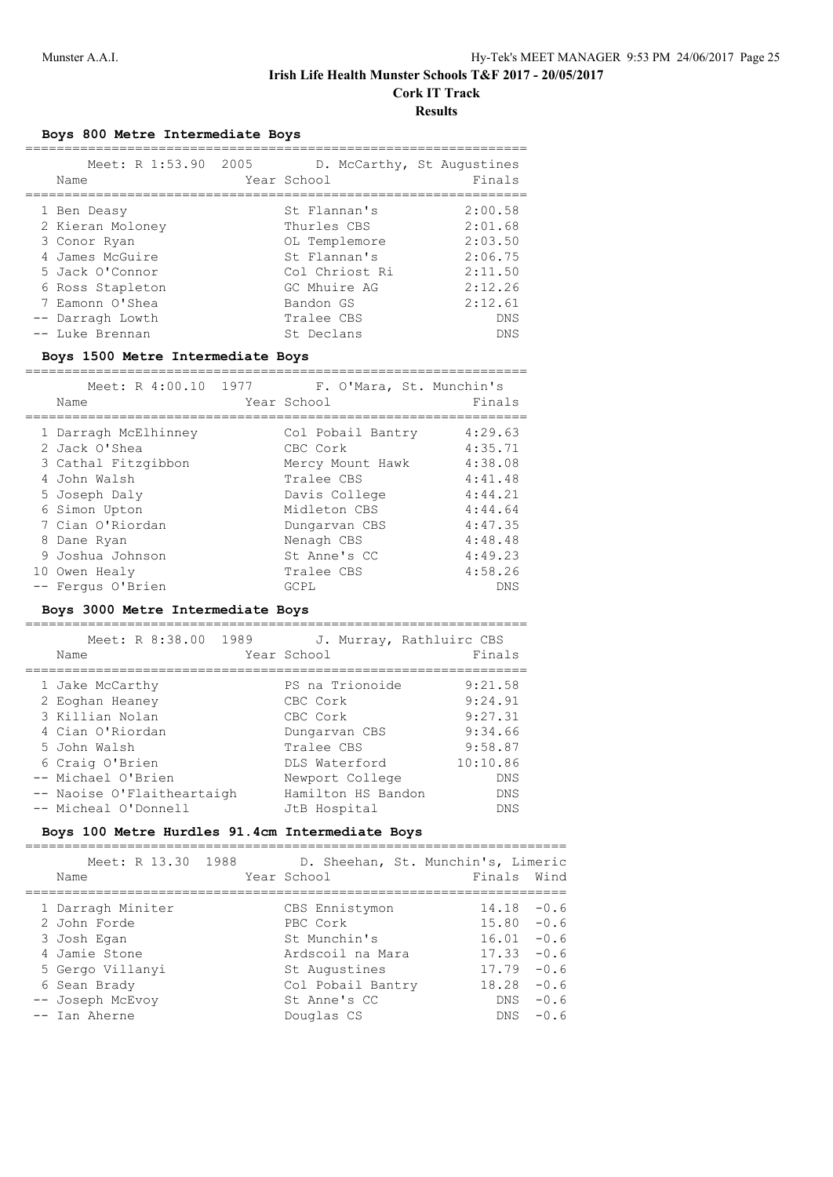## Irish Life Health Munster Schools T&F 2017 - 20/05/2017

**Cork IT Track**

**Results**

### Boys 800 Metre Intermediate Boys

Meet: R 1:53.90 2005 D. McCarthy, St Augustines

| | Name | Year School | Finals |
|---|---|---|---|
| 1 | Ben Deasy | St Flannan's | 2:00.58 |
| 2 | Kieran Moloney | Thurles CBS | 2:01.68 |
| 3 | Conor Ryan | OL Templemore | 2:03.50 |
| 4 | James McGuire | St Flannan's | 2:06.75 |
| 5 | Jack O'Connor | Col Chriost Ri | 2:11.50 |
| 6 | Ross Stapleton | GC Mhuire AG | 2:12.26 |
| 7 | Eamonn O'Shea | Bandon GS | 2:12.61 |
| -- | Darragh Lowth | Tralee CBS | DNS |
| -- | Luke Brennan | St Declans | DNS |

### Boys 1500 Metre Intermediate Boys

Meet: R 4:00.10 1977 F. O'Mara, St. Munchin's

| | Name | Year School | Finals |
|---|---|---|---|
| 1 | Darragh McElhinney | Col Pobail Bantry | 4:29.63 |
| 2 | Jack O'Shea | CBC Cork | 4:35.71 |
| 3 | Cathal Fitzgibbon | Mercy Mount Hawk | 4:38.08 |
| 4 | John Walsh | Tralee CBS | 4:41.48 |
| 5 | Joseph Daly | Davis College | 4:44.21 |
| 6 | Simon Upton | Midleton CBS | 4:44.64 |
| 7 | Cian O'Riordan | Dungarvan CBS | 4:47.35 |
| 8 | Dane Ryan | Nenagh CBS | 4:48.48 |
| 9 | Joshua Johnson | St Anne's CC | 4:49.23 |
| 10 | Owen Healy | Tralee CBS | 4:58.26 |
| -- | Fergus O'Brien | GCPL | DNS |

### Boys 3000 Metre Intermediate Boys

Meet: R 8:38.00 1989 J. Murray, Rathluirc CBS

| | Name | Year School | Finals |
|---|---|---|---|
| 1 | Jake McCarthy | PS na Trionoide | 9:21.58 |
| 2 | Eoghan Heaney | CBC Cork | 9:24.91 |
| 3 | Killian Nolan | CBC Cork | 9:27.31 |
| 4 | Cian O'Riordan | Dungarvan CBS | 9:34.66 |
| 5 | John Walsh | Tralee CBS | 9:58.87 |
| 6 | Craig O'Brien | DLS Waterford | 10:10.86 |
| -- | Michael O'Brien | Newport College | DNS |
| -- | Naoise O'Flaitheartaigh | Hamilton HS Bandon | DNS |
| -- | Micheal O'Donnell | JtB Hospital | DNS |

### Boys 100 Metre Hurdles 91.4cm Intermediate Boys

Meet: R 13.30 1988 D. Sheehan, St. Munchin's, Limeric

| | Name | Year School | Finals | Wind |
|---|---|---|---|---|
| 1 | Darragh Miniter | CBS Ennistymon | 14.18 | -0.6 |
| 2 | John Forde | PBC Cork | 15.80 | -0.6 |
| 3 | Josh Egan | St Munchin's | 16.01 | -0.6 |
| 4 | Jamie Stone | Ardscoil na Mara | 17.33 | -0.6 |
| 5 | Gergo Villanyi | St Augustines | 17.79 | -0.6 |
| 6 | Sean Brady | Col Pobail Bantry | 18.28 | -0.6 |
| -- | Joseph McEvoy | St Anne's CC | DNS | -0.6 |
| -- | Ian Aherne | Douglas CS | DNS | -0.6 |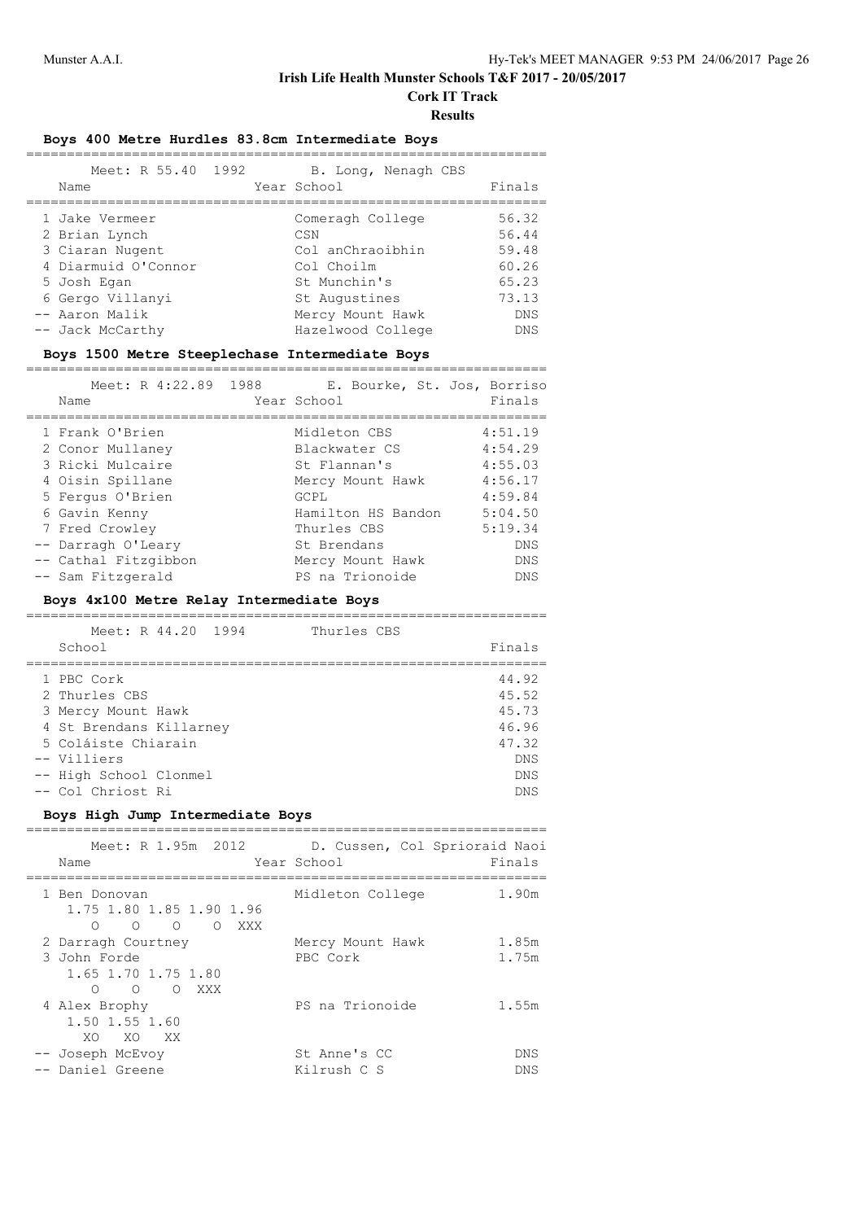## Irish Life Health Munster Schools T&F 2017 - 20/05/2017

**Cork IT Track**

**Results**

### Boys 400 Metre Hurdles 83.8cm Intermediate Boys

Meet: R 55.40 1992 B. Long, Nenagh CBS

| | Name | Year School | Finals |
|---|---|---|---|
| 1 | Jake Vermeer | Comeragh College | 56.32 |
| 2 | Brian Lynch | CSN | 56.44 |
| 3 | Ciaran Nugent | Col anChraoibhin | 59.48 |
| 4 | Diarmuid O'Connor | Col Choilm | 60.26 |
| 5 | Josh Egan | St Munchin's | 65.23 |
| 6 | Gergo Villanyi | St Augustines | 73.13 |
| -- | Aaron Malik | Mercy Mount Hawk | DNS |
| -- | Jack McCarthy | Hazelwood College | DNS |

### Boys 1500 Metre Steeplechase Intermediate Boys

Meet: R 4:22.89 1988 E. Bourke, St. Jos, Borriso

| | Name | Year School | Finals |
|---|---|---|---|
| 1 | Frank O'Brien | Midleton CBS | 4:51.19 |
| 2 | Conor Mullaney | Blackwater CS | 4:54.29 |
| 3 | Ricki Mulcaire | St Flannan's | 4:55.03 |
| 4 | Oisin Spillane | Mercy Mount Hawk | 4:56.17 |
| 5 | Fergus O'Brien | GCPL | 4:59.84 |
| 6 | Gavin Kenny | Hamilton HS Bandon | 5:04.50 |
| 7 | Fred Crowley | Thurles CBS | 5:19.34 |
| -- | Darragh O'Leary | St Brendans | DNS |
| -- | Cathal Fitzgibbon | Mercy Mount Hawk | DNS |
| -- | Sam Fitzgerald | PS na Trionoide | DNS |

### Boys 4x100 Metre Relay Intermediate Boys

Meet: R 44.20 1994 Thurles CBS

| | School | Finals |
|---|---|---|
| 1 | PBC Cork | 44.92 |
| 2 | Thurles CBS | 45.52 |
| 3 | Mercy Mount Hawk | 45.73 |
| 4 | St Brendans Killarney | 46.96 |
| 5 | Coláiste Chiarain | 47.32 |
| -- | Villiers | DNS |
| -- | High School Clonmel | DNS |
| -- | Col Chriost Ri | DNS |

### Boys High Jump Intermediate Boys

Meet: R 1.95m 2012 D. Cussen, Col Sprioraid Naoi

| | Name | Year School | Finals |
|---|---|---|---|
| 1 | Ben Donovan | Midleton College | 1.90m |
| | 1.75 1.80 1.85 1.90 1.96 | | |
| | O O O O XXX | | |
| 2 | Darragh Courtney | Mercy Mount Hawk | 1.85m |
| 3 | John Forde | PBC Cork | 1.75m |
| | 1.65 1.70 1.75 1.80 | | |
| | O O O XXX | | |
| 4 | Alex Brophy | PS na Trionoide | 1.55m |
| | 1.50 1.55 1.60 | | |
| | XO XO XX | | |
| -- | Joseph McEvoy | St Anne's CC | DNS |
| -- | Daniel Greene | Kilrush C S | DNS |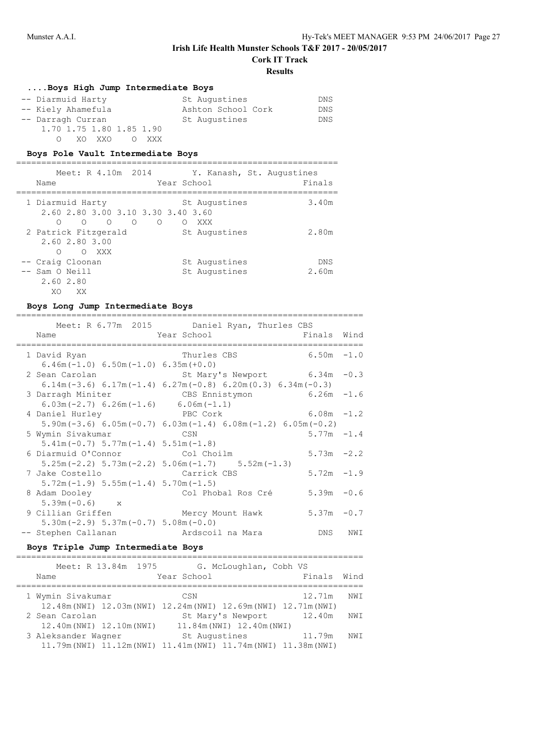# Irish Life Health Munster Schools T&F 2017 - 20/05/2017

## Cork IT Track

### Results

#### ....Boys High Jump Intermediate Boys

```
-- Diarmuid Harty            St Augustines           DNS
-- Kiely Ahamefula           Ashton School Cork      DNS
-- Darragh Curran            St Augustines           DNS
     1.70 1.75 1.80 1.85 1.90
       O   XO  XXO    O  XXX
```

#### Boys Pole Vault Intermediate Boys

```
===============================================================
      Meet: R 4.10m  2014        Y. Kanash, St. Augustines
    Name                    Year School                 Finals
===============================================================
  1 Diarmuid Harty               St Augustines           3.40m
     2.60 2.80 3.00 3.10 3.30 3.40 3.60
        O    O    O    O    O    O  XXX
  2 Patrick Fitzgerald           St Augustines           2.80m
     2.60 2.80 3.00
        O    O  XXX
 -- Craig Cloonan                St Augustines             DNS
 -- Sam O Neill                  St Augustines           2.60m
     2.60 2.80
       XO   XX
```

#### Boys Long Jump Intermediate Boys

```
=====================================================================
      Meet: R 6.77m  2015        Daniel Ryan, Thurles CBS
    Name                    Year School                 Finals  Wind
=====================================================================
  1 David Ryan                   Thurles CBS             6.50m  -1.0
     6.46m(-1.0) 6.50m(-1.0) 6.35m(+0.0)
  2 Sean Carolan                 St Mary's Newport       6.34m  -0.3
     6.14m(-3.6) 6.17m(-1.4) 6.27m(-0.8) 6.20m(0.3) 6.34m(-0.3)
  3 Darragh Miniter              CBS Ennistymon          6.26m  -1.6
     6.03m(-2.7) 6.26m(-1.6)     6.06m(-1.1)
  4 Daniel Hurley                PBC Cork                6.08m  -1.2
     5.90m(-3.6) 6.05m(-0.7) 6.03m(-1.4) 6.08m(-1.2) 6.05m(-0.2)
  5 Wymin Sivakumar              CSN                     5.77m  -1.4
     5.41m(-0.7) 5.77m(-1.4) 5.51m(-1.8)
  6 Diarmuid O'Connor            Col Choilm              5.73m  -2.2
     5.25m(-2.2) 5.73m(-2.2) 5.06m(-1.7)     5.52m(-1.3)
  7 Jake Costello                Carrick CBS             5.72m  -1.9
     5.72m(-1.9) 5.55m(-1.4) 5.70m(-1.5)
  8 Adam Dooley                  Col Phobal Ros Cré      5.39m  -0.6
     5.39m(-0.6)     x
  9 Cillian Griffen              Mercy Mount Hawk        5.37m  -0.7
     5.30m(-2.9) 5.37m(-0.7) 5.08m(-0.0)
 -- Stephen Callanan             Ardscoil na Mara          DNS   NWI
```

#### Boys Triple Jump Intermediate Boys

```
=====================================================================
      Meet: R 13.84m  1975       G. McLoughlan, Cobh VS
    Name                    Year School                 Finals  Wind
=====================================================================
  1 Wymin Sivakumar              CSN                    12.71m   NWI
     12.48m(NWI) 12.03m(NWI) 12.24m(NWI) 12.69m(NWI) 12.71m(NWI)
  2 Sean Carolan                 St Mary's Newport      12.40m   NWI
     12.40m(NWI) 12.10m(NWI)     11.84m(NWI) 12.40m(NWI)
  3 Aleksander Wagner            St Augustines          11.79m   NWI
     11.79m(NWI) 11.12m(NWI) 11.41m(NWI) 11.74m(NWI) 11.38m(NWI)
```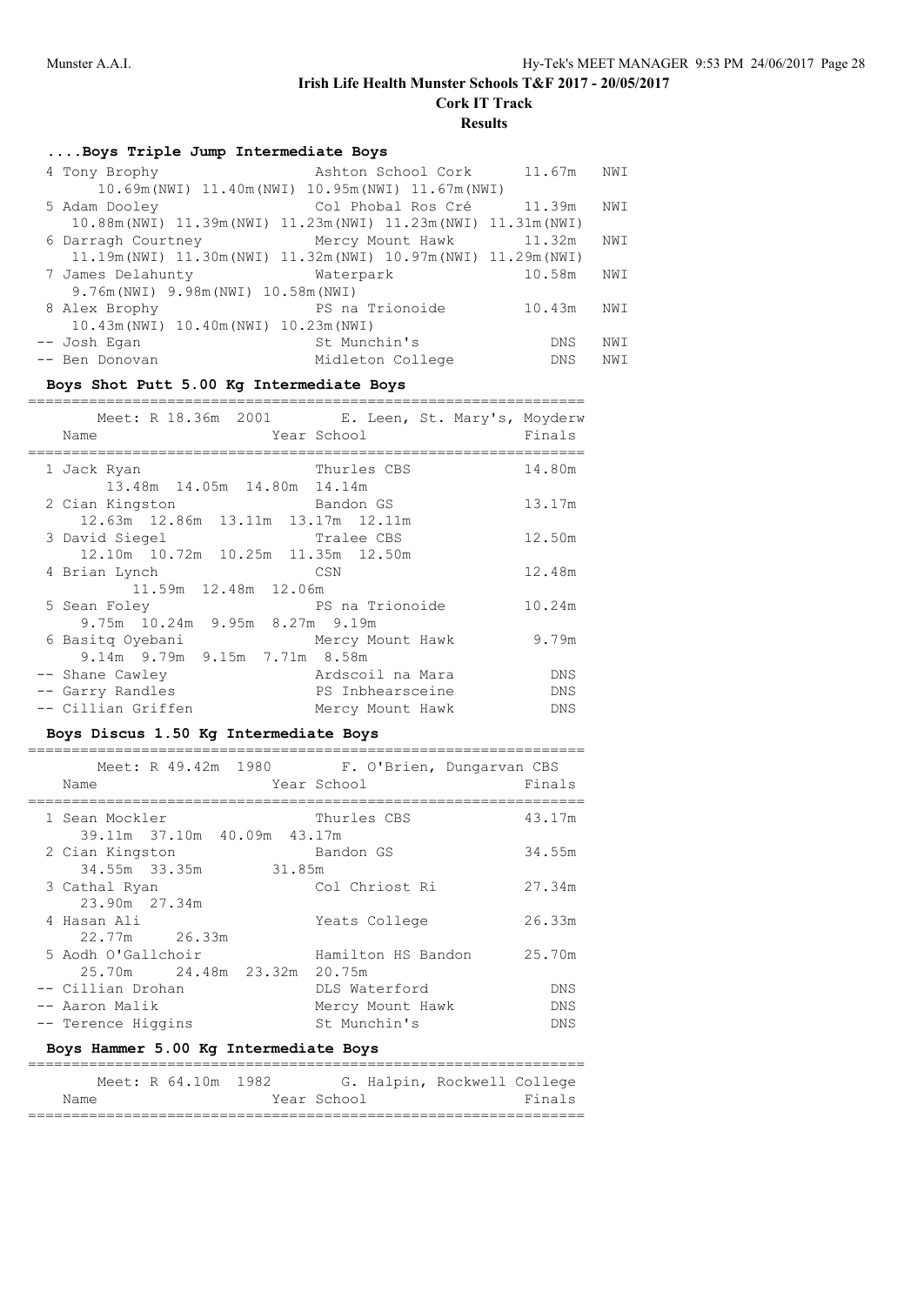# Irish Life Health Munster Schools T&F 2017 - 20/05/2017

**Cork IT Track**

**Results**

### ....Boys Triple Jump Intermediate Boys

| | Name | School | Finals | |
|---|---|---|---|---|
| 4 | Tony Brophy | Ashton School Cork | 11.67m | NWI |
| | 10.69m(NWI) 11.40m(NWI) 10.95m(NWI) 11.67m(NWI) | | | |
| 5 | Adam Dooley | Col Phobal Ros Cré | 11.39m | NWI |
| | 10.88m(NWI) 11.39m(NWI) 11.23m(NWI) 11.23m(NWI) 11.31m(NWI) | | | |
| 6 | Darragh Courtney | Mercy Mount Hawk | 11.32m | NWI |
| | 11.19m(NWI) 11.30m(NWI) 11.32m(NWI) 10.97m(NWI) 11.29m(NWI) | | | |
| 7 | James Delahunty | Waterpark | 10.58m | NWI |
| | 9.76m(NWI) 9.98m(NWI) 10.58m(NWI) | | | |
| 8 | Alex Brophy | PS na Trionoide | 10.43m | NWI |
| | 10.43m(NWI) 10.40m(NWI) 10.23m(NWI) | | | |
| -- | Josh Egan | St Munchin's | DNS | NWI |
| -- | Ben Donovan | Midleton College | DNS | NWI |

### Boys Shot Putt 5.00 Kg Intermediate Boys

Meet: R 18.36m 2001 E. Leen, St. Mary's, Moyderw

| | Name | Year School | Finals |
|---|---|---|---|
| 1 | Jack Ryan | Thurles CBS | 14.80m |
| | 13.48m 14.05m 14.80m 14.14m | | |
| 2 | Cian Kingston | Bandon GS | 13.17m |
| | 12.63m 12.86m 13.11m 13.17m 12.11m | | |
| 3 | David Siegel | Tralee CBS | 12.50m |
| | 12.10m 10.72m 10.25m 11.35m 12.50m | | |
| 4 | Brian Lynch | CSN | 12.48m |
| | 11.59m 12.48m 12.06m | | |
| 5 | Sean Foley | PS na Trionoide | 10.24m |
| | 9.75m 10.24m 9.95m 8.27m 9.19m | | |
| 6 | Basitq Oyebani | Mercy Mount Hawk | 9.79m |
| | 9.14m 9.79m 9.15m 7.71m 8.58m | | |
| -- | Shane Cawley | Ardscoil na Mara | DNS |
| -- | Garry Randles | PS Inbhearsceine | DNS |
| -- | Cillian Griffen | Mercy Mount Hawk | DNS |

### Boys Discus 1.50 Kg Intermediate Boys

Meet: R 49.42m 1980 F. O'Brien, Dungarvan CBS

| | Name | Year School | Finals |
|---|---|---|---|
| 1 | Sean Mockler | Thurles CBS | 43.17m |
| | 39.11m 37.10m 40.09m 43.17m | | |
| 2 | Cian Kingston | Bandon GS | 34.55m |
| | 34.55m 33.35m 31.85m | | |
| 3 | Cathal Ryan | Col Chriost Ri | 27.34m |
| | 23.90m 27.34m | | |
| 4 | Hasan Ali | Yeats College | 26.33m |
| | 22.77m 26.33m | | |
| 5 | Aodh O'Gallchoir | Hamilton HS Bandon | 25.70m |
| | 25.70m 24.48m 23.32m 20.75m | | |
| -- | Cillian Drohan | DLS Waterford | DNS |
| -- | Aaron Malik | Mercy Mount Hawk | DNS |
| -- | Terence Higgins | St Munchin's | DNS |

### Boys Hammer 5.00 Kg Intermediate Boys

Meet: R 64.10m 1982 G. Halpin, Rockwell College

| Name | Year School | Finals |
|---|---|---|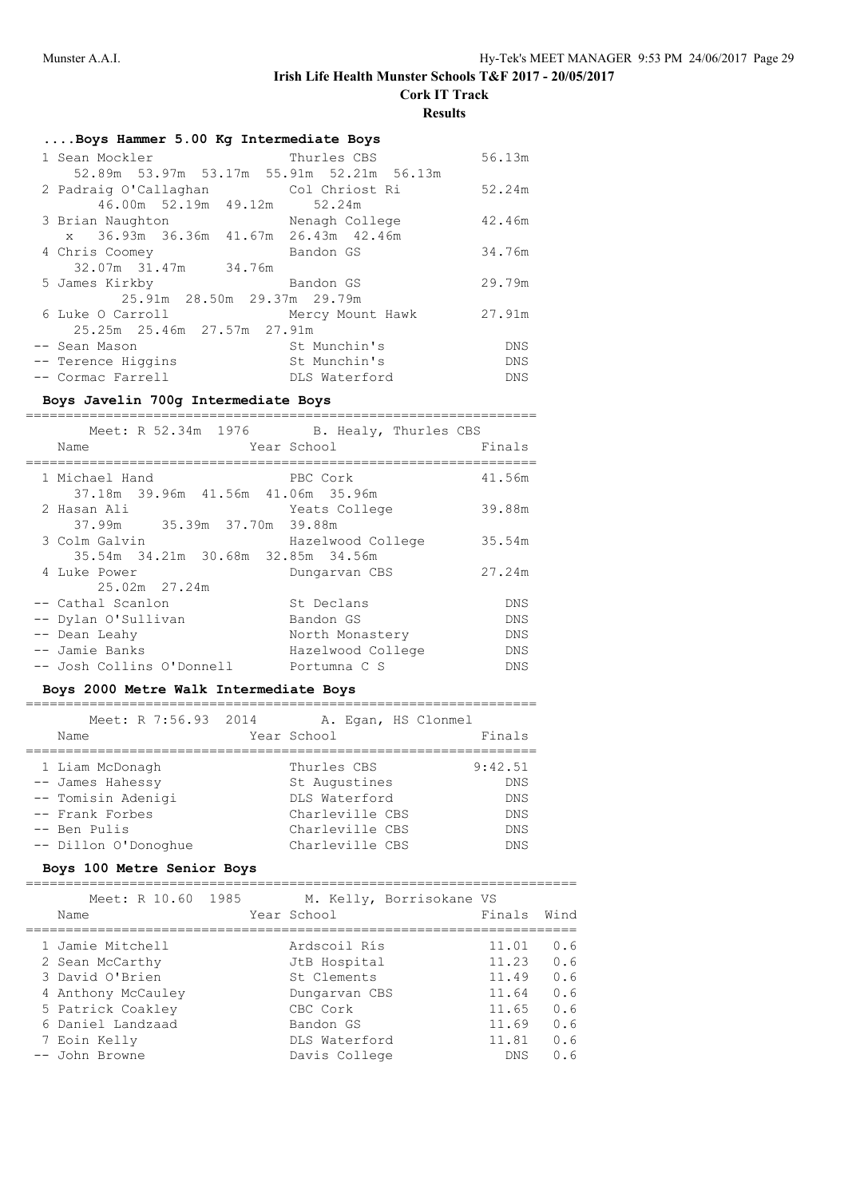## ....Boys Hammer 5.00 Kg Intermediate Boys

| | | | |
|---|---|---|---|
| 1 | Sean Mockler | Thurles CBS | 56.13m |
| | 52.89m 53.97m 53.17m 55.91m 52.21m 56.13m | | |
| 2 | Padraig O'Callaghan | Col Chriost Ri | 52.24m |
| | 46.00m 52.19m 49.12m 52.24m | | |
| 3 | Brian Naughton | Nenagh College | 42.46m |
| | x 36.93m 36.36m 41.67m 26.43m 42.46m | | |
| 4 | Chris Coomey | Bandon GS | 34.76m |
| | 32.07m 31.47m 34.76m | | |
| 5 | James Kirkby | Bandon GS | 29.79m |
| | 25.91m 28.50m 29.37m 29.79m | | |
| 6 | Luke O Carroll | Mercy Mount Hawk | 27.91m |
| | 25.25m 25.46m 27.57m 27.91m | | |
| -- | Sean Mason | St Munchin's | DNS |
| -- | Terence Higgins | St Munchin's | DNS |
| -- | Cormac Farrell | DLS Waterford | DNS |

## Boys Javelin 700g Intermediate Boys

Meet: R 52.34m 1976 B. Healy, Thurles CBS

| | Name | Year School | Finals |
|---|---|---|---|
| 1 | Michael Hand | PBC Cork | 41.56m |
| | 37.18m 39.96m 41.56m 41.06m 35.96m | | |
| 2 | Hasan Ali | Yeats College | 39.88m |
| | 37.99m 35.39m 37.70m 39.88m | | |
| 3 | Colm Galvin | Hazelwood College | 35.54m |
| | 35.54m 34.21m 30.68m 32.85m 34.56m | | |
| 4 | Luke Power | Dungarvan CBS | 27.24m |
| | 25.02m 27.24m | | |
| -- | Cathal Scanlon | St Declans | DNS |
| -- | Dylan O'Sullivan | Bandon GS | DNS |
| -- | Dean Leahy | North Monastery | DNS |
| -- | Jamie Banks | Hazelwood College | DNS |
| -- | Josh Collins O'Donnell | Portumna C S | DNS |

## Boys 2000 Metre Walk Intermediate Boys

Meet: R 7:56.93 2014 A. Egan, HS Clonmel

| | Name | Year School | Finals |
|---|---|---|---|
| 1 | Liam McDonagh | Thurles CBS | 9:42.51 |
| -- | James Hahessy | St Augustines | DNS |
| -- | Tomisin Adenigi | DLS Waterford | DNS |
| -- | Frank Forbes | Charleville CBS | DNS |
| -- | Ben Pulis | Charleville CBS | DNS |
| -- | Dillon O'Donoghue | Charleville CBS | DNS |

## Boys 100 Metre Senior Boys

Meet: R 10.60 1985 M. Kelly, Borrisokane VS

| | Name | Year School | Finals | Wind |
|---|---|---|---|---|
| 1 | Jamie Mitchell | Ardscoil Rís | 11.01 | 0.6 |
| 2 | Sean McCarthy | JtB Hospital | 11.23 | 0.6 |
| 3 | David O'Brien | St Clements | 11.49 | 0.6 |
| 4 | Anthony McCauley | Dungarvan CBS | 11.64 | 0.6 |
| 5 | Patrick Coakley | CBC Cork | 11.65 | 0.6 |
| 6 | Daniel Landzaad | Bandon GS | 11.69 | 0.6 |
| 7 | Eoin Kelly | DLS Waterford | 11.81 | 0.6 |
| -- | John Browne | Davis College | DNS | 0.6 |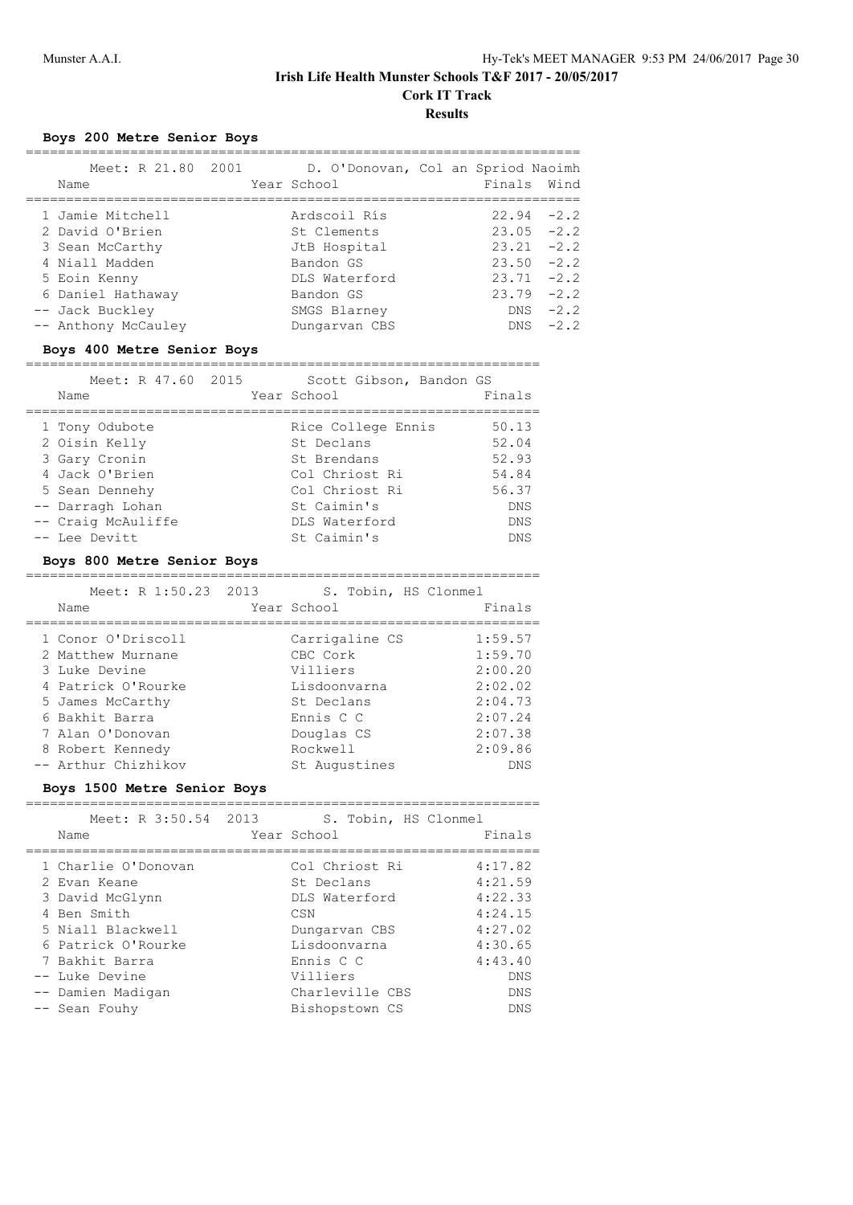# Irish Life Health Munster Schools T&F 2017 - 20/05/2017

## Cork IT Track

### Results

#### Boys 200 Metre Senior Boys

Meet: R 21.80 2001 D. O'Donovan, Col an Spriod Naoimh

| | Name | Year | School | Finals | Wind |
|---|---|---|---|---|---|
| 1 | Jamie Mitchell | | Ardscoil Rís | 22.94 | -2.2 |
| 2 | David O'Brien | | St Clements | 23.05 | -2.2 |
| 3 | Sean McCarthy | | JtB Hospital | 23.21 | -2.2 |
| 4 | Niall Madden | | Bandon GS | 23.50 | -2.2 |
| 5 | Eoin Kenny | | DLS Waterford | 23.71 | -2.2 |
| 6 | Daniel Hathaway | | Bandon GS | 23.79 | -2.2 |
| -- | Jack Buckley | | SMGS Blarney | DNS | -2.2 |
| -- | Anthony McCauley | | Dungarvan CBS | DNS | -2.2 |

#### Boys 400 Metre Senior Boys

Meet: R 47.60 2015 Scott Gibson, Bandon GS

| | Name | Year | School | Finals |
|---|---|---|---|---|
| 1 | Tony Odubote | | Rice College Ennis | 50.13 |
| 2 | Oisin Kelly | | St Declans | 52.04 |
| 3 | Gary Cronin | | St Brendans | 52.93 |
| 4 | Jack O'Brien | | Col Chriost Ri | 54.84 |
| 5 | Sean Dennehy | | Col Chriost Ri | 56.37 |
| -- | Darragh Lohan | | St Caimin's | DNS |
| -- | Craig McAuliffe | | DLS Waterford | DNS |
| -- | Lee Devitt | | St Caimin's | DNS |

#### Boys 800 Metre Senior Boys

Meet: R 1:50.23 2013 S. Tobin, HS Clonmel

| | Name | Year | School | Finals |
|---|---|---|---|---|
| 1 | Conor O'Driscoll | | Carrigaline CS | 1:59.57 |
| 2 | Matthew Murnane | | CBC Cork | 1:59.70 |
| 3 | Luke Devine | | Villiers | 2:00.20 |
| 4 | Patrick O'Rourke | | Lisdoonvarna | 2:02.02 |
| 5 | James McCarthy | | St Declans | 2:04.73 |
| 6 | Bakhit Barra | | Ennis C C | 2:07.24 |
| 7 | Alan O'Donovan | | Douglas CS | 2:07.38 |
| 8 | Robert Kennedy | | Rockwell | 2:09.86 |
| -- | Arthur Chizhikov | | St Augustines | DNS |

#### Boys 1500 Metre Senior Boys

Meet: R 3:50.54 2013 S. Tobin, HS Clonmel

| | Name | Year | School | Finals |
|---|---|---|---|---|
| 1 | Charlie O'Donovan | | Col Chriost Ri | 4:17.82 |
| 2 | Evan Keane | | St Declans | 4:21.59 |
| 3 | David McGlynn | | DLS Waterford | 4:22.33 |
| 4 | Ben Smith | | CSN | 4:24.15 |
| 5 | Niall Blackwell | | Dungarvan CBS | 4:27.02 |
| 6 | Patrick O'Rourke | | Lisdoonvarna | 4:30.65 |
| 7 | Bakhit Barra | | Ennis C C | 4:43.40 |
| -- | Luke Devine | | Villiers | DNS |
| -- | Damien Madigan | | Charleville CBS | DNS |
| -- | Sean Fouhy | | Bishopstown CS | DNS |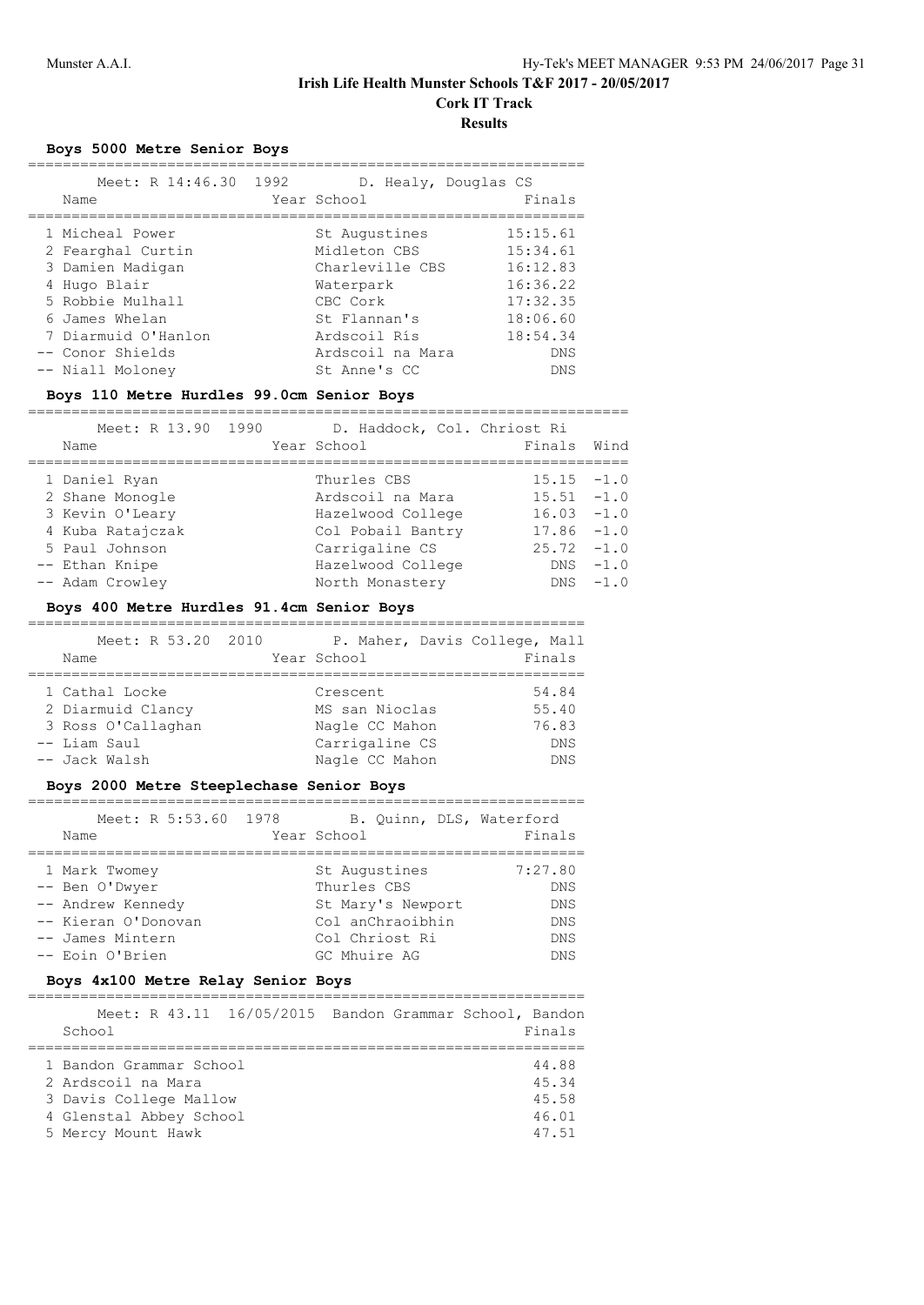# Irish Life Health Munster Schools T&F 2017 - 20/05/2017

## Cork IT Track

### Results

#### Boys 5000 Metre Senior Boys

Meet: R 14:46.30 1992 D. Healy, Douglas CS

| | Name | Year School | Finals |
|---|---|---|---|
| 1 | Micheal Power | St Augustines | 15:15.61 |
| 2 | Fearghal Curtin | Midleton CBS | 15:34.61 |
| 3 | Damien Madigan | Charleville CBS | 16:12.83 |
| 4 | Hugo Blair | Waterpark | 16:36.22 |
| 5 | Robbie Mulhall | CBC Cork | 17:32.35 |
| 6 | James Whelan | St Flannan's | 18:06.60 |
| 7 | Diarmuid O'Hanlon | Ardscoil Rís | 18:54.34 |
| -- | Conor Shields | Ardscoil na Mara | DNS |
| -- | Niall Moloney | St Anne's CC | DNS |

#### Boys 110 Metre Hurdles 99.0cm Senior Boys

Meet: R 13.90 1990 D. Haddock, Col. Chriost Ri

| | Name | Year School | Finals | Wind |
|---|---|---|---|---|
| 1 | Daniel Ryan | Thurles CBS | 15.15 | -1.0 |
| 2 | Shane Monogle | Ardscoil na Mara | 15.51 | -1.0 |
| 3 | Kevin O'Leary | Hazelwood College | 16.03 | -1.0 |
| 4 | Kuba Ratajczak | Col Pobail Bantry | 17.86 | -1.0 |
| 5 | Paul Johnson | Carrigaline CS | 25.72 | -1.0 |
| -- | Ethan Knipe | Hazelwood College | DNS | -1.0 |
| -- | Adam Crowley | North Monastery | DNS | -1.0 |

#### Boys 400 Metre Hurdles 91.4cm Senior Boys

Meet: R 53.20 2010 P. Maher, Davis College, Mall

| | Name | Year School | Finals |
|---|---|---|---|
| 1 | Cathal Locke | Crescent | 54.84 |
| 2 | Diarmuid Clancy | MS san Nioclas | 55.40 |
| 3 | Ross O'Callaghan | Nagle CC Mahon | 76.83 |
| -- | Liam Saul | Carrigaline CS | DNS |
| -- | Jack Walsh | Nagle CC Mahon | DNS |

#### Boys 2000 Metre Steeplechase Senior Boys

Meet: R 5:53.60 1978 B. Quinn, DLS, Waterford

| | Name | Year School | Finals |
|---|---|---|---|
| 1 | Mark Twomey | St Augustines | 7:27.80 |
| -- | Ben O'Dwyer | Thurles CBS | DNS |
| -- | Andrew Kennedy | St Mary's Newport | DNS |
| -- | Kieran O'Donovan | Col anChraoibhin | DNS |
| -- | James Mintern | Col Chriost Ri | DNS |
| -- | Eoin O'Brien | GC Mhuire AG | DNS |

#### Boys 4x100 Metre Relay Senior Boys

Meet: R 43.11 16/05/2015 Bandon Grammar School, Bandon

| | School | Finals |
|---|---|---|
| 1 | Bandon Grammar School | 44.88 |
| 2 | Ardscoil na Mara | 45.34 |
| 3 | Davis College Mallow | 45.58 |
| 4 | Glenstal Abbey School | 46.01 |
| 5 | Mercy Mount Hawk | 47.51 |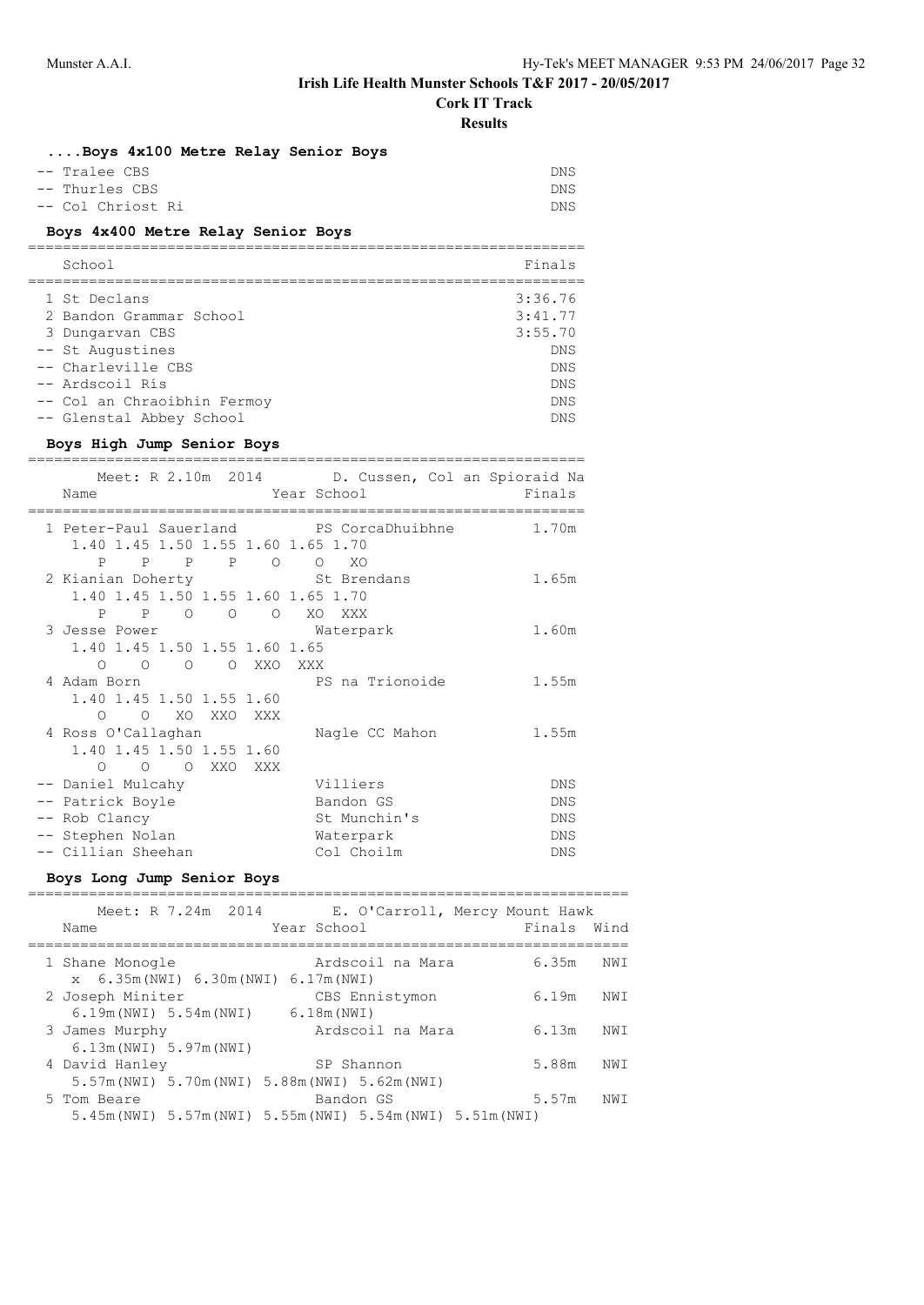## Irish Life Health Munster Schools T&F 2017 - 20/05/2017

**Cork IT Track**

**Results**

### ....Boys 4x100 Metre Relay Senior Boys

| | | |
|---|---|---|
| -- | Tralee CBS | DNS |
| -- | Thurles CBS | DNS |
| -- | Col Chriost Ri | DNS |

### Boys 4x400 Metre Relay Senior Boys

| | School | Finals |
|---|---|---|
| 1 | St Declans | 3:36.76 |
| 2 | Bandon Grammar School | 3:41.77 |
| 3 | Dungarvan CBS | 3:55.70 |
| -- | St Augustines | DNS |
| -- | Charleville CBS | DNS |
| -- | Ardscoil Rís | DNS |
| -- | Col an Chraoibhin Fermoy | DNS |
| -- | Glenstal Abbey School | DNS |

### Boys High Jump Senior Boys

Meet: R 2.10m 2014 D. Cussen, Col an Spioraid Na

| | Name | Year School | Finals |
|---|---|---|---|
| 1 | Peter-Paul Sauerland | PS CorcaDhuibhne | 1.70m |
| | 1.40 1.45 1.50 1.55 1.60 1.65 1.70 | | |
| | P P P P O O XO | | |
| 2 | Kianian Doherty | St Brendans | 1.65m |
| | 1.40 1.45 1.50 1.55 1.60 1.65 1.70 | | |
| | P P O O O XO XXX | | |
| 3 | Jesse Power | Waterpark | 1.60m |
| | 1.40 1.45 1.50 1.55 1.60 1.65 | | |
| | O O O O XXO XXX | | |
| 4 | Adam Born | PS na Trionoide | 1.55m |
| | 1.40 1.45 1.50 1.55 1.60 | | |
| | O O XO XXO XXX | | |
| 4 | Ross O'Callaghan | Nagle CC Mahon | 1.55m |
| | 1.40 1.45 1.50 1.55 1.60 | | |
| | O O O XXO XXX | | |
| -- | Daniel Mulcahy | Villiers | DNS |
| -- | Patrick Boyle | Bandon GS | DNS |
| -- | Rob Clancy | St Munchin's | DNS |
| -- | Stephen Nolan | Waterpark | DNS |
| -- | Cillian Sheehan | Col Choilm | DNS |

### Boys Long Jump Senior Boys

Meet: R 7.24m 2014 E. O'Carroll, Mercy Mount Hawk

| | Name | Year School | Finals | Wind |
|---|---|---|---|---|
| 1 | Shane Monogle | Ardscoil na Mara | 6.35m | NWI |
| | x 6.35m(NWI) 6.30m(NWI) 6.17m(NWI) | | | |
| 2 | Joseph Miniter | CBS Ennistymon | 6.19m | NWI |
| | 6.19m(NWI) 5.54m(NWI) 6.18m(NWI) | | | |
| 3 | James Murphy | Ardscoil na Mara | 6.13m | NWI |
| | 6.13m(NWI) 5.97m(NWI) | | | |
| 4 | David Hanley | SP Shannon | 5.88m | NWI |
| | 5.57m(NWI) 5.70m(NWI) 5.88m(NWI) 5.62m(NWI) | | | |
| 5 | Tom Beare | Bandon GS | 5.57m | NWI |
| | 5.45m(NWI) 5.57m(NWI) 5.55m(NWI) 5.54m(NWI) 5.51m(NWI) | | | |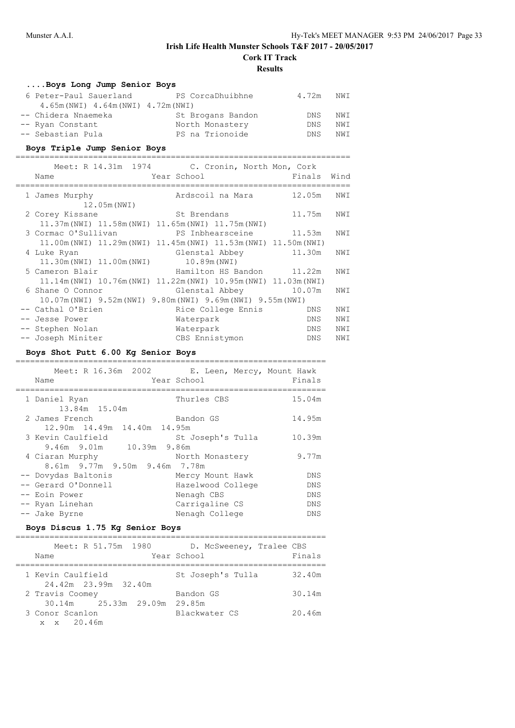### ....Boys Long Jump Senior Boys

| | | | | |
|---|---|---|---|---|
| 6 | Peter-Paul Sauerland | PS CorcaDhuibhne | 4.72m | NWI |
| | 4.65m(NWI) 4.64m(NWI) 4.72m(NWI) | | | |
| -- | Chidera Nnaemeka | St Brogans Bandon | DNS | NWI |
| -- | Ryan Constant | North Monastery | DNS | NWI |
| -- | Sebastian Pula | PS na Trionoide | DNS | NWI |

### Boys Triple Jump Senior Boys

Meet: R 14.31m 1974 C. Cronin, North Mon, Cork

| | Name | Year School | Finals | Wind |
|---|---|---|---|---|
| 1 | James Murphy | Ardscoil na Mara | 12.05m | NWI |
| | 12.05m(NWI) | | | |
| 2 | Corey Kissane | St Brendans | 11.75m | NWI |
| | 11.37m(NWI) 11.58m(NWI) 11.65m(NWI) 11.75m(NWI) | | | |
| 3 | Cormac O'Sullivan | PS Inbhearsceine | 11.53m | NWI |
| | 11.00m(NWI) 11.29m(NWI) 11.45m(NWI) 11.53m(NWI) 11.50m(NWI) | | | |
| 4 | Luke Ryan | Glenstal Abbey | 11.30m | NWI |
| | 11.30m(NWI) 11.00m(NWI) 10.89m(NWI) | | | |
| 5 | Cameron Blair | Hamilton HS Bandon | 11.22m | NWI |
| | 11.14m(NWI) 10.76m(NWI) 11.22m(NWI) 10.95m(NWI) 11.03m(NWI) | | | |
| 6 | Shane O Connor | Glenstal Abbey | 10.07m | NWI |
| | 10.07m(NWI) 9.52m(NWI) 9.80m(NWI) 9.69m(NWI) 9.55m(NWI) | | | |
| -- | Cathal O'Brien | Rice College Ennis | DNS | NWI |
| -- | Jesse Power | Waterpark | DNS | NWI |
| -- | Stephen Nolan | Waterpark | DNS | NWI |
| -- | Joseph Miniter | CBS Ennistymon | DNS | NWI |

### Boys Shot Putt 6.00 Kg Senior Boys

Meet: R 16.36m 2002 E. Leen, Mercy, Mount Hawk

| | Name | Year School | Finals |
|---|---|---|---|
| 1 | Daniel Ryan | Thurles CBS | 15.04m |
| | 13.84m 15.04m | | |
| 2 | James French | Bandon GS | 14.95m |
| | 12.90m 14.49m 14.40m 14.95m | | |
| 3 | Kevin Caulfield | St Joseph's Tulla | 10.39m |
| | 9.46m 9.01m 10.39m 9.86m | | |
| 4 | Ciaran Murphy | North Monastery | 9.77m |
| | 8.61m 9.77m 9.50m 9.46m 7.78m | | |
| -- | Dovydas Baltonis | Mercy Mount Hawk | DNS |
| -- | Gerard O'Donnell | Hazelwood College | DNS |
| -- | Eoin Power | Nenagh CBS | DNS |
| -- | Ryan Linehan | Carrigaline CS | DNS |
| -- | Jake Byrne | Nenagh College | DNS |

### Boys Discus 1.75 Kg Senior Boys

Meet: R 51.75m 1980 D. McSweeney, Tralee CBS

| | Name | Year School | Finals |
|---|---|---|---|
| 1 | Kevin Caulfield | St Joseph's Tulla | 32.40m |
| | 24.42m 23.99m 32.40m | | |
| 2 | Travis Coomey | Bandon GS | 30.14m |
| | 30.14m 25.33m 29.09m 29.85m | | |
| 3 | Conor Scanlon | Blackwater CS | 20.46m |
| | x x 20.46m | | |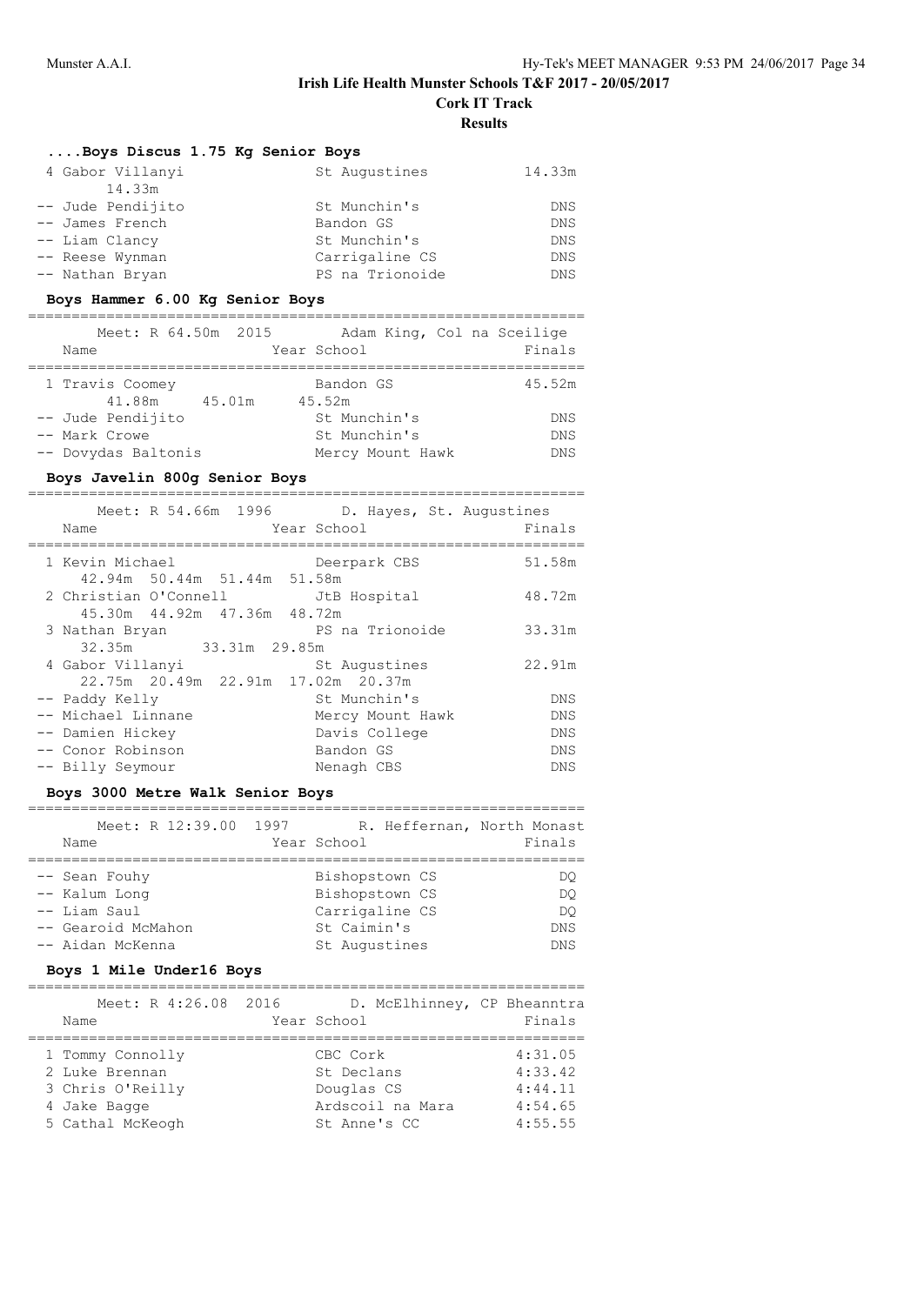## Irish Life Health Munster Schools T&F 2017 - 20/05/2017

**Cork IT Track**

**Results**

### ....Boys Discus 1.75 Kg Senior Boys

| Place | Name | School | Finals |
|---|---|---|---|
| 4 | Gabor Villanyi | St Augustines | 14.33m |
| | 14.33m | | |
| -- | Jude Pendijito | St Munchin's | DNS |
| -- | James French | Bandon GS | DNS |
| -- | Liam Clancy | St Munchin's | DNS |
| -- | Reese Wynman | Carrigaline CS | DNS |
| -- | Nathan Bryan | PS na Trionoide | DNS |

### Boys Hammer 6.00 Kg Senior Boys

Meet: R 64.50m 2015 Adam King, Col na Sceilige

| Place | Name | Year School | Finals |
|---|---|---|---|
| 1 | Travis Coomey | Bandon GS | 45.52m |
| | 41.88m 45.01m 45.52m | | |
| -- | Jude Pendijito | St Munchin's | DNS |
| -- | Mark Crowe | St Munchin's | DNS |
| -- | Dovydas Baltonis | Mercy Mount Hawk | DNS |

### Boys Javelin 800g Senior Boys

Meet: R 54.66m 1996 D. Hayes, St. Augustines

| Place | Name | Year School | Finals |
|---|---|---|---|
| 1 | Kevin Michael | Deerpark CBS | 51.58m |
| | 42.94m 50.44m 51.44m 51.58m | | |
| 2 | Christian O'Connell | JtB Hospital | 48.72m |
| | 45.30m 44.92m 47.36m 48.72m | | |
| 3 | Nathan Bryan | PS na Trionoide | 33.31m |
| | 32.35m 33.31m 29.85m | | |
| 4 | Gabor Villanyi | St Augustines | 22.91m |
| | 22.75m 20.49m 22.91m 17.02m 20.37m | | |
| -- | Paddy Kelly | St Munchin's | DNS |
| -- | Michael Linnane | Mercy Mount Hawk | DNS |
| -- | Damien Hickey | Davis College | DNS |
| -- | Conor Robinson | Bandon GS | DNS |
| -- | Billy Seymour | Nenagh CBS | DNS |

### Boys 3000 Metre Walk Senior Boys

Meet: R 12:39.00 1997 R. Heffernan, North Monast

| Place | Name | Year School | Finals |
|---|---|---|---|
| -- | Sean Fouhy | Bishopstown CS | DQ |
| -- | Kalum Long | Bishopstown CS | DQ |
| -- | Liam Saul | Carrigaline CS | DQ |
| -- | Gearoid McMahon | St Caimin's | DNS |
| -- | Aidan McKenna | St Augustines | DNS |

### Boys 1 Mile Under16 Boys

Meet: R 4:26.08 2016 D. McElhinney, CP Bheanntra

| Place | Name | Year School | Finals |
|---|---|---|---|
| 1 | Tommy Connolly | CBC Cork | 4:31.05 |
| 2 | Luke Brennan | St Declans | 4:33.42 |
| 3 | Chris O'Reilly | Douglas CS | 4:44.11 |
| 4 | Jake Bagge | Ardscoil na Mara | 4:54.65 |
| 5 | Cathal McKeogh | St Anne's CC | 4:55.55 |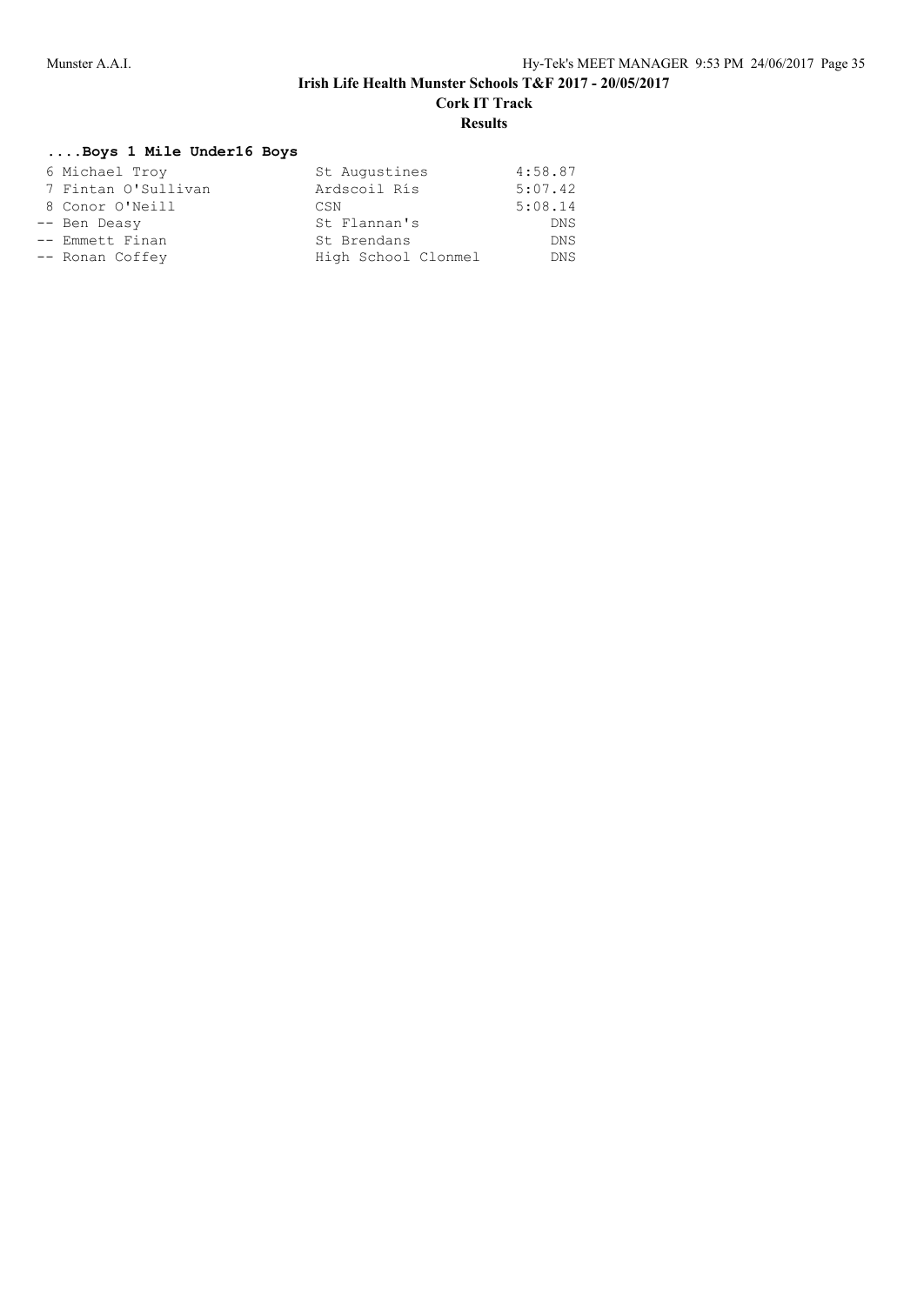### ....Boys 1 Mile Under16 Boys

| | | | |
|---|---|---|---|
| 6 | Michael Troy | St Augustines | 4:58.87 |
| 7 | Fintan O'Sullivan | Ardscoil Rís | 5:07.42 |
| 8 | Conor O'Neill | CSN | 5:08.14 |
| -- | Ben Deasy | St Flannan's | DNS |
| -- | Emmett Finan | St Brendans | DNS |
| -- | Ronan Coffey | High School Clonmel | DNS |